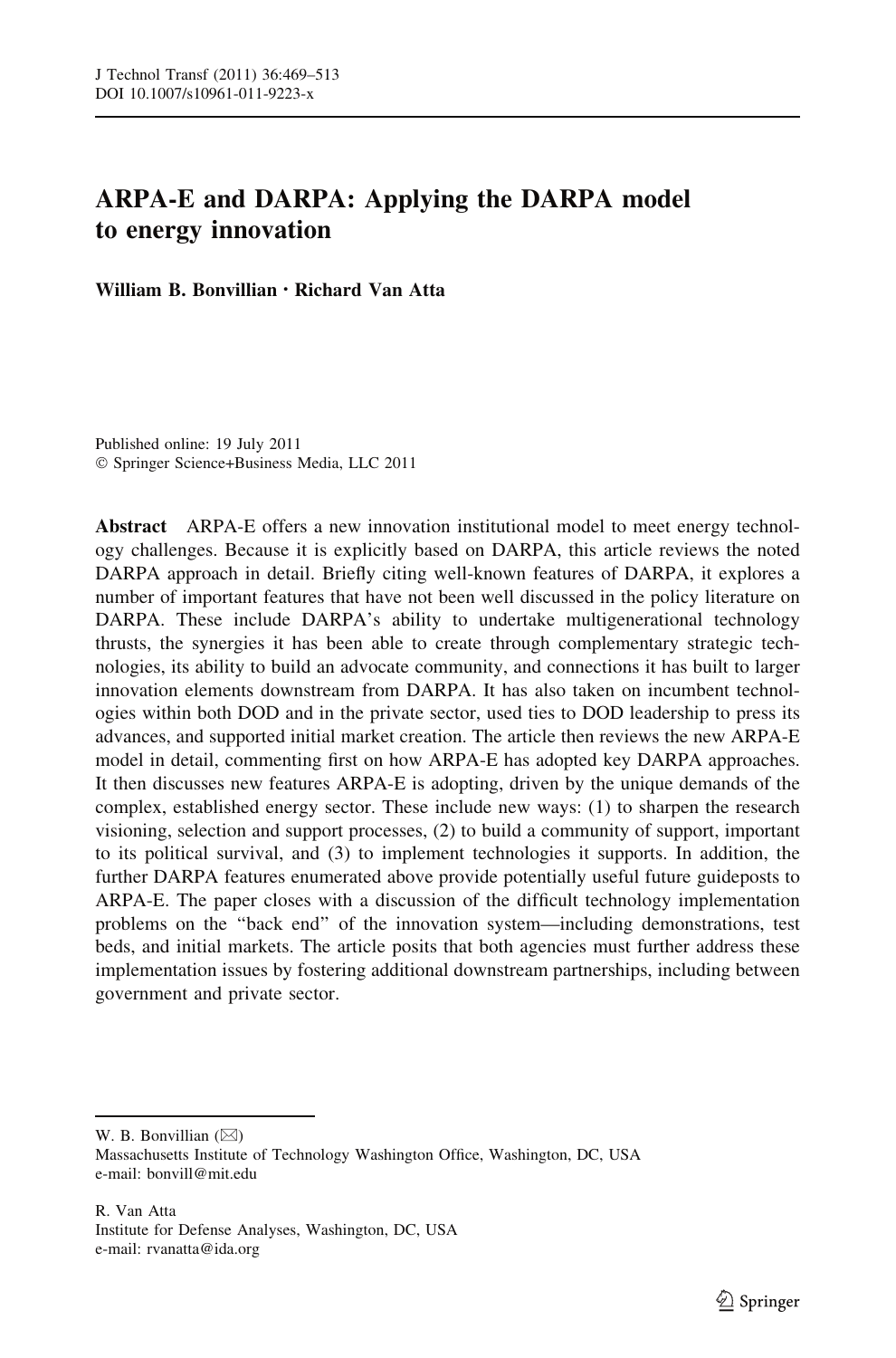# ARPA-E and DARPA: Applying the DARPA model to energy innovation

**William B. Bonvillian · Richard Van Atta**

Published online: 19 July 2011
© Springer Science+Business Media, LLC 2011

**Abstract** ARPA-E offers a new innovation institutional model to meet energy technology challenges. Because it is explicitly based on DARPA, this article reviews the noted DARPA approach in detail. Briefly citing well-known features of DARPA, it explores a number of important features that have not been well discussed in the policy literature on DARPA. These include DARPA's ability to undertake multigenerational technology thrusts, the synergies it has been able to create through complementary strategic technologies, its ability to build an advocate community, and connections it has built to larger innovation elements downstream from DARPA. It has also taken on incumbent technologies within both DOD and in the private sector, used ties to DOD leadership to press its advances, and supported initial market creation. The article then reviews the new ARPA-E model in detail, commenting first on how ARPA-E has adopted key DARPA approaches. It then discusses new features ARPA-E is adopting, driven by the unique demands of the complex, established energy sector. These include new ways: (1) to sharpen the research visioning, selection and support processes, (2) to build a community of support, important to its political survival, and (3) to implement technologies it supports. In addition, the further DARPA features enumerated above provide potentially useful future guideposts to ARPA-E. The paper closes with a discussion of the difficult technology implementation problems on the "back end" of the innovation system—including demonstrations, test beds, and initial markets. The article posits that both agencies must further address these implementation issues by fostering additional downstream partnerships, including between government and private sector.

---

W. B. Bonvillian (✉)
Massachusetts Institute of Technology Washington Office, Washington, DC, USA
e-mail: bonvill@mit.edu

R. Van Atta
Institute for Defense Analyses, Washington, DC, USA
e-mail: rvanatta@ida.org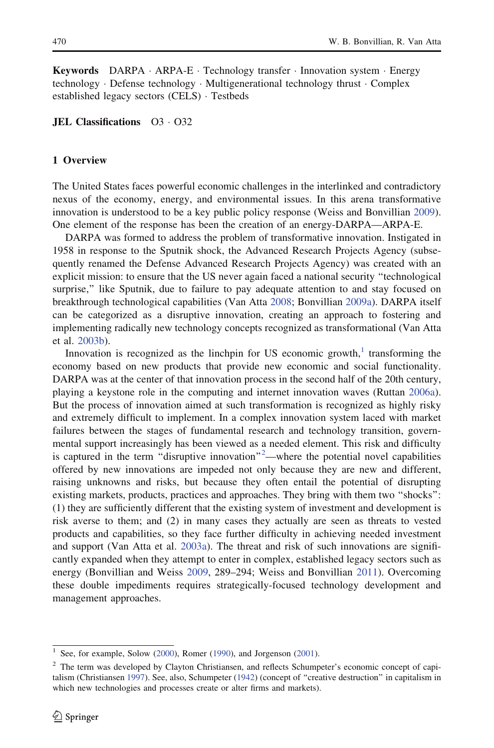**Keywords** DARPA · ARPA-E · Technology transfer · Innovation system · Energy technology · Defense technology · Multigenerational technology thrust · Complex established legacy sectors (CELS) · Testbeds

**JEL Classifications** O3 · O32

## 1 Overview

The United States faces powerful economic challenges in the interlinked and contradictory nexus of the economy, energy, and environmental issues. In this arena transformative innovation is understood to be a key public policy response (Weiss and Bonvillian 2009). One element of the response has been the creation of an energy-DARPA—ARPA-E.

DARPA was formed to address the problem of transformative innovation. Instigated in 1958 in response to the Sputnik shock, the Advanced Research Projects Agency (subsequently renamed the Defense Advanced Research Projects Agency) was created with an explicit mission: to ensure that the US never again faced a national security "technological surprise," like Sputnik, due to failure to pay adequate attention to and stay focused on breakthrough technological capabilities (Van Atta 2008; Bonvillian 2009a). DARPA itself can be categorized as a disruptive innovation, creating an approach to fostering and implementing radically new technology concepts recognized as transformational (Van Atta et al. 2003b).

Innovation is recognized as the linchpin for US economic growth,[1] transforming the economy based on new products that provide new economic and social functionality. DARPA was at the center of that innovation process in the second half of the 20th century, playing a keystone role in the computing and internet innovation waves (Ruttan 2006a). But the process of innovation aimed at such transformation is recognized as highly risky and extremely difficult to implement. In a complex innovation system laced with market failures between the stages of fundamental research and technology transition, governmental support increasingly has been viewed as a needed element. This risk and difficulty is captured in the term "disruptive innovation"[2]—where the potential novel capabilities offered by new innovations are impeded not only because they are new and different, raising unknowns and risks, but because they often entail the potential of disrupting existing markets, products, practices and approaches. They bring with them two "shocks": (1) they are sufficiently different that the existing system of investment and development is risk averse to them; and (2) in many cases they actually are seen as threats to vested products and capabilities, so they face further difficulty in achieving needed investment and support (Van Atta et al. 2003a). The threat and risk of such innovations are significantly expanded when they attempt to enter in complex, established legacy sectors such as energy (Bonvillian and Weiss 2009, 289–294; Weiss and Bonvillian 2011). Overcoming these double impediments requires strategically-focused technology development and management approaches.

---

[1] See, for example, Solow (2000), Romer (1990), and Jorgenson (2001).

[2] The term was developed by Clayton Christiansen, and reflects Schumpeter's economic concept of capitalism (Christiansen 1997). See, also, Schumpeter (1942) (concept of "creative destruction" in capitalism in which new technologies and processes create or alter firms and markets).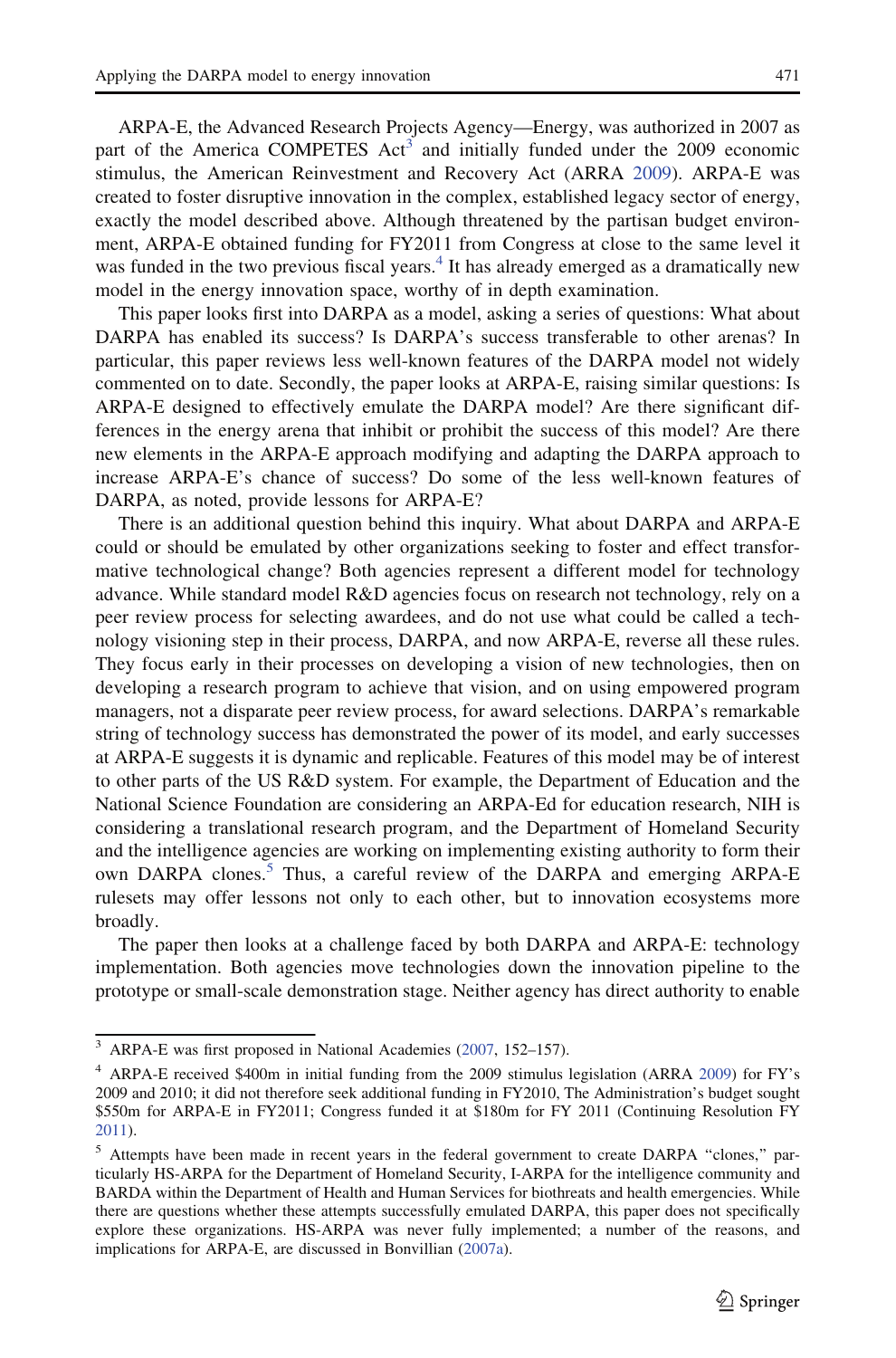ARPA-E, the Advanced Research Projects Agency—Energy, was authorized in 2007 as part of the America COMPETES Act[3] and initially funded under the 2009 economic stimulus, the American Reinvestment and Recovery Act (ARRA 2009). ARPA-E was created to foster disruptive innovation in the complex, established legacy sector of energy, exactly the model described above. Although threatened by the partisan budget environment, ARPA-E obtained funding for FY2011 from Congress at close to the same level it was funded in the two previous fiscal years.[4] It has already emerged as a dramatically new model in the energy innovation space, worthy of in depth examination.

This paper looks first into DARPA as a model, asking a series of questions: What about DARPA has enabled its success? Is DARPA's success transferable to other arenas? In particular, this paper reviews less well-known features of the DARPA model not widely commented on to date. Secondly, the paper looks at ARPA-E, raising similar questions: Is ARPA-E designed to effectively emulate the DARPA model? Are there significant differences in the energy arena that inhibit or prohibit the success of this model? Are there new elements in the ARPA-E approach modifying and adapting the DARPA approach to increase ARPA-E's chance of success? Do some of the less well-known features of DARPA, as noted, provide lessons for ARPA-E?

There is an additional question behind this inquiry. What about DARPA and ARPA-E could or should be emulated by other organizations seeking to foster and effect transformative technological change? Both agencies represent a different model for technology advance. While standard model R&D agencies focus on research not technology, rely on a peer review process for selecting awardees, and do not use what could be called a technology visioning step in their process, DARPA, and now ARPA-E, reverse all these rules. They focus early in their processes on developing a vision of new technologies, then on developing a research program to achieve that vision, and on using empowered program managers, not a disparate peer review process, for award selections. DARPA's remarkable string of technology success has demonstrated the power of its model, and early successes at ARPA-E suggests it is dynamic and replicable. Features of this model may be of interest to other parts of the US R&D system. For example, the Department of Education and the National Science Foundation are considering an ARPA-Ed for education research, NIH is considering a translational research program, and the Department of Homeland Security and the intelligence agencies are working on implementing existing authority to form their own DARPA clones.[5] Thus, a careful review of the DARPA and emerging ARPA-E rulesets may offer lessons not only to each other, but to innovation ecosystems more broadly.

The paper then looks at a challenge faced by both DARPA and ARPA-E: technology implementation. Both agencies move technologies down the innovation pipeline to the prototype or small-scale demonstration stage. Neither agency has direct authority to enable

[3] ARPA-E was first proposed in National Academies (2007, 152–157).

[4] ARPA-E received $400m in initial funding from the 2009 stimulus legislation (ARRA 2009) for FY's 2009 and 2010; it did not therefore seek additional funding in FY2010, The Administration's budget sought $550m for ARPA-E in FY2011; Congress funded it at $180m for FY 2011 (Continuing Resolution FY 2011).

[5] Attempts have been made in recent years in the federal government to create DARPA "clones," particularly HS-ARPA for the Department of Homeland Security, I-ARPA for the intelligence community and BARDA within the Department of Health and Human Services for biothreats and health emergencies. While there are questions whether these attempts successfully emulated DARPA, this paper does not specifically explore these organizations. HS-ARPA was never fully implemented; a number of the reasons, and implications for ARPA-E, are discussed in Bonvillian (2007a).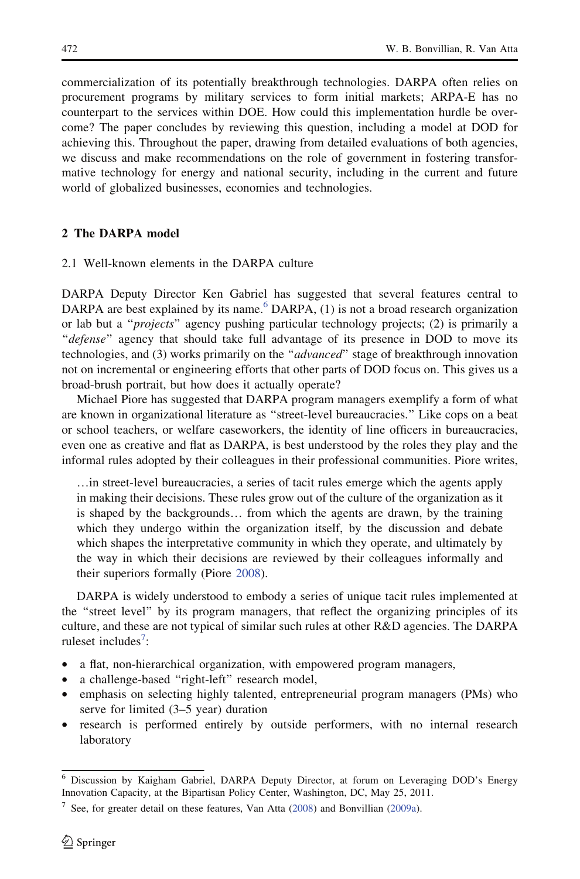commercialization of its potentially breakthrough technologies. DARPA often relies on procurement programs by military services to form initial markets; ARPA-E has no counterpart to the services within DOE. How could this implementation hurdle be overcome? The paper concludes by reviewing this question, including a model at DOD for achieving this. Throughout the paper, drawing from detailed evaluations of both agencies, we discuss and make recommendations on the role of government in fostering transformative technology for energy and national security, including in the current and future world of globalized businesses, economies and technologies.

## 2 The DARPA model

### 2.1 Well-known elements in the DARPA culture

DARPA Deputy Director Ken Gabriel has suggested that several features central to DARPA are best explained by its name.[6] DARPA, (1) is not a broad research organization or lab but a "*projects*" agency pushing particular technology projects; (2) is primarily a "*defense*" agency that should take full advantage of its presence in DOD to move its technologies, and (3) works primarily on the "*advanced*" stage of breakthrough innovation not on incremental or engineering efforts that other parts of DOD focus on. This gives us a broad-brush portrait, but how does it actually operate?

Michael Piore has suggested that DARPA program managers exemplify a form of what are known in organizational literature as "street-level bureaucracies." Like cops on a beat or school teachers, or welfare caseworkers, the identity of line officers in bureaucracies, even one as creative and flat as DARPA, is best understood by the roles they play and the informal rules adopted by their colleagues in their professional communities. Piore writes,

> …in street-level bureaucracies, a series of tacit rules emerge which the agents apply in making their decisions. These rules grow out of the culture of the organization as it is shaped by the backgrounds… from which the agents are drawn, by the training which they undergo within the organization itself, by the discussion and debate which shapes the interpretative community in which they operate, and ultimately by the way in which their decisions are reviewed by their colleagues informally and their superiors formally (Piore 2008).

DARPA is widely understood to embody a series of unique tacit rules implemented at the "street level" by its program managers, that reflect the organizing principles of its culture, and these are not typical of similar such rules at other R&D agencies. The DARPA ruleset includes[7]:

- a flat, non-hierarchical organization, with empowered program managers,
- a challenge-based "right-left" research model,
- emphasis on selecting highly talented, entrepreneurial program managers (PMs) who serve for limited (3–5 year) duration
- research is performed entirely by outside performers, with no internal research laboratory

[6] Discussion by Kaigham Gabriel, DARPA Deputy Director, at forum on Leveraging DOD's Energy Innovation Capacity, at the Bipartisan Policy Center, Washington, DC, May 25, 2011.

[7] See, for greater detail on these features, Van Atta (2008) and Bonvillian (2009a).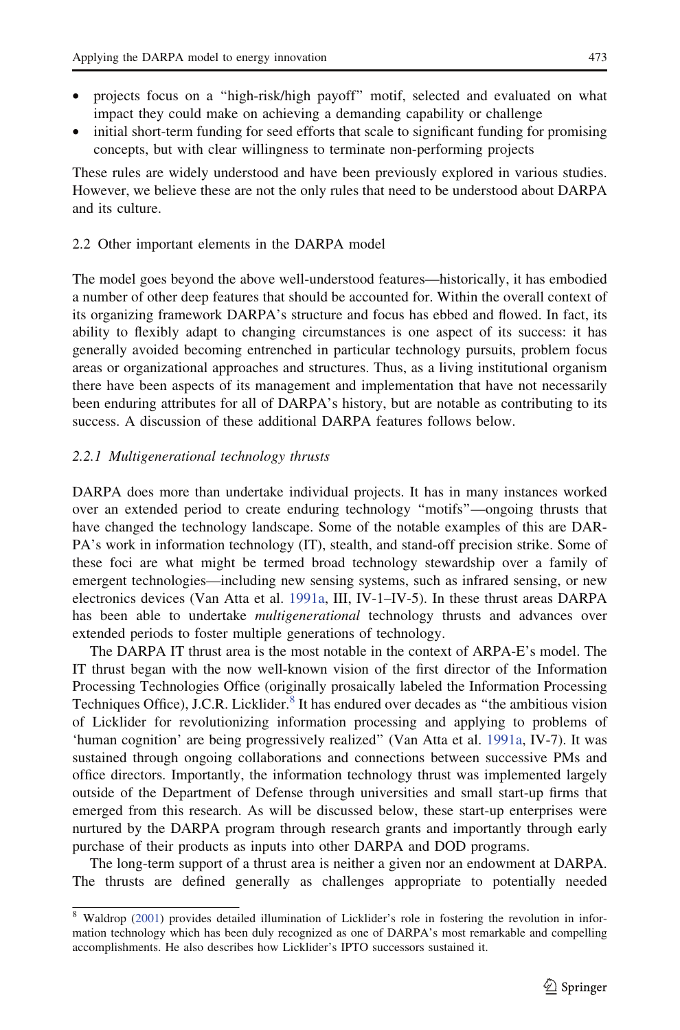- projects focus on a "high-risk/high payoff" motif, selected and evaluated on what impact they could make on achieving a demanding capability or challenge
- initial short-term funding for seed efforts that scale to significant funding for promising concepts, but with clear willingness to terminate non-performing projects

These rules are widely understood and have been previously explored in various studies. However, we believe these are not the only rules that need to be understood about DARPA and its culture.

### 2.2 Other important elements in the DARPA model

The model goes beyond the above well-understood features—historically, it has embodied a number of other deep features that should be accounted for. Within the overall context of its organizing framework DARPA's structure and focus has ebbed and flowed. In fact, its ability to flexibly adapt to changing circumstances is one aspect of its success: it has generally avoided becoming entrenched in particular technology pursuits, problem focus areas or organizational approaches and structures. Thus, as a living institutional organism there have been aspects of its management and implementation that have not necessarily been enduring attributes for all of DARPA's history, but are notable as contributing to its success. A discussion of these additional DARPA features follows below.

#### 2.2.1 Multigenerational technology thrusts

DARPA does more than undertake individual projects. It has in many instances worked over an extended period to create enduring technology "motifs"—ongoing thrusts that have changed the technology landscape. Some of the notable examples of this are DARPA's work in information technology (IT), stealth, and stand-off precision strike. Some of these foci are what might be termed broad technology stewardship over a family of emergent technologies—including new sensing systems, such as infrared sensing, or new electronics devices (Van Atta et al. 1991a, III, IV-1–IV-5). In these thrust areas DARPA has been able to undertake *multigenerational* technology thrusts and advances over extended periods to foster multiple generations of technology.

The DARPA IT thrust area is the most notable in the context of ARPA-E's model. The IT thrust began with the now well-known vision of the first director of the Information Processing Technologies Office (originally prosaically labeled the Information Processing Techniques Office), J.C.R. Licklider.[8] It has endured over decades as "the ambitious vision of Licklider for revolutionizing information processing and applying to problems of 'human cognition' are being progressively realized" (Van Atta et al. 1991a, IV-7). It was sustained through ongoing collaborations and connections between successive PMs and office directors. Importantly, the information technology thrust was implemented largely outside of the Department of Defense through universities and small start-up firms that emerged from this research. As will be discussed below, these start-up enterprises were nurtured by the DARPA program through research grants and importantly through early purchase of their products as inputs into other DARPA and DOD programs.

The long-term support of a thrust area is neither a given nor an endowment at DARPA. The thrusts are defined generally as challenges appropriate to potentially needed

[8] Waldrop (2001) provides detailed illumination of Licklider's role in fostering the revolution in information technology which has been duly recognized as one of DARPA's most remarkable and compelling accomplishments. He also describes how Licklider's IPTO successors sustained it.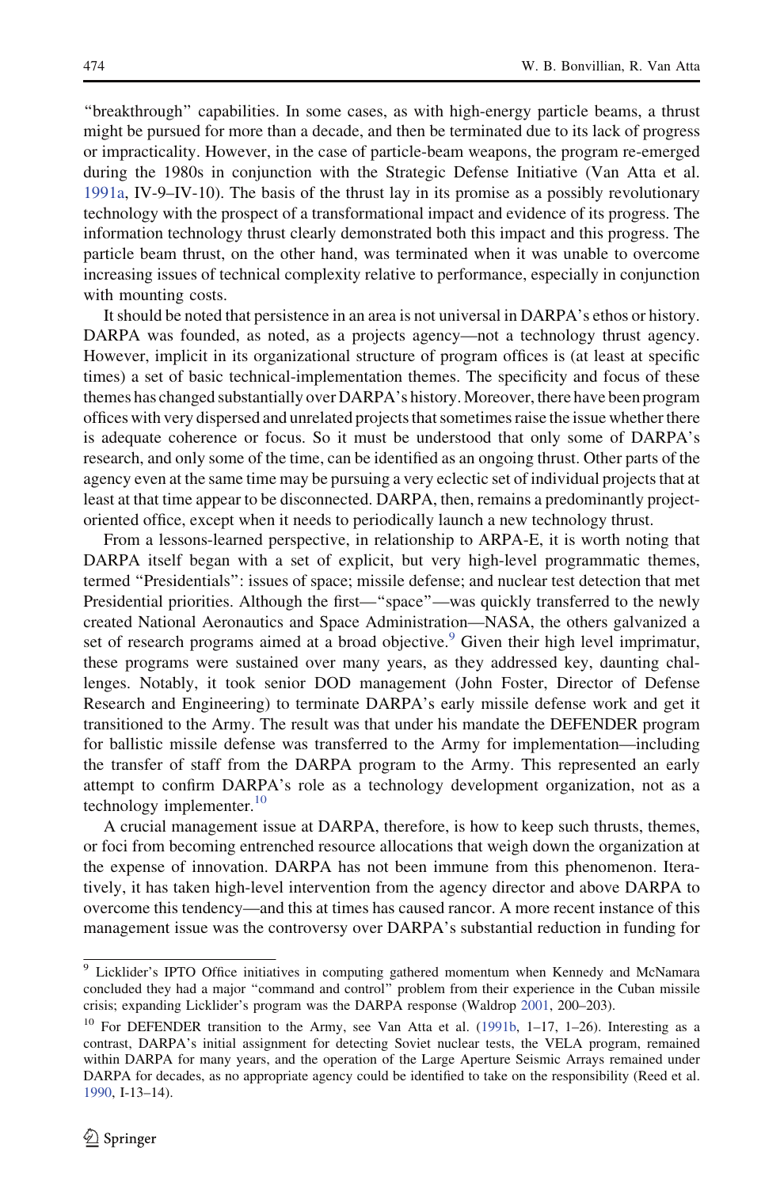"breakthrough" capabilities. In some cases, as with high-energy particle beams, a thrust might be pursued for more than a decade, and then be terminated due to its lack of progress or impracticality. However, in the case of particle-beam weapons, the program re-emerged during the 1980s in conjunction with the Strategic Defense Initiative (Van Atta et al. 1991a, IV-9–IV-10). The basis of the thrust lay in its promise as a possibly revolutionary technology with the prospect of a transformational impact and evidence of its progress. The information technology thrust clearly demonstrated both this impact and this progress. The particle beam thrust, on the other hand, was terminated when it was unable to overcome increasing issues of technical complexity relative to performance, especially in conjunction with mounting costs.

It should be noted that persistence in an area is not universal in DARPA's ethos or history. DARPA was founded, as noted, as a projects agency—not a technology thrust agency. However, implicit in its organizational structure of program offices is (at least at specific times) a set of basic technical-implementation themes. The specificity and focus of these themes has changed substantially over DARPA's history. Moreover, there have been program offices with very dispersed and unrelated projects that sometimes raise the issue whether there is adequate coherence or focus. So it must be understood that only some of DARPA's research, and only some of the time, can be identified as an ongoing thrust. Other parts of the agency even at the same time may be pursuing a very eclectic set of individual projects that at least at that time appear to be disconnected. DARPA, then, remains a predominantly project-oriented office, except when it needs to periodically launch a new technology thrust.

From a lessons-learned perspective, in relationship to ARPA-E, it is worth noting that DARPA itself began with a set of explicit, but very high-level programmatic themes, termed "Presidentials": issues of space; missile defense; and nuclear test detection that met Presidential priorities. Although the first—"space"—was quickly transferred to the newly created National Aeronautics and Space Administration—NASA, the others galvanized a set of research programs aimed at a broad objective.[9] Given their high level imprimatur, these programs were sustained over many years, as they addressed key, daunting challenges. Notably, it took senior DOD management (John Foster, Director of Defense Research and Engineering) to terminate DARPA's early missile defense work and get it transitioned to the Army. The result was that under his mandate the DEFENDER program for ballistic missile defense was transferred to the Army for implementation—including the transfer of staff from the DARPA program to the Army. This represented an early attempt to confirm DARPA's role as a technology development organization, not as a technology implementer.[10]

A crucial management issue at DARPA, therefore, is how to keep such thrusts, themes, or foci from becoming entrenched resource allocations that weigh down the organization at the expense of innovation. DARPA has not been immune from this phenomenon. Iteratively, it has taken high-level intervention from the agency director and above DARPA to overcome this tendency—and this at times has caused rancor. A more recent instance of this management issue was the controversy over DARPA's substantial reduction in funding for

---

[9] Licklider's IPTO Office initiatives in computing gathered momentum when Kennedy and McNamara concluded they had a major "command and control" problem from their experience in the Cuban missile crisis; expanding Licklider's program was the DARPA response (Waldrop 2001, 200–203).

[10] For DEFENDER transition to the Army, see Van Atta et al. (1991b, 1–17, 1–26). Interesting as a contrast, DARPA's initial assignment for detecting Soviet nuclear tests, the VELA program, remained within DARPA for many years, and the operation of the Large Aperture Seismic Arrays remained under DARPA for decades, as no appropriate agency could be identified to take on the responsibility (Reed et al. 1990, I-13–14).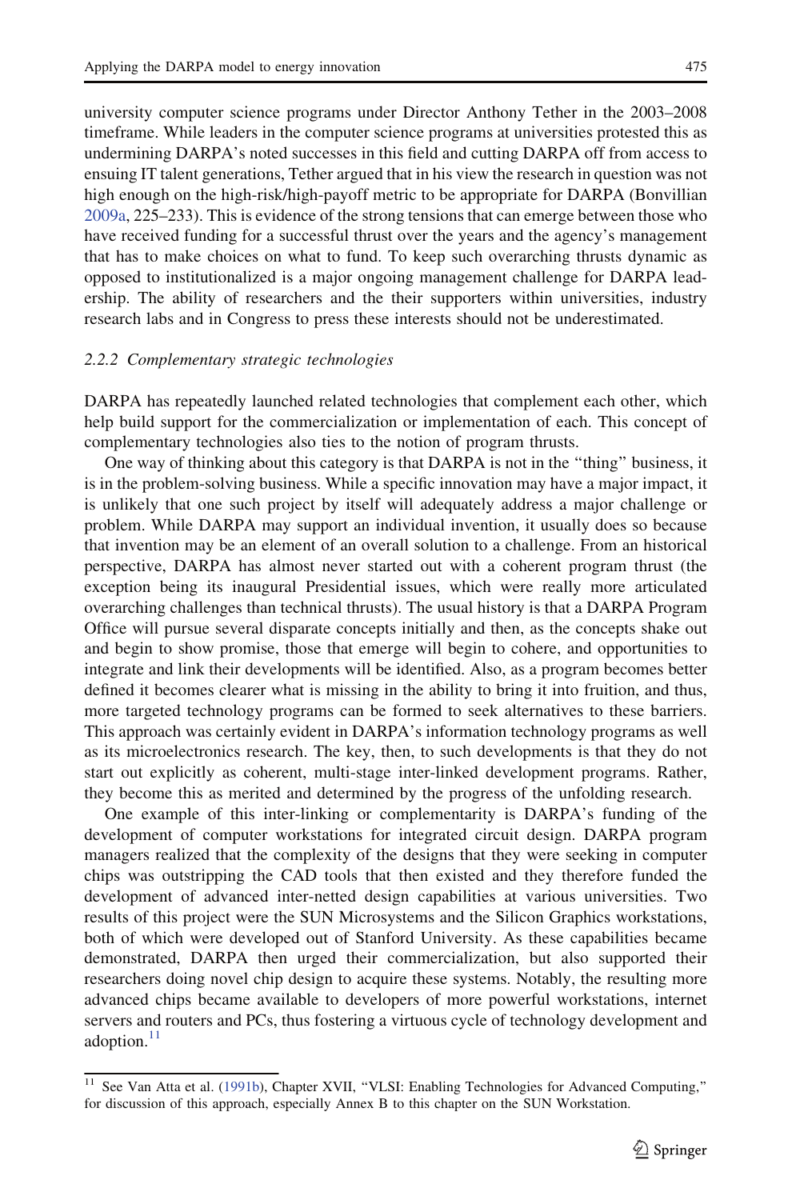university computer science programs under Director Anthony Tether in the 2003–2008 timeframe. While leaders in the computer science programs at universities protested this as undermining DARPA's noted successes in this field and cutting DARPA off from access to ensuing IT talent generations, Tether argued that in his view the research in question was not high enough on the high-risk/high-payoff metric to be appropriate for DARPA (Bonvillian 2009a, 225–233). This is evidence of the strong tensions that can emerge between those who have received funding for a successful thrust over the years and the agency's management that has to make choices on what to fund. To keep such overarching thrusts dynamic as opposed to institutionalized is a major ongoing management challenge for DARPA leadership. The ability of researchers and the their supporters within universities, industry research labs and in Congress to press these interests should not be underestimated.

### 2.2.2 Complementary strategic technologies

DARPA has repeatedly launched related technologies that complement each other, which help build support for the commercialization or implementation of each. This concept of complementary technologies also ties to the notion of program thrusts.

One way of thinking about this category is that DARPA is not in the "thing" business, it is in the problem-solving business. While a specific innovation may have a major impact, it is unlikely that one such project by itself will adequately address a major challenge or problem. While DARPA may support an individual invention, it usually does so because that invention may be an element of an overall solution to a challenge. From an historical perspective, DARPA has almost never started out with a coherent program thrust (the exception being its inaugural Presidential issues, which were really more articulated overarching challenges than technical thrusts). The usual history is that a DARPA Program Office will pursue several disparate concepts initially and then, as the concepts shake out and begin to show promise, those that emerge will begin to cohere, and opportunities to integrate and link their developments will be identified. Also, as a program becomes better defined it becomes clearer what is missing in the ability to bring it into fruition, and thus, more targeted technology programs can be formed to seek alternatives to these barriers. This approach was certainly evident in DARPA's information technology programs as well as its microelectronics research. The key, then, to such developments is that they do not start out explicitly as coherent, multi-stage inter-linked development programs. Rather, they become this as merited and determined by the progress of the unfolding research.

One example of this inter-linking or complementarity is DARPA's funding of the development of computer workstations for integrated circuit design. DARPA program managers realized that the complexity of the designs that they were seeking in computer chips was outstripping the CAD tools that then existed and they therefore funded the development of advanced inter-netted design capabilities at various universities. Two results of this project were the SUN Microsystems and the Silicon Graphics workstations, both of which were developed out of Stanford University. As these capabilities became demonstrated, DARPA then urged their commercialization, but also supported their researchers doing novel chip design to acquire these systems. Notably, the resulting more advanced chips became available to developers of more powerful workstations, internet servers and routers and PCs, thus fostering a virtuous cycle of technology development and adoption.[11]

[11] See Van Atta et al. (1991b), Chapter XVII, "VLSI: Enabling Technologies for Advanced Computing," for discussion of this approach, especially Annex B to this chapter on the SUN Workstation.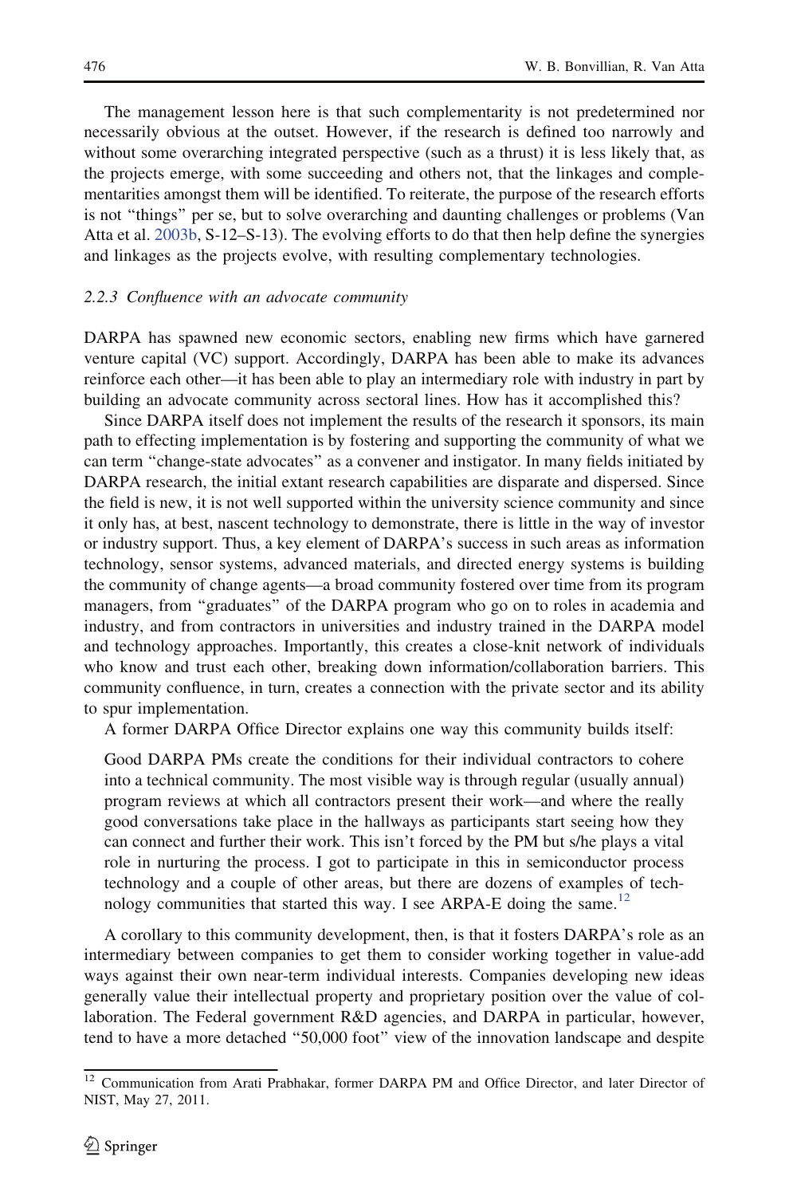The management lesson here is that such complementarity is not predetermined nor necessarily obvious at the outset. However, if the research is defined too narrowly and without some overarching integrated perspective (such as a thrust) it is less likely that, as the projects emerge, with some succeeding and others not, that the linkages and complementarities amongst them will be identified. To reiterate, the purpose of the research efforts is not "things" per se, but to solve overarching and daunting challenges or problems (Van Atta et al. 2003b, S-12–S-13). The evolving efforts to do that then help define the synergies and linkages as the projects evolve, with resulting complementary technologies.

### 2.2.3 *Confluence with an advocate community*

DARPA has spawned new economic sectors, enabling new firms which have garnered venture capital (VC) support. Accordingly, DARPA has been able to make its advances reinforce each other—it has been able to play an intermediary role with industry in part by building an advocate community across sectoral lines. How has it accomplished this?

Since DARPA itself does not implement the results of the research it sponsors, its main path to effecting implementation is by fostering and supporting the community of what we can term "change-state advocates" as a convener and instigator. In many fields initiated by DARPA research, the initial extant research capabilities are disparate and dispersed. Since the field is new, it is not well supported within the university science community and since it only has, at best, nascent technology to demonstrate, there is little in the way of investor or industry support. Thus, a key element of DARPA's success in such areas as information technology, sensor systems, advanced materials, and directed energy systems is building the community of change agents—a broad community fostered over time from its program managers, from "graduates" of the DARPA program who go on to roles in academia and industry, and from contractors in universities and industry trained in the DARPA model and technology approaches. Importantly, this creates a close-knit network of individuals who know and trust each other, breaking down information/collaboration barriers. This community confluence, in turn, creates a connection with the private sector and its ability to spur implementation.

A former DARPA Office Director explains one way this community builds itself:

> Good DARPA PMs create the conditions for their individual contractors to cohere into a technical community. The most visible way is through regular (usually annual) program reviews at which all contractors present their work—and where the really good conversations take place in the hallways as participants start seeing how they can connect and further their work. This isn't forced by the PM but s/he plays a vital role in nurturing the process. I got to participate in this in semiconductor process technology and a couple of other areas, but there are dozens of examples of technology communities that started this way. I see ARPA-E doing the same.[12]

A corollary to this community development, then, is that it fosters DARPA's role as an intermediary between companies to get them to consider working together in value-add ways against their own near-term individual interests. Companies developing new ideas generally value their intellectual property and proprietary position over the value of collaboration. The Federal government R&D agencies, and DARPA in particular, however, tend to have a more detached "50,000 foot" view of the innovation landscape and despite

[12] Communication from Arati Prabhakar, former DARPA PM and Office Director, and later Director of NIST, May 27, 2011.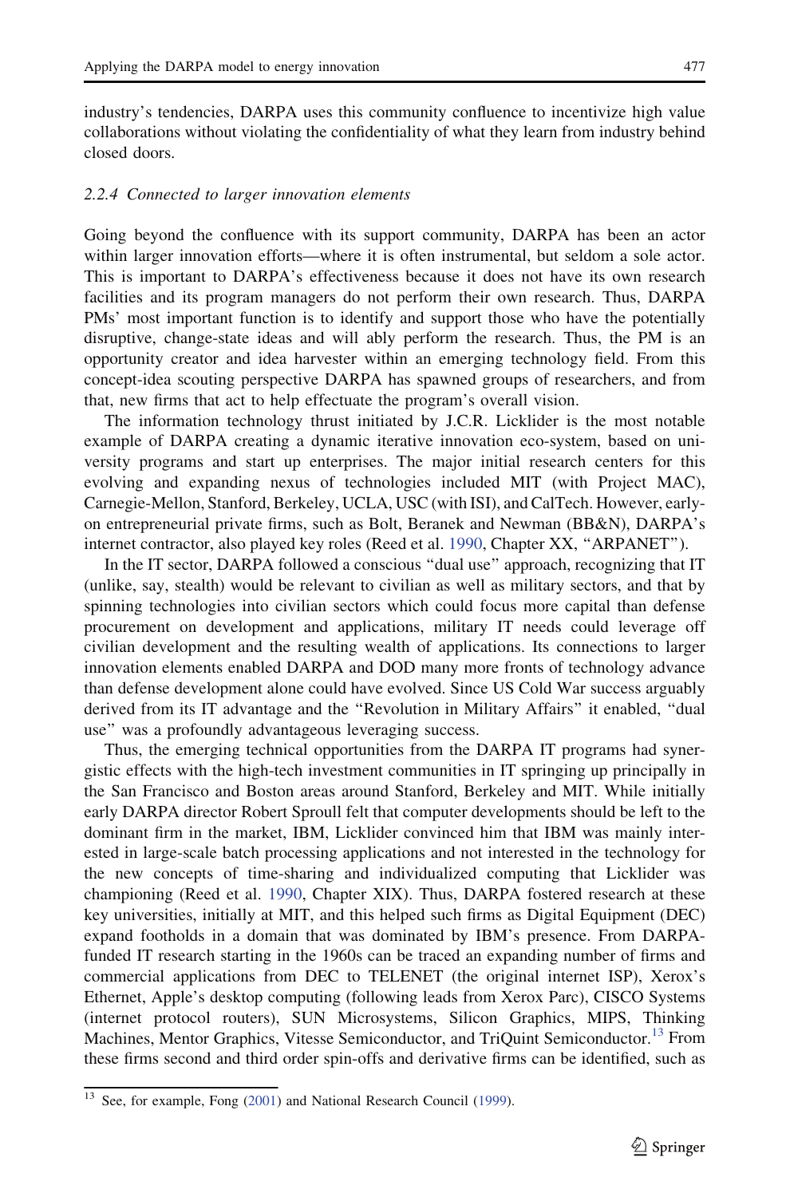industry's tendencies, DARPA uses this community confluence to incentivize high value collaborations without violating the confidentiality of what they learn from industry behind closed doors.

#### 2.2.4 Connected to larger innovation elements

Going beyond the confluence with its support community, DARPA has been an actor within larger innovation efforts—where it is often instrumental, but seldom a sole actor. This is important to DARPA's effectiveness because it does not have its own research facilities and its program managers do not perform their own research. Thus, DARPA PMs' most important function is to identify and support those who have the potentially disruptive, change-state ideas and will ably perform the research. Thus, the PM is an opportunity creator and idea harvester within an emerging technology field. From this concept-idea scouting perspective DARPA has spawned groups of researchers, and from that, new firms that act to help effectuate the program's overall vision.

The information technology thrust initiated by J.C.R. Licklider is the most notable example of DARPA creating a dynamic iterative innovation eco-system, based on university programs and start up enterprises. The major initial research centers for this evolving and expanding nexus of technologies included MIT (with Project MAC), Carnegie-Mellon, Stanford, Berkeley, UCLA, USC (with ISI), and CalTech. However, early-on entrepreneurial private firms, such as Bolt, Beranek and Newman (BB&N), DARPA's internet contractor, also played key roles (Reed et al. 1990, Chapter XX, "ARPANET").

In the IT sector, DARPA followed a conscious "dual use" approach, recognizing that IT (unlike, say, stealth) would be relevant to civilian as well as military sectors, and that by spinning technologies into civilian sectors which could focus more capital than defense procurement on development and applications, military IT needs could leverage off civilian development and the resulting wealth of applications. Its connections to larger innovation elements enabled DARPA and DOD many more fronts of technology advance than defense development alone could have evolved. Since US Cold War success arguably derived from its IT advantage and the "Revolution in Military Affairs" it enabled, "dual use" was a profoundly advantageous leveraging success.

Thus, the emerging technical opportunities from the DARPA IT programs had synergistic effects with the high-tech investment communities in IT springing up principally in the San Francisco and Boston areas around Stanford, Berkeley and MIT. While initially early DARPA director Robert Sproull felt that computer developments should be left to the dominant firm in the market, IBM, Licklider convinced him that IBM was mainly interested in large-scale batch processing applications and not interested in the technology for the new concepts of time-sharing and individualized computing that Licklider was championing (Reed et al. 1990, Chapter XIX). Thus, DARPA fostered research at these key universities, initially at MIT, and this helped such firms as Digital Equipment (DEC) expand footholds in a domain that was dominated by IBM's presence. From DARPA-funded IT research starting in the 1960s can be traced an expanding number of firms and commercial applications from DEC to TELENET (the original internet ISP), Xerox's Ethernet, Apple's desktop computing (following leads from Xerox Parc), CISCO Systems (internet protocol routers), SUN Microsystems, Silicon Graphics, MIPS, Thinking Machines, Mentor Graphics, Vitesse Semiconductor, and TriQuint Semiconductor.[13] From these firms second and third order spin-offs and derivative firms can be identified, such as

[13] See, for example, Fong (2001) and National Research Council (1999).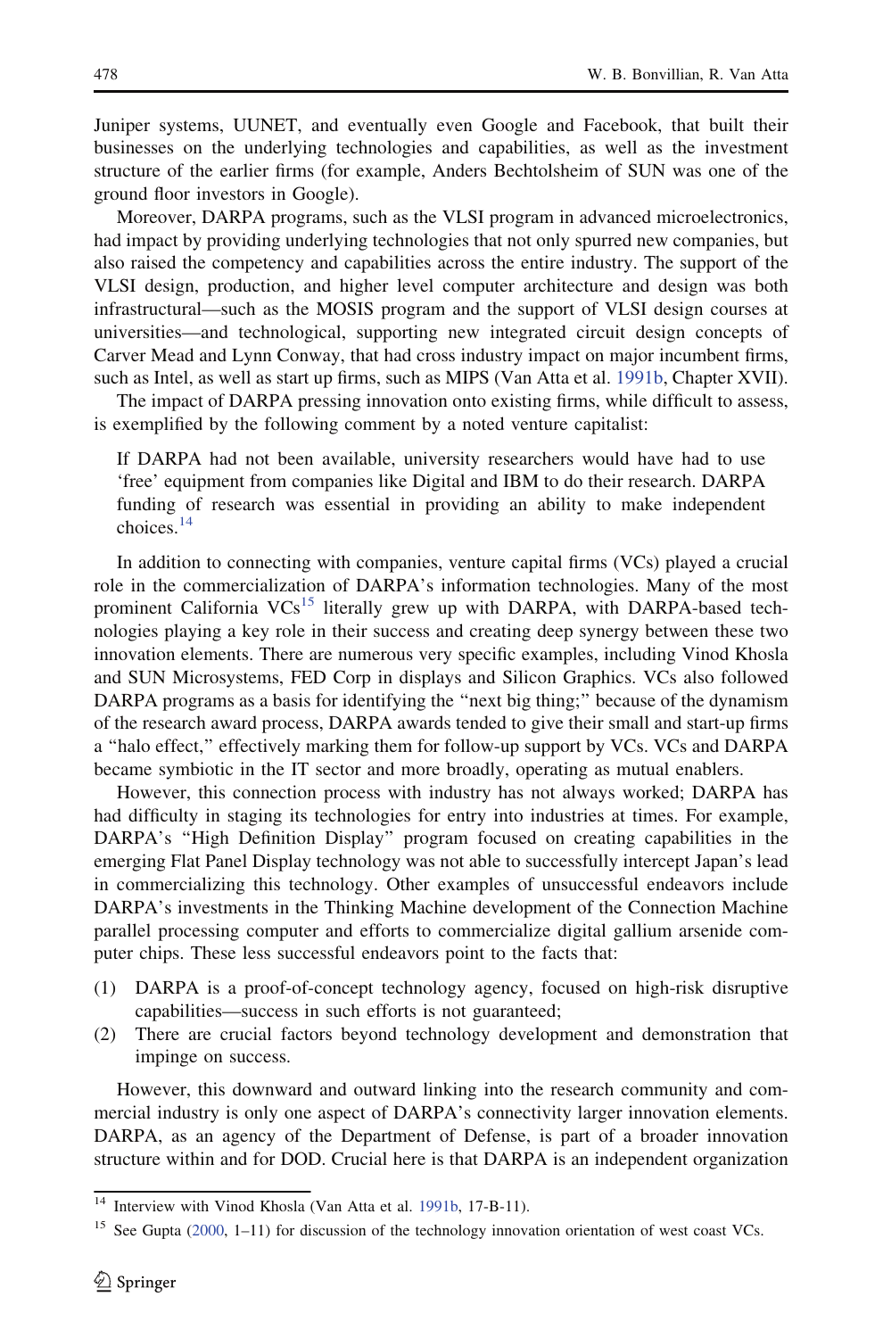Juniper systems, UUNET, and eventually even Google and Facebook, that built their businesses on the underlying technologies and capabilities, as well as the investment structure of the earlier firms (for example, Anders Bechtolsheim of SUN was one of the ground floor investors in Google).

Moreover, DARPA programs, such as the VLSI program in advanced microelectronics, had impact by providing underlying technologies that not only spurred new companies, but also raised the competency and capabilities across the entire industry. The support of the VLSI design, production, and higher level computer architecture and design was both infrastructural—such as the MOSIS program and the support of VLSI design courses at universities—and technological, supporting new integrated circuit design concepts of Carver Mead and Lynn Conway, that had cross industry impact on major incumbent firms, such as Intel, as well as start up firms, such as MIPS (Van Atta et al. 1991b, Chapter XVII).

The impact of DARPA pressing innovation onto existing firms, while difficult to assess, is exemplified by the following comment by a noted venture capitalist:

> If DARPA had not been available, university researchers would have had to use 'free' equipment from companies like Digital and IBM to do their research. DARPA funding of research was essential in providing an ability to make independent choices.[14]

In addition to connecting with companies, venture capital firms (VCs) played a crucial role in the commercialization of DARPA's information technologies. Many of the most prominent California VCs[15] literally grew up with DARPA, with DARPA-based technologies playing a key role in their success and creating deep synergy between these two innovation elements. There are numerous very specific examples, including Vinod Khosla and SUN Microsystems, FED Corp in displays and Silicon Graphics. VCs also followed DARPA programs as a basis for identifying the "next big thing;" because of the dynamism of the research award process, DARPA awards tended to give their small and start-up firms a "halo effect," effectively marking them for follow-up support by VCs. VCs and DARPA became symbiotic in the IT sector and more broadly, operating as mutual enablers.

However, this connection process with industry has not always worked; DARPA has had difficulty in staging its technologies for entry into industries at times. For example, DARPA's "High Definition Display" program focused on creating capabilities in the emerging Flat Panel Display technology was not able to successfully intercept Japan's lead in commercializing this technology. Other examples of unsuccessful endeavors include DARPA's investments in the Thinking Machine development of the Connection Machine parallel processing computer and efforts to commercialize digital gallium arsenide computer chips. These less successful endeavors point to the facts that:

(1) DARPA is a proof-of-concept technology agency, focused on high-risk disruptive capabilities—success in such efforts is not guaranteed;
(2) There are crucial factors beyond technology development and demonstration that impinge on success.

However, this downward and outward linking into the research community and commercial industry is only one aspect of DARPA's connectivity larger innovation elements. DARPA, as an agency of the Department of Defense, is part of a broader innovation structure within and for DOD. Crucial here is that DARPA is an independent organization

[14] Interview with Vinod Khosla (Van Atta et al. 1991b, 17-B-11).

[15] See Gupta (2000, 1–11) for discussion of the technology innovation orientation of west coast VCs.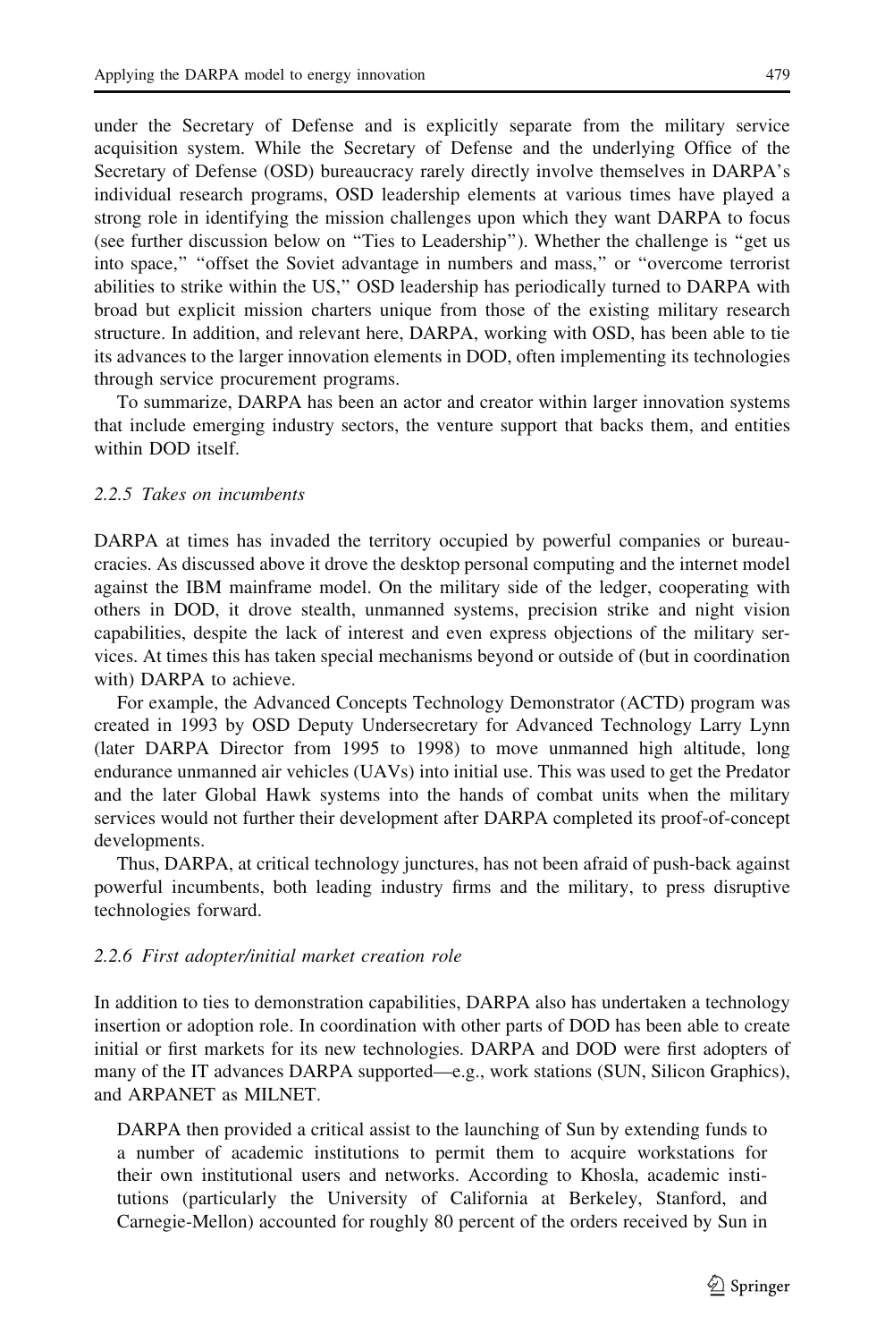under the Secretary of Defense and is explicitly separate from the military service acquisition system. While the Secretary of Defense and the underlying Office of the Secretary of Defense (OSD) bureaucracy rarely directly involve themselves in DARPA's individual research programs, OSD leadership elements at various times have played a strong role in identifying the mission challenges upon which they want DARPA to focus (see further discussion below on "Ties to Leadership"). Whether the challenge is "get us into space," "offset the Soviet advantage in numbers and mass," or "overcome terrorist abilities to strike within the US," OSD leadership has periodically turned to DARPA with broad but explicit mission charters unique from those of the existing military research structure. In addition, and relevant here, DARPA, working with OSD, has been able to tie its advances to the larger innovation elements in DOD, often implementing its technologies through service procurement programs.

To summarize, DARPA has been an actor and creator within larger innovation systems that include emerging industry sectors, the venture support that backs them, and entities within DOD itself.

#### *2.2.5 Takes on incumbents*

DARPA at times has invaded the territory occupied by powerful companies or bureaucracies. As discussed above it drove the desktop personal computing and the internet model against the IBM mainframe model. On the military side of the ledger, cooperating with others in DOD, it drove stealth, unmanned systems, precision strike and night vision capabilities, despite the lack of interest and even express objections of the military services. At times this has taken special mechanisms beyond or outside of (but in coordination with) DARPA to achieve.

For example, the Advanced Concepts Technology Demonstrator (ACTD) program was created in 1993 by OSD Deputy Undersecretary for Advanced Technology Larry Lynn (later DARPA Director from 1995 to 1998) to move unmanned high altitude, long endurance unmanned air vehicles (UAVs) into initial use. This was used to get the Predator and the later Global Hawk systems into the hands of combat units when the military services would not further their development after DARPA completed its proof-of-concept developments.

Thus, DARPA, at critical technology junctures, has not been afraid of push-back against powerful incumbents, both leading industry firms and the military, to press disruptive technologies forward.

#### *2.2.6 First adopter/initial market creation role*

In addition to ties to demonstration capabilities, DARPA also has undertaken a technology insertion or adoption role. In coordination with other parts of DOD has been able to create initial or first markets for its new technologies. DARPA and DOD were first adopters of many of the IT advances DARPA supported—e.g., work stations (SUN, Silicon Graphics), and ARPANET as MILNET.

> DARPA then provided a critical assist to the launching of Sun by extending funds to a number of academic institutions to permit them to acquire workstations for their own institutional users and networks. According to Khosla, academic institutions (particularly the University of California at Berkeley, Stanford, and Carnegie-Mellon) accounted for roughly 80 percent of the orders received by Sun in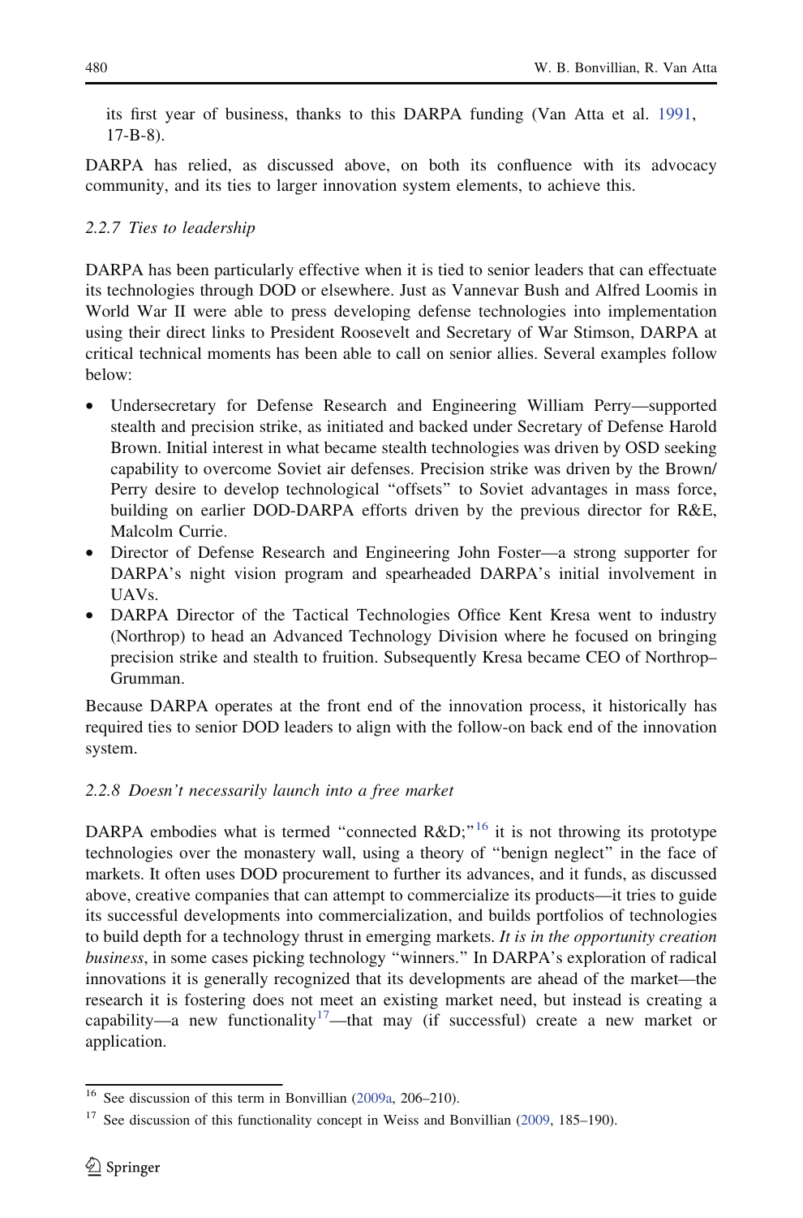its first year of business, thanks to this DARPA funding (Van Atta et al. 1991, 17-B-8).

DARPA has relied, as discussed above, on both its confluence with its advocacy community, and its ties to larger innovation system elements, to achieve this.

### 2.2.7 *Ties to leadership*

DARPA has been particularly effective when it is tied to senior leaders that can effectuate its technologies through DOD or elsewhere. Just as Vannevar Bush and Alfred Loomis in World War II were able to press developing defense technologies into implementation using their direct links to President Roosevelt and Secretary of War Stimson, DARPA at critical technical moments has been able to call on senior allies. Several examples follow below:

- Undersecretary for Defense Research and Engineering William Perry—supported stealth and precision strike, as initiated and backed under Secretary of Defense Harold Brown. Initial interest in what became stealth technologies was driven by OSD seeking capability to overcome Soviet air defenses. Precision strike was driven by the Brown/Perry desire to develop technological "offsets" to Soviet advantages in mass force, building on earlier DOD-DARPA efforts driven by the previous director for R&E, Malcolm Currie.
- Director of Defense Research and Engineering John Foster—a strong supporter for DARPA's night vision program and spearheaded DARPA's initial involvement in UAVs.
- DARPA Director of the Tactical Technologies Office Kent Kresa went to industry (Northrop) to head an Advanced Technology Division where he focused on bringing precision strike and stealth to fruition. Subsequently Kresa became CEO of Northrop–Grumman.

Because DARPA operates at the front end of the innovation process, it historically has required ties to senior DOD leaders to align with the follow-on back end of the innovation system.

### 2.2.8 *Doesn't necessarily launch into a free market*

DARPA embodies what is termed "connected R&D;"[16] it is not throwing its prototype technologies over the monastery wall, using a theory of "benign neglect" in the face of markets. It often uses DOD procurement to further its advances, and it funds, as discussed above, creative companies that can attempt to commercialize its products—it tries to guide its successful developments into commercialization, and builds portfolios of technologies to build depth for a technology thrust in emerging markets. *It is in the opportunity creation business*, in some cases picking technology "winners." In DARPA's exploration of radical innovations it is generally recognized that its developments are ahead of the market—the research it is fostering does not meet an existing market need, but instead is creating a capability—a new functionality[17]—that may (if successful) create a new market or application.

---

[16] See discussion of this term in Bonvillian (2009a, 206–210).

[17] See discussion of this functionality concept in Weiss and Bonvillian (2009, 185–190).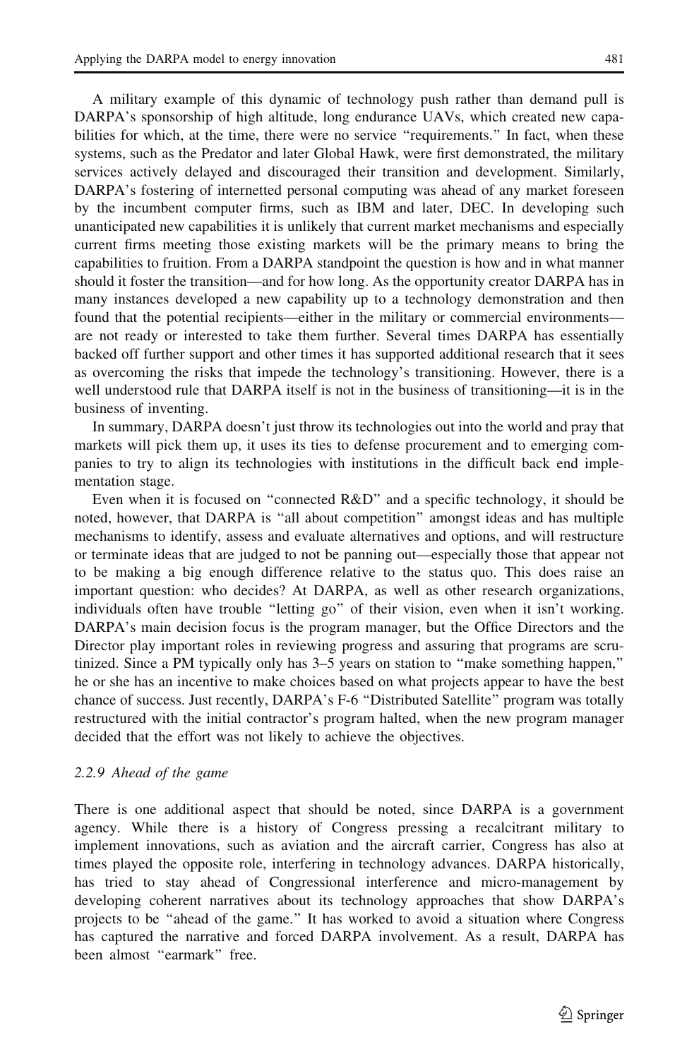A military example of this dynamic of technology push rather than demand pull is DARPA's sponsorship of high altitude, long endurance UAVs, which created new capabilities for which, at the time, there were no service "requirements." In fact, when these systems, such as the Predator and later Global Hawk, were first demonstrated, the military services actively delayed and discouraged their transition and development. Similarly, DARPA's fostering of internetted personal computing was ahead of any market foreseen by the incumbent computer firms, such as IBM and later, DEC. In developing such unanticipated new capabilities it is unlikely that current market mechanisms and especially current firms meeting those existing markets will be the primary means to bring the capabilities to fruition. From a DARPA standpoint the question is how and in what manner should it foster the transition—and for how long. As the opportunity creator DARPA has in many instances developed a new capability up to a technology demonstration and then found that the potential recipients—either in the military or commercial environments—are not ready or interested to take them further. Several times DARPA has essentially backed off further support and other times it has supported additional research that it sees as overcoming the risks that impede the technology's transitioning. However, there is a well understood rule that DARPA itself is not in the business of transitioning—it is in the business of inventing.

In summary, DARPA doesn't just throw its technologies out into the world and pray that markets will pick them up, it uses its ties to defense procurement and to emerging companies to try to align its technologies with institutions in the difficult back end implementation stage.

Even when it is focused on "connected R&D" and a specific technology, it should be noted, however, that DARPA is "all about competition" amongst ideas and has multiple mechanisms to identify, assess and evaluate alternatives and options, and will restructure or terminate ideas that are judged to not be panning out—especially those that appear not to be making a big enough difference relative to the status quo. This does raise an important question: who decides? At DARPA, as well as other research organizations, individuals often have trouble "letting go" of their vision, even when it isn't working. DARPA's main decision focus is the program manager, but the Office Directors and the Director play important roles in reviewing progress and assuring that programs are scrutinized. Since a PM typically only has 3–5 years on station to "make something happen," he or she has an incentive to make choices based on what projects appear to have the best chance of success. Just recently, DARPA's F-6 "Distributed Satellite" program was totally restructured with the initial contractor's program halted, when the new program manager decided that the effort was not likely to achieve the objectives.

#### *2.2.9 Ahead of the game*

There is one additional aspect that should be noted, since DARPA is a government agency. While there is a history of Congress pressing a recalcitrant military to implement innovations, such as aviation and the aircraft carrier, Congress has also at times played the opposite role, interfering in technology advances. DARPA historically, has tried to stay ahead of Congressional interference and micro-management by developing coherent narratives about its technology approaches that show DARPA's projects to be "ahead of the game." It has worked to avoid a situation where Congress has captured the narrative and forced DARPA involvement. As a result, DARPA has been almost "earmark" free.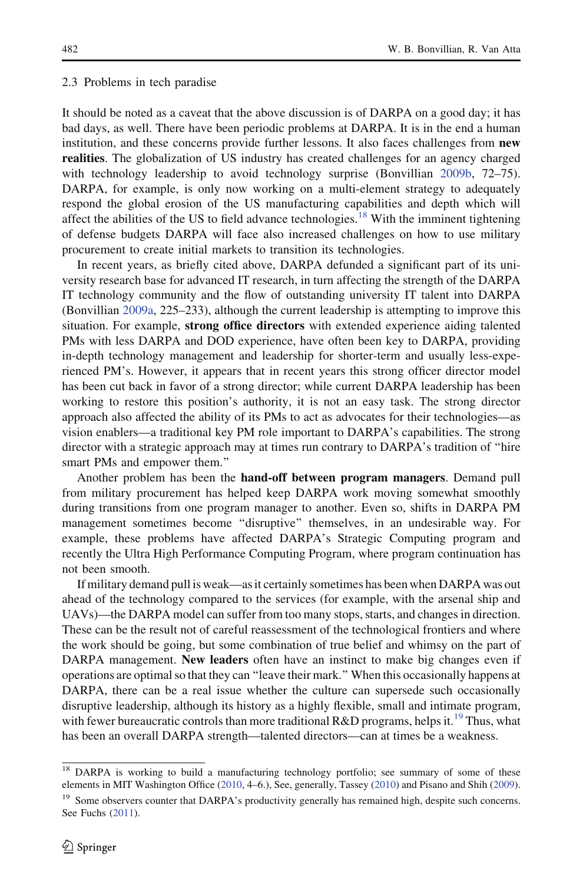### 2.3 Problems in tech paradise

It should be noted as a caveat that the above discussion is of DARPA on a good day; it has bad days, as well. There have been periodic problems at DARPA. It is in the end a human institution, and these concerns provide further lessons. It also faces challenges from **new realities**. The globalization of US industry has created challenges for an agency charged with technology leadership to avoid technology surprise (Bonvillian 2009b, 72–75). DARPA, for example, is only now working on a multi-element strategy to adequately respond the global erosion of the US manufacturing capabilities and depth which will affect the abilities of the US to field advance technologies.[18] With the imminent tightening of defense budgets DARPA will face also increased challenges on how to use military procurement to create initial markets to transition its technologies.

In recent years, as briefly cited above, DARPA defunded a significant part of its university research base for advanced IT research, in turn affecting the strength of the DARPA IT technology community and the flow of outstanding university IT talent into DARPA (Bonvillian 2009a, 225–233), although the current leadership is attempting to improve this situation. For example, **strong office directors** with extended experience aiding talented PMs with less DARPA and DOD experience, have often been key to DARPA, providing in-depth technology management and leadership for shorter-term and usually less-experienced PM's. However, it appears that in recent years this strong officer director model has been cut back in favor of a strong director; while current DARPA leadership has been working to restore this position's authority, it is not an easy task. The strong director approach also affected the ability of its PMs to act as advocates for their technologies—as vision enablers—a traditional key PM role important to DARPA's capabilities. The strong director with a strategic approach may at times run contrary to DARPA's tradition of "hire smart PMs and empower them."

Another problem has been the **hand-off between program managers**. Demand pull from military procurement has helped keep DARPA work moving somewhat smoothly during transitions from one program manager to another. Even so, shifts in DARPA PM management sometimes become "disruptive" themselves, in an undesirable way. For example, these problems have affected DARPA's Strategic Computing program and recently the Ultra High Performance Computing Program, where program continuation has not been smooth.

If military demand pull is weak—as it certainly sometimes has been when DARPA was out ahead of the technology compared to the services (for example, with the arsenal ship and UAVs)—the DARPA model can suffer from too many stops, starts, and changes in direction. These can be the result not of careful reassessment of the technological frontiers and where the work should be going, but some combination of true belief and whimsy on the part of DARPA management. **New leaders** often have an instinct to make big changes even if operations are optimal so that they can "leave their mark." When this occasionally happens at DARPA, there can be a real issue whether the culture can supersede such occasionally disruptive leadership, although its history as a highly flexible, small and intimate program, with fewer bureaucratic controls than more traditional R&D programs, helps it.[19] Thus, what has been an overall DARPA strength—talented directors—can at times be a weakness.

---

[18] DARPA is working to build a manufacturing technology portfolio; see summary of some of these elements in MIT Washington Office (2010, 4–6.), See, generally, Tassey (2010) and Pisano and Shih (2009).

[19] Some observers counter that DARPA's productivity generally has remained high, despite such concerns. See Fuchs (2011).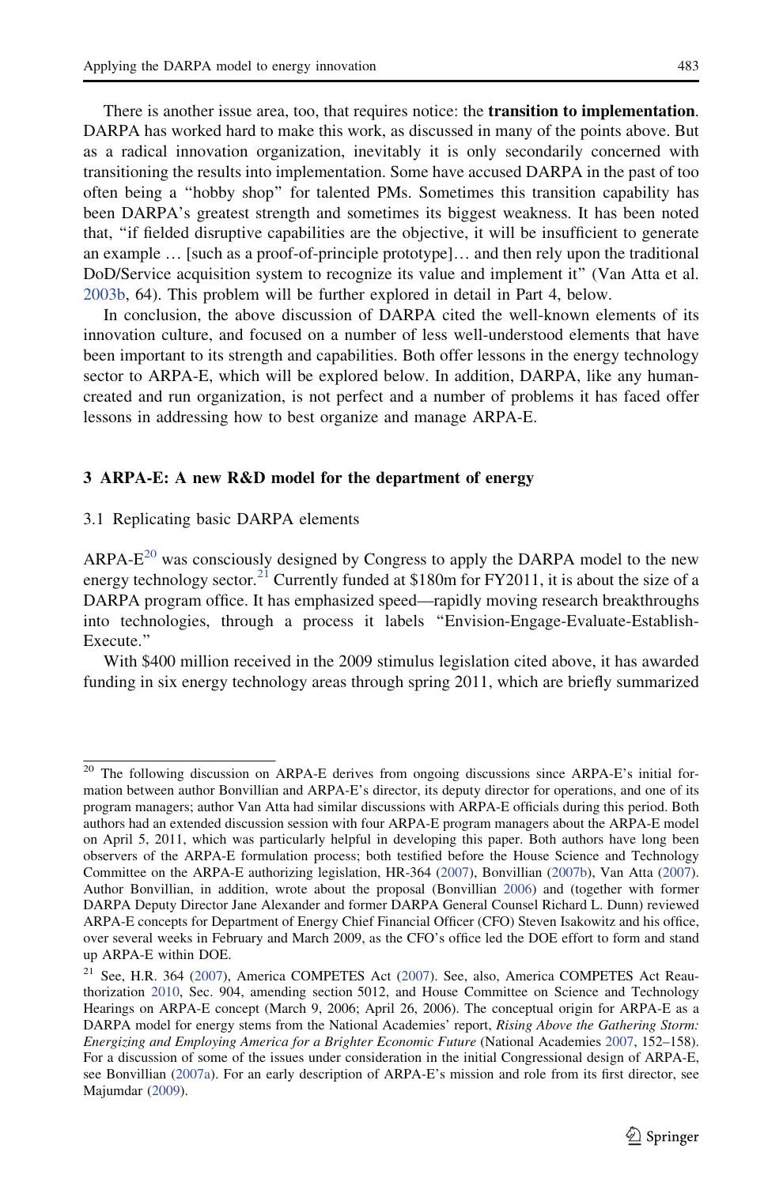There is another issue area, too, that requires notice: the **transition to implementation**. DARPA has worked hard to make this work, as discussed in many of the points above. But as a radical innovation organization, inevitably it is only secondarily concerned with transitioning the results into implementation. Some have accused DARPA in the past of too often being a "hobby shop" for talented PMs. Sometimes this transition capability has been DARPA's greatest strength and sometimes its biggest weakness. It has been noted that, "if fielded disruptive capabilities are the objective, it will be insufficient to generate an example … [such as a proof-of-principle prototype]… and then rely upon the traditional DoD/Service acquisition system to recognize its value and implement it" (Van Atta et al. 2003b, 64). This problem will be further explored in detail in Part 4, below.

In conclusion, the above discussion of DARPA cited the well-known elements of its innovation culture, and focused on a number of less well-understood elements that have been important to its strength and capabilities. Both offer lessons in the energy technology sector to ARPA-E, which will be explored below. In addition, DARPA, like any human-created and run organization, is not perfect and a number of problems it has faced offer lessons in addressing how to best organize and manage ARPA-E.

## 3 ARPA-E: A new R&D model for the department of energy

### 3.1 Replicating basic DARPA elements

ARPA-E[20] was consciously designed by Congress to apply the DARPA model to the new energy technology sector.[21] Currently funded at $180m for FY2011, it is about the size of a DARPA program office. It has emphasized speed—rapidly moving research breakthroughs into technologies, through a process it labels "Envision-Engage-Evaluate-Establish-Execute."

With $400 million received in the 2009 stimulus legislation cited above, it has awarded funding in six energy technology areas through spring 2011, which are briefly summarized

---

[20] The following discussion on ARPA-E derives from ongoing discussions since ARPA-E's initial formation between author Bonvillian and ARPA-E's director, its deputy director for operations, and one of its program managers; author Van Atta had similar discussions with ARPA-E officials during this period. Both authors had an extended discussion session with four ARPA-E program managers about the ARPA-E model on April 5, 2011, which was particularly helpful in developing this paper. Both authors have long been observers of the ARPA-E formulation process; both testified before the House Science and Technology Committee on the ARPA-E authorizing legislation, HR-364 (2007), Bonvillian (2007b), Van Atta (2007). Author Bonvillian, in addition, wrote about the proposal (Bonvillian 2006) and (together with former DARPA Deputy Director Jane Alexander and former DARPA General Counsel Richard L. Dunn) reviewed ARPA-E concepts for Department of Energy Chief Financial Officer (CFO) Steven Isakowitz and his office, over several weeks in February and March 2009, as the CFO's office led the DOE effort to form and stand up ARPA-E within DOE.

[21] See, H.R. 364 (2007), America COMPETES Act (2007). See, also, America COMPETES Act Reauthorization 2010, Sec. 904, amending section 5012, and House Committee on Science and Technology Hearings on ARPA-E concept (March 9, 2006; April 26, 2006). The conceptual origin for ARPA-E as a DARPA model for energy stems from the National Academies' report, *Rising Above the Gathering Storm: Energizing and Employing America for a Brighter Economic Future* (National Academies 2007, 152–158). For a discussion of some of the issues under consideration in the initial Congressional design of ARPA-E, see Bonvillian (2007a). For an early description of ARPA-E's mission and role from its first director, see Majumdar (2009).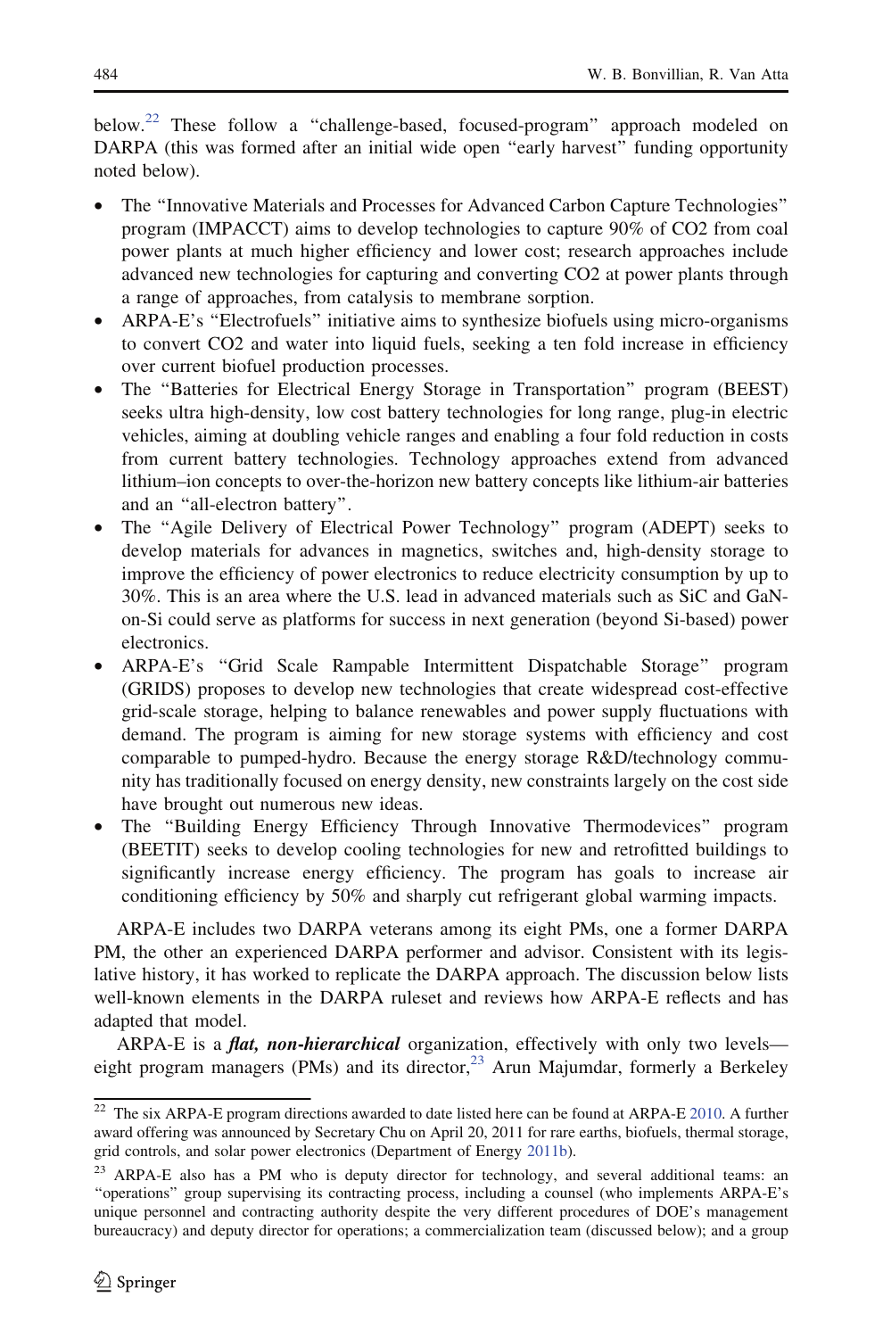below.[22] These follow a "challenge-based, focused-program" approach modeled on DARPA (this was formed after an initial wide open "early harvest" funding opportunity noted below).

- The "Innovative Materials and Processes for Advanced Carbon Capture Technologies" program (IMPACCT) aims to develop technologies to capture 90% of CO2 from coal power plants at much higher efficiency and lower cost; research approaches include advanced new technologies for capturing and converting CO2 at power plants through a range of approaches, from catalysis to membrane sorption.
- ARPA-E's "Electrofuels" initiative aims to synthesize biofuels using micro-organisms to convert CO2 and water into liquid fuels, seeking a ten fold increase in efficiency over current biofuel production processes.
- The "Batteries for Electrical Energy Storage in Transportation" program (BEEST) seeks ultra high-density, low cost battery technologies for long range, plug-in electric vehicles, aiming at doubling vehicle ranges and enabling a four fold reduction in costs from current battery technologies. Technology approaches extend from advanced lithium–ion concepts to over-the-horizon new battery concepts like lithium-air batteries and an "all-electron battery".
- The "Agile Delivery of Electrical Power Technology" program (ADEPT) seeks to develop materials for advances in magnetics, switches and, high-density storage to improve the efficiency of power electronics to reduce electricity consumption by up to 30%. This is an area where the U.S. lead in advanced materials such as SiC and GaN-on-Si could serve as platforms for success in next generation (beyond Si-based) power electronics.
- ARPA-E's "Grid Scale Rampable Intermittent Dispatchable Storage" program (GRIDS) proposes to develop new technologies that create widespread cost-effective grid-scale storage, helping to balance renewables and power supply fluctuations with demand. The program is aiming for new storage systems with efficiency and cost comparable to pumped-hydro. Because the energy storage R&D/technology community has traditionally focused on energy density, new constraints largely on the cost side have brought out numerous new ideas.
- The "Building Energy Efficiency Through Innovative Thermodevices" program (BEETIT) seeks to develop cooling technologies for new and retrofitted buildings to significantly increase energy efficiency. The program has goals to increase air conditioning efficiency by 50% and sharply cut refrigerant global warming impacts.

ARPA-E includes two DARPA veterans among its eight PMs, one a former DARPA PM, the other an experienced DARPA performer and advisor. Consistent with its legislative history, it has worked to replicate the DARPA approach. The discussion below lists well-known elements in the DARPA ruleset and reviews how ARPA-E reflects and has adapted that model.

ARPA-E is a ***flat, non-hierarchical*** organization, effectively with only two levels—eight program managers (PMs) and its director,[23] Arun Majumdar, formerly a Berkeley

---

[22] The six ARPA-E program directions awarded to date listed here can be found at ARPA-E 2010. A further award offering was announced by Secretary Chu on April 20, 2011 for rare earths, biofuels, thermal storage, grid controls, and solar power electronics (Department of Energy 2011b).

[23] ARPA-E also has a PM who is deputy director for technology, and several additional teams: an "operations" group supervising its contracting process, including a counsel (who implements ARPA-E's unique personnel and contracting authority despite the very different procedures of DOE's management bureaucracy) and deputy director for operations; a commercialization team (discussed below); and a group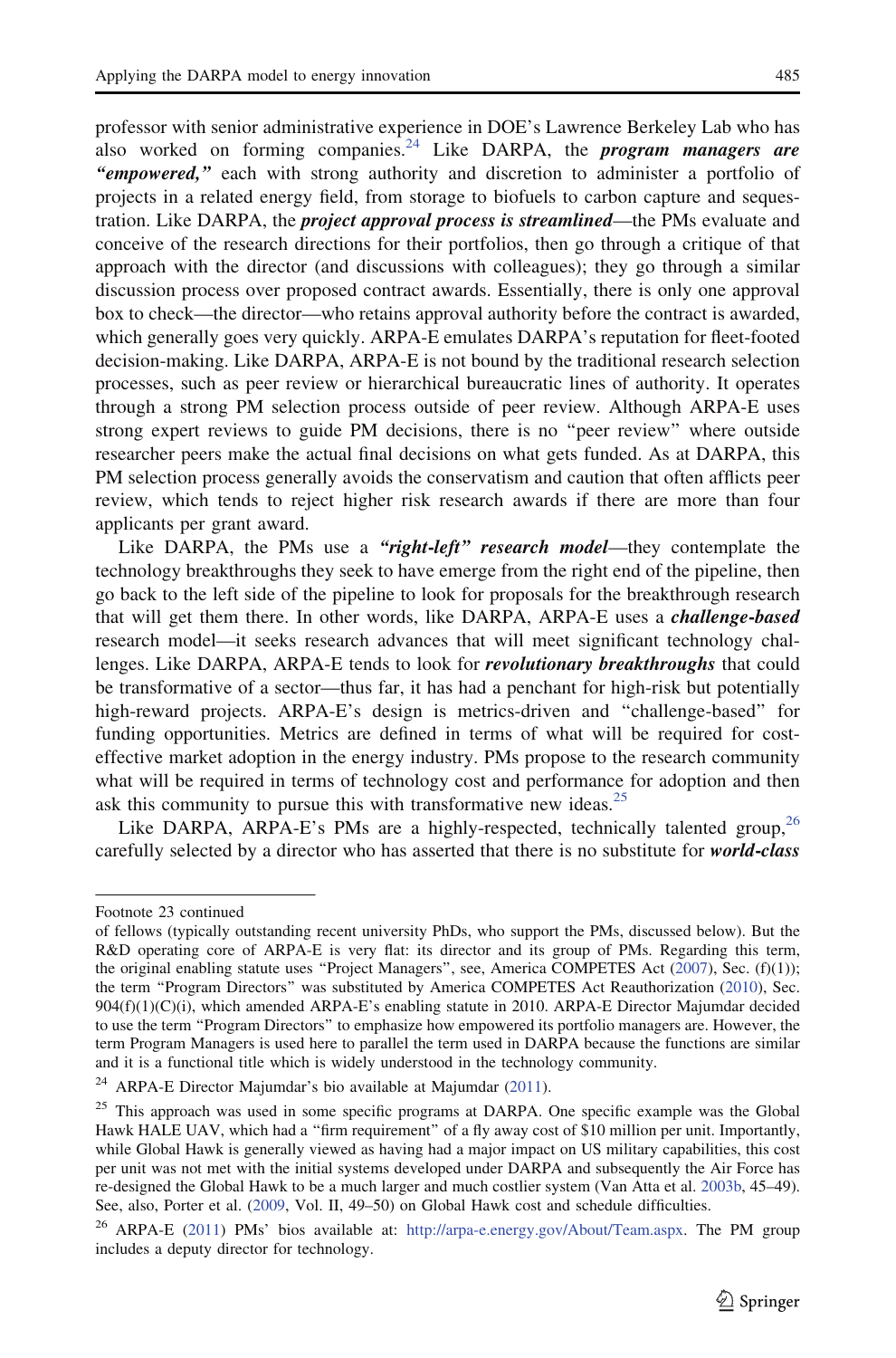professor with senior administrative experience in DOE's Lawrence Berkeley Lab who has also worked on forming companies.[24] Like DARPA, the ***program managers are "empowered,"*** each with strong authority and discretion to administer a portfolio of projects in a related energy field, from storage to biofuels to carbon capture and sequestration. Like DARPA, the ***project approval process is streamlined***—the PMs evaluate and conceive of the research directions for their portfolios, then go through a critique of that approach with the director (and discussions with colleagues); they go through a similar discussion process over proposed contract awards. Essentially, there is only one approval box to check—the director—who retains approval authority before the contract is awarded, which generally goes very quickly. ARPA-E emulates DARPA's reputation for fleet-footed decision-making. Like DARPA, ARPA-E is not bound by the traditional research selection processes, such as peer review or hierarchical bureaucratic lines of authority. It operates through a strong PM selection process outside of peer review. Although ARPA-E uses strong expert reviews to guide PM decisions, there is no "peer review" where outside researcher peers make the actual final decisions on what gets funded. As at DARPA, this PM selection process generally avoids the conservatism and caution that often afflicts peer review, which tends to reject higher risk research awards if there are more than four applicants per grant award.

Like DARPA, the PMs use a ***"right-left" research model***—they contemplate the technology breakthroughs they seek to have emerge from the right end of the pipeline, then go back to the left side of the pipeline to look for proposals for the breakthrough research that will get them there. In other words, like DARPA, ARPA-E uses a ***challenge-based*** research model—it seeks research advances that will meet significant technology challenges. Like DARPA, ARPA-E tends to look for ***revolutionary breakthroughs*** that could be transformative of a sector—thus far, it has had a penchant for high-risk but potentially high-reward projects. ARPA-E's design is metrics-driven and "challenge-based" for funding opportunities. Metrics are defined in terms of what will be required for cost-effective market adoption in the energy industry. PMs propose to the research community what will be required in terms of technology cost and performance for adoption and then ask this community to pursue this with transformative new ideas.[25]

Like DARPA, ARPA-E's PMs are a highly-respected, technically talented group,[26] carefully selected by a director who has asserted that there is no substitute for ***world-class***

---

Footnote 23 continued

of fellows (typically outstanding recent university PhDs, who support the PMs, discussed below). But the R&D operating core of ARPA-E is very flat: its director and its group of PMs. Regarding this term, the original enabling statute uses "Project Managers", see, America COMPETES Act (2007), Sec. (f)(1)); the term "Program Directors" was substituted by America COMPETES Act Reauthorization (2010), Sec. 904(f)(1)(C)(i), which amended ARPA-E's enabling statute in 2010. ARPA-E Director Majumdar decided to use the term "Program Directors" to emphasize how empowered its portfolio managers are. However, the term Program Managers is used here to parallel the term used in DARPA because the functions are similar and it is a functional title which is widely understood in the technology community.

[24] ARPA-E Director Majumdar's bio available at Majumdar (2011).

[25] This approach was used in some specific programs at DARPA. One specific example was the Global Hawk HALE UAV, which had a "firm requirement" of a fly away cost of $10 million per unit. Importantly, while Global Hawk is generally viewed as having had a major impact on US military capabilities, this cost per unit was not met with the initial systems developed under DARPA and subsequently the Air Force has re-designed the Global Hawk to be a much larger and much costlier system (Van Atta et al. 2003b, 45–49). See, also, Porter et al. (2009, Vol. II, 49–50) on Global Hawk cost and schedule difficulties.

[26] ARPA-E (2011) PMs' bios available at: http://arpa-e.energy.gov/About/Team.aspx. The PM group includes a deputy director for technology.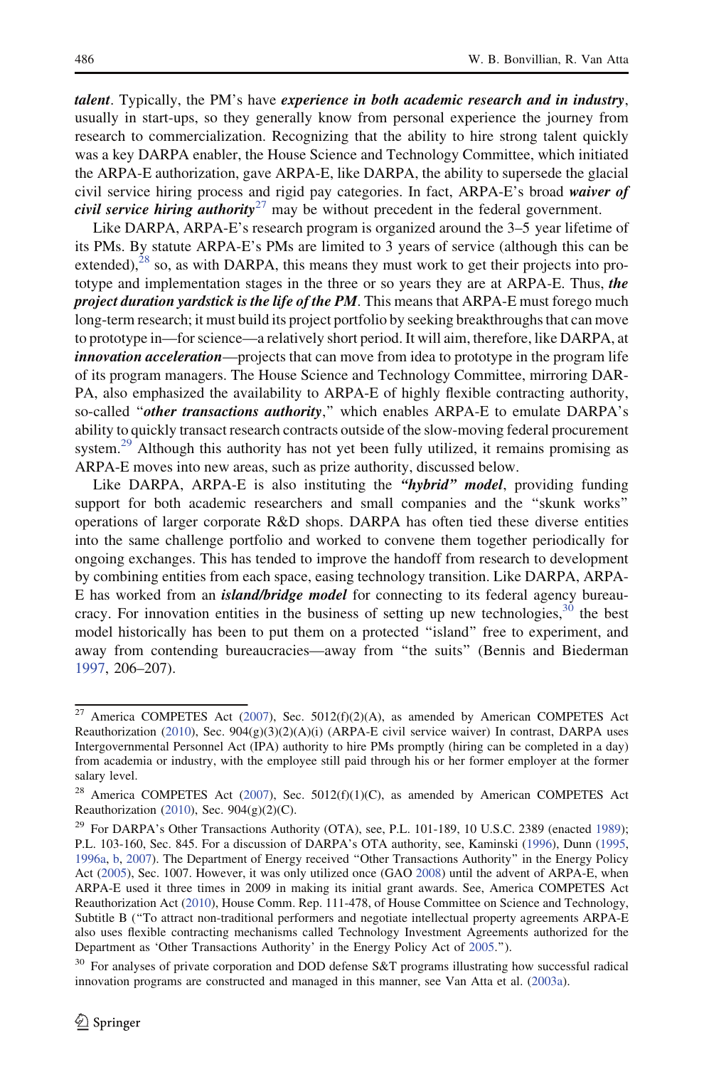***talent***. Typically, the PM's have ***experience in both academic research and in industry***, usually in start-ups, so they generally know from personal experience the journey from research to commercialization. Recognizing that the ability to hire strong talent quickly was a key DARPA enabler, the House Science and Technology Committee, which initiated the ARPA-E authorization, gave ARPA-E, like DARPA, the ability to supersede the glacial civil service hiring process and rigid pay categories. In fact, ARPA-E's broad ***waiver of civil service hiring authority***[27] may be without precedent in the federal government.

Like DARPA, ARPA-E's research program is organized around the 3–5 year lifetime of its PMs. By statute ARPA-E's PMs are limited to 3 years of service (although this can be extended),[28] so, as with DARPA, this means they must work to get their projects into prototype and implementation stages in the three or so years they are at ARPA-E. Thus, ***the project duration yardstick is the life of the PM***. This means that ARPA-E must forego much long-term research; it must build its project portfolio by seeking breakthroughs that can move to prototype in—for science—a relatively short period. It will aim, therefore, like DARPA, at ***innovation acceleration***—projects that can move from idea to prototype in the program life of its program managers. The House Science and Technology Committee, mirroring DARPA, also emphasized the availability to ARPA-E of highly flexible contracting authority, so-called "***other transactions authority***," which enables ARPA-E to emulate DARPA's ability to quickly transact research contracts outside of the slow-moving federal procurement system.[29] Although this authority has not yet been fully utilized, it remains promising as ARPA-E moves into new areas, such as prize authority, discussed below.

Like DARPA, ARPA-E is also instituting the ***"hybrid" model***, providing funding support for both academic researchers and small companies and the "skunk works" operations of larger corporate R&D shops. DARPA has often tied these diverse entities into the same challenge portfolio and worked to convene them together periodically for ongoing exchanges. This has tended to improve the handoff from research to development by combining entities from each space, easing technology transition. Like DARPA, ARPA-E has worked from an ***island/bridge model*** for connecting to its federal agency bureaucracy. For innovation entities in the business of setting up new technologies,[30] the best model historically has been to put them on a protected "island" free to experiment, and away from contending bureaucracies—away from "the suits" (Bennis and Biederman 1997, 206–207).

---

[27] America COMPETES Act (2007), Sec. 5012(f)(2)(A), as amended by American COMPETES Act Reauthorization (2010), Sec. 904(g)(3)(2)(A)(i) (ARPA-E civil service waiver) In contrast, DARPA uses Intergovernmental Personnel Act (IPA) authority to hire PMs promptly (hiring can be completed in a day) from academia or industry, with the employee still paid through his or her former employer at the former salary level.

[28] America COMPETES Act (2007), Sec. 5012(f)(1)(C), as amended by American COMPETES Act Reauthorization (2010), Sec. 904(g)(2)(C).

[29] For DARPA's Other Transactions Authority (OTA), see, P.L. 101-189, 10 U.S.C. 2389 (enacted 1989); P.L. 103-160, Sec. 845. For a discussion of DARPA's OTA authority, see, Kaminski (1996), Dunn (1995, 1996a, b, 2007). The Department of Energy received "Other Transactions Authority" in the Energy Policy Act (2005), Sec. 1007. However, it was only utilized once (GAO 2008) until the advent of ARPA-E, when ARPA-E used it three times in 2009 in making its initial grant awards. See, America COMPETES Act Reauthorization Act (2010), House Comm. Rep. 111-478, of House Committee on Science and Technology, Subtitle B ("To attract non-traditional performers and negotiate intellectual property agreements ARPA-E also uses flexible contracting mechanisms called Technology Investment Agreements authorized for the Department as 'Other Transactions Authority' in the Energy Policy Act of 2005.").

[30] For analyses of private corporation and DOD defense S&T programs illustrating how successful radical innovation programs are constructed and managed in this manner, see Van Atta et al. (2003a).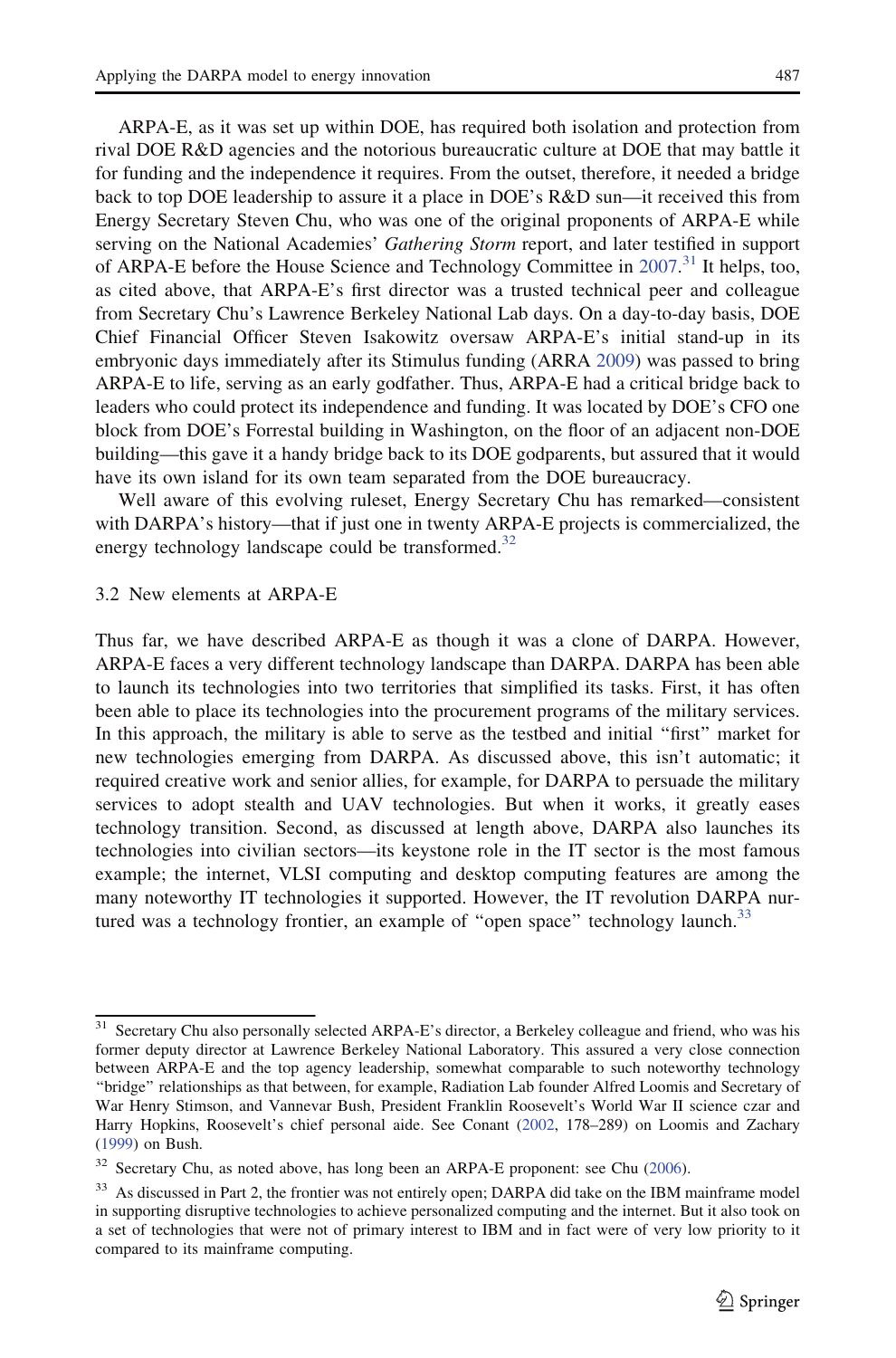ARPA-E, as it was set up within DOE, has required both isolation and protection from rival DOE R&D agencies and the notorious bureaucratic culture at DOE that may battle it for funding and the independence it requires. From the outset, therefore, it needed a bridge back to top DOE leadership to assure it a place in DOE's R&D sun—it received this from Energy Secretary Steven Chu, who was one of the original proponents of ARPA-E while serving on the National Academies' *Gathering Storm* report, and later testified in support of ARPA-E before the House Science and Technology Committee in 2007.[31] It helps, too, as cited above, that ARPA-E's first director was a trusted technical peer and colleague from Secretary Chu's Lawrence Berkeley National Lab days. On a day-to-day basis, DOE Chief Financial Officer Steven Isakowitz oversaw ARPA-E's initial stand-up in its embryonic days immediately after its Stimulus funding (ARRA 2009) was passed to bring ARPA-E to life, serving as an early godfather. Thus, ARPA-E had a critical bridge back to leaders who could protect its independence and funding. It was located by DOE's CFO one block from DOE's Forrestal building in Washington, on the floor of an adjacent non-DOE building—this gave it a handy bridge back to its DOE godparents, but assured that it would have its own island for its own team separated from the DOE bureaucracy.

Well aware of this evolving ruleset, Energy Secretary Chu has remarked—consistent with DARPA's history—that if just one in twenty ARPA-E projects is commercialized, the energy technology landscape could be transformed.[32]

### 3.2 New elements at ARPA-E

Thus far, we have described ARPA-E as though it was a clone of DARPA. However, ARPA-E faces a very different technology landscape than DARPA. DARPA has been able to launch its technologies into two territories that simplified its tasks. First, it has often been able to place its technologies into the procurement programs of the military services. In this approach, the military is able to serve as the testbed and initial "first" market for new technologies emerging from DARPA. As discussed above, this isn't automatic; it required creative work and senior allies, for example, for DARPA to persuade the military services to adopt stealth and UAV technologies. But when it works, it greatly eases technology transition. Second, as discussed at length above, DARPA also launches its technologies into civilian sectors—its keystone role in the IT sector is the most famous example; the internet, VLSI computing and desktop computing features are among the many noteworthy IT technologies it supported. However, the IT revolution DARPA nurtured was a technology frontier, an example of "open space" technology launch.[33]

---

[31] Secretary Chu also personally selected ARPA-E's director, a Berkeley colleague and friend, who was his former deputy director at Lawrence Berkeley National Laboratory. This assured a very close connection between ARPA-E and the top agency leadership, somewhat comparable to such noteworthy technology "bridge" relationships as that between, for example, Radiation Lab founder Alfred Loomis and Secretary of War Henry Stimson, and Vannevar Bush, President Franklin Roosevelt's World War II science czar and Harry Hopkins, Roosevelt's chief personal aide. See Conant (2002, 178–289) on Loomis and Zachary (1999) on Bush.

[32] Secretary Chu, as noted above, has long been an ARPA-E proponent: see Chu (2006).

[33] As discussed in Part 2, the frontier was not entirely open; DARPA did take on the IBM mainframe model in supporting disruptive technologies to achieve personalized computing and the internet. But it also took on a set of technologies that were not of primary interest to IBM and in fact were of very low priority to it compared to its mainframe computing.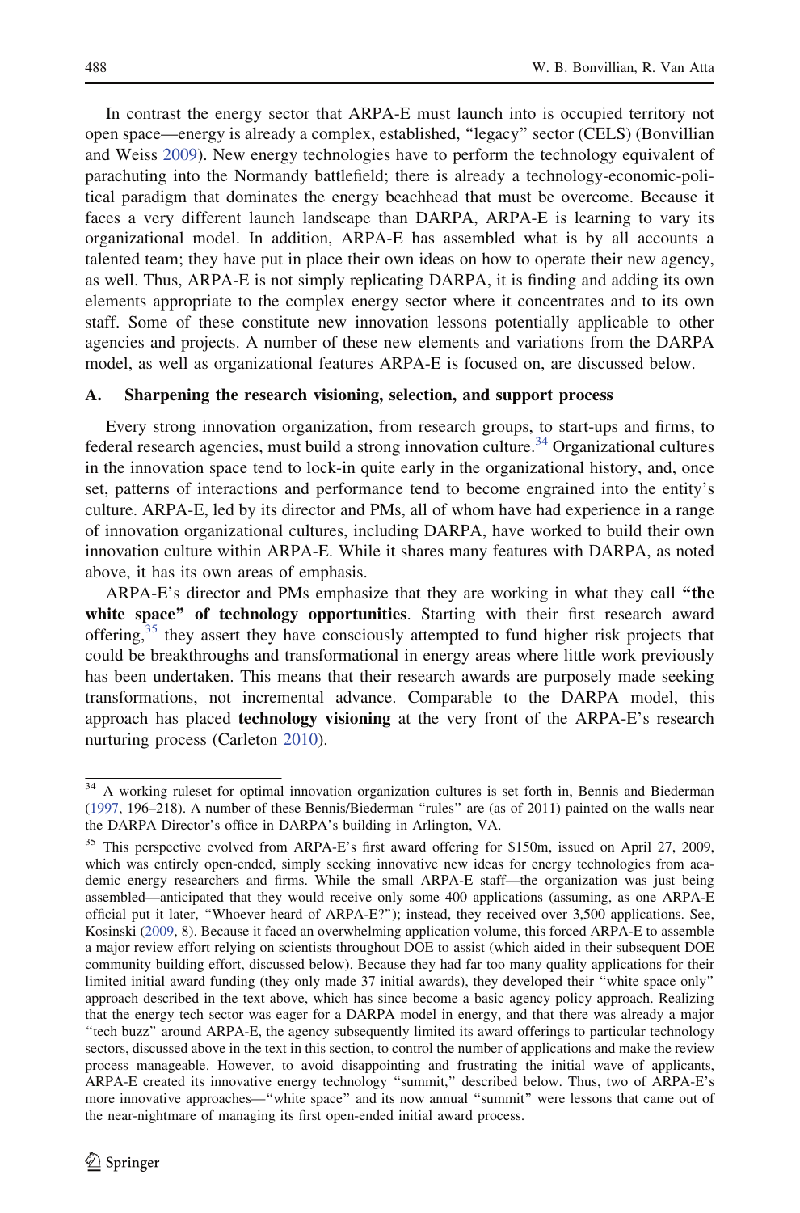In contrast the energy sector that ARPA-E must launch into is occupied territory not open space—energy is already a complex, established, "legacy" sector (CELS) (Bonvillian and Weiss 2009). New energy technologies have to perform the technology equivalent of parachuting into the Normandy battlefield; there is already a technology-economic-political paradigm that dominates the energy beachhead that must be overcome. Because it faces a very different launch landscape than DARPA, ARPA-E is learning to vary its organizational model. In addition, ARPA-E has assembled what is by all accounts a talented team; they have put in place their own ideas on how to operate their new agency, as well. Thus, ARPA-E is not simply replicating DARPA, it is finding and adding its own elements appropriate to the complex energy sector where it concentrates and to its own staff. Some of these constitute new innovation lessons potentially applicable to other agencies and projects. A number of these new elements and variations from the DARPA model, as well as organizational features ARPA-E is focused on, are discussed below.

### A. Sharpening the research visioning, selection, and support process

Every strong innovation organization, from research groups, to start-ups and firms, to federal research agencies, must build a strong innovation culture.[34] Organizational cultures in the innovation space tend to lock-in quite early in the organizational history, and, once set, patterns of interactions and performance tend to become engrained into the entity's culture. ARPA-E, led by its director and PMs, all of whom have had experience in a range of innovation organizational cultures, including DARPA, have worked to build their own innovation culture within ARPA-E. While it shares many features with DARPA, as noted above, it has its own areas of emphasis.

ARPA-E's director and PMs emphasize that they are working in what they call **"the white space" of technology opportunities**. Starting with their first research award offering,[35] they assert they have consciously attempted to fund higher risk projects that could be breakthroughs and transformational in energy areas where little work previously has been undertaken. This means that their research awards are purposely made seeking transformations, not incremental advance. Comparable to the DARPA model, this approach has placed **technology visioning** at the very front of the ARPA-E's research nurturing process (Carleton 2010).

---

[34] A working ruleset for optimal innovation organization cultures is set forth in, Bennis and Biederman (1997, 196–218). A number of these Bennis/Biederman "rules" are (as of 2011) painted on the walls near the DARPA Director's office in DARPA's building in Arlington, VA.

[35] This perspective evolved from ARPA-E's first award offering for \$150m, issued on April 27, 2009, which was entirely open-ended, simply seeking innovative new ideas for energy technologies from academic energy researchers and firms. While the small ARPA-E staff—the organization was just being assembled—anticipated that they would receive only some 400 applications (assuming, as one ARPA-E official put it later, "Whoever heard of ARPA-E?"); instead, they received over 3,500 applications. See, Kosinski (2009, 8). Because it faced an overwhelming application volume, this forced ARPA-E to assemble a major review effort relying on scientists throughout DOE to assist (which aided in their subsequent DOE community building effort, discussed below). Because they had far too many quality applications for their limited initial award funding (they only made 37 initial awards), they developed their "white space only" approach described in the text above, which has since become a basic agency policy approach. Realizing that the energy tech sector was eager for a DARPA model in energy, and that there was already a major "tech buzz" around ARPA-E, the agency subsequently limited its award offerings to particular technology sectors, discussed above in the text in this section, to control the number of applications and make the review process manageable. However, to avoid disappointing and frustrating the initial wave of applicants, ARPA-E created its innovative energy technology "summit," described below. Thus, two of ARPA-E's more innovative approaches—"white space" and its now annual "summit" were lessons that came out of the near-nightmare of managing its first open-ended initial award process.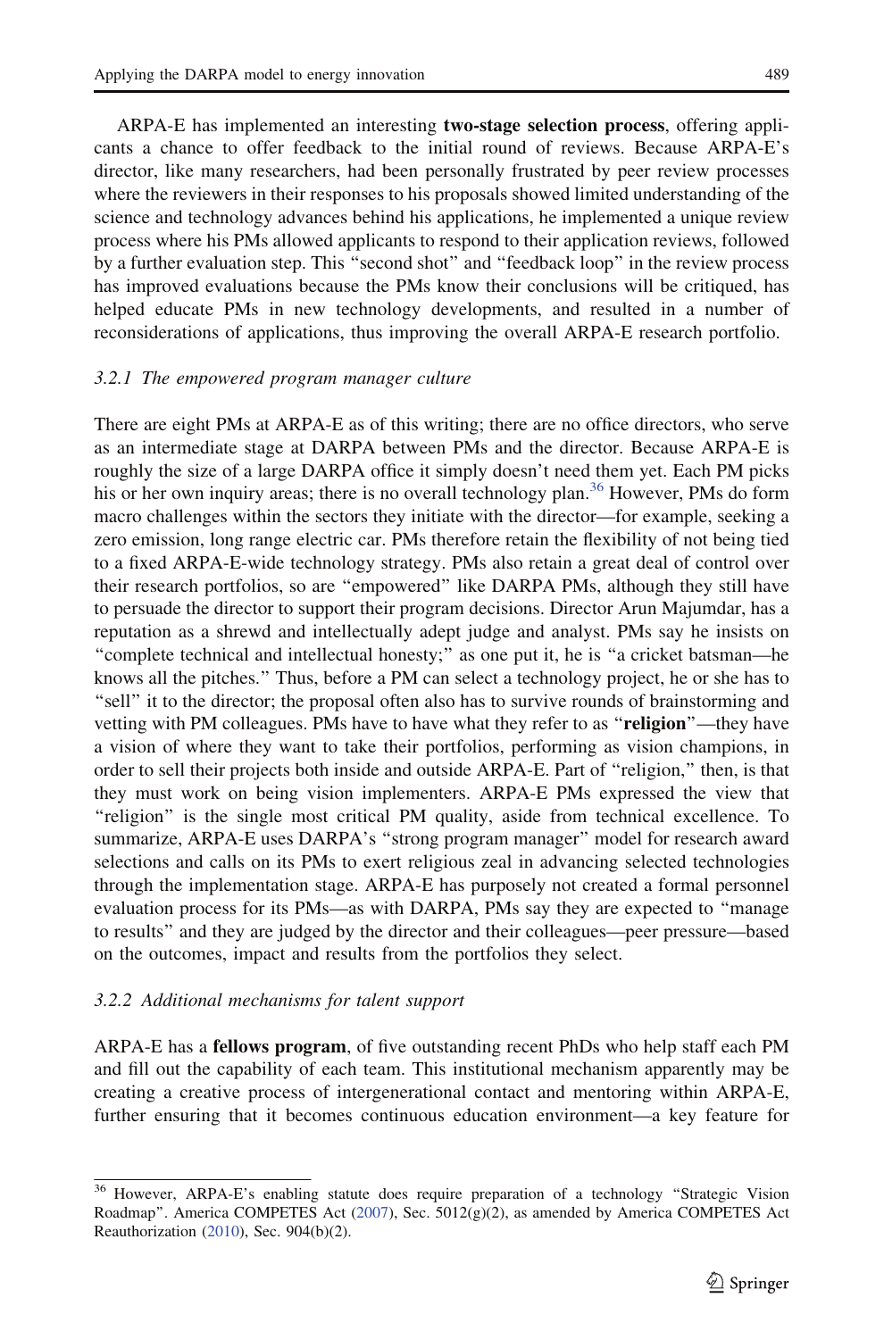ARPA-E has implemented an interesting **two-stage selection process**, offering applicants a chance to offer feedback to the initial round of reviews. Because ARPA-E's director, like many researchers, had been personally frustrated by peer review processes where the reviewers in their responses to his proposals showed limited understanding of the science and technology advances behind his applications, he implemented a unique review process where his PMs allowed applicants to respond to their application reviews, followed by a further evaluation step. This "second shot" and "feedback loop" in the review process has improved evaluations because the PMs know their conclusions will be critiqued, has helped educate PMs in new technology developments, and resulted in a number of reconsiderations of applications, thus improving the overall ARPA-E research portfolio.

### *3.2.1 The empowered program manager culture*

There are eight PMs at ARPA-E as of this writing; there are no office directors, who serve as an intermediate stage at DARPA between PMs and the director. Because ARPA-E is roughly the size of a large DARPA office it simply doesn't need them yet. Each PM picks his or her own inquiry areas; there is no overall technology plan.[36] However, PMs do form macro challenges within the sectors they initiate with the director—for example, seeking a zero emission, long range electric car. PMs therefore retain the flexibility of not being tied to a fixed ARPA-E-wide technology strategy. PMs also retain a great deal of control over their research portfolios, so are "empowered" like DARPA PMs, although they still have to persuade the director to support their program decisions. Director Arun Majumdar, has a reputation as a shrewd and intellectually adept judge and analyst. PMs say he insists on "complete technical and intellectual honesty;" as one put it, he is "a cricket batsman—he knows all the pitches." Thus, before a PM can select a technology project, he or she has to "sell" it to the director; the proposal often also has to survive rounds of brainstorming and vetting with PM colleagues. PMs have to have what they refer to as "**religion**"—they have a vision of where they want to take their portfolios, performing as vision champions, in order to sell their projects both inside and outside ARPA-E. Part of "religion," then, is that they must work on being vision implementers. ARPA-E PMs expressed the view that "religion" is the single most critical PM quality, aside from technical excellence. To summarize, ARPA-E uses DARPA's "strong program manager" model for research award selections and calls on its PMs to exert religious zeal in advancing selected technologies through the implementation stage. ARPA-E has purposely not created a formal personnel evaluation process for its PMs—as with DARPA, PMs say they are expected to "manage to results" and they are judged by the director and their colleagues—peer pressure—based on the outcomes, impact and results from the portfolios they select.

### *3.2.2 Additional mechanisms for talent support*

ARPA-E has a **fellows program**, of five outstanding recent PhDs who help staff each PM and fill out the capability of each team. This institutional mechanism apparently may be creating a creative process of intergenerational contact and mentoring within ARPA-E, further ensuring that it becomes continuous education environment—a key feature for

---

[36] However, ARPA-E's enabling statute does require preparation of a technology "Strategic Vision Roadmap". America COMPETES Act (2007), Sec. 5012(g)(2), as amended by America COMPETES Act Reauthorization (2010), Sec. 904(b)(2).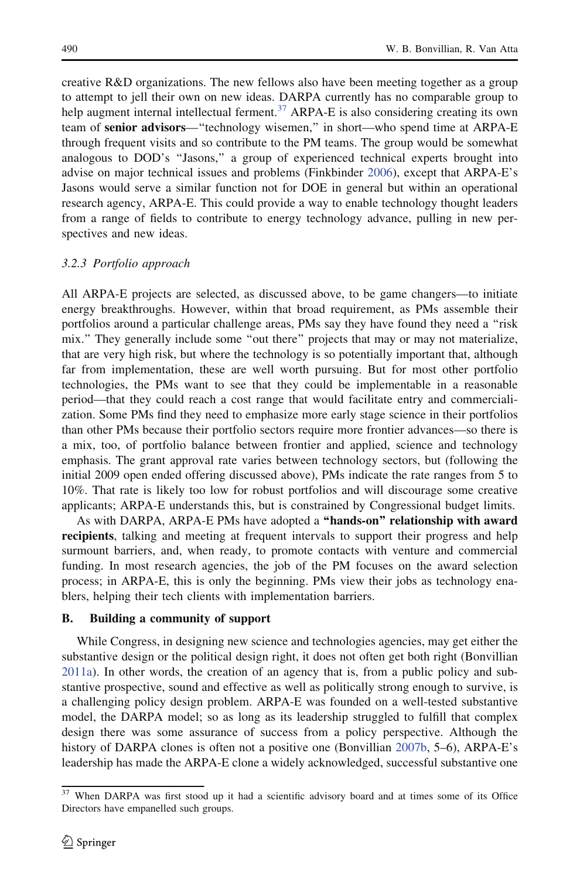creative R&D organizations. The new fellows also have been meeting together as a group to attempt to jell their own on new ideas. DARPA currently has no comparable group to help augment internal intellectual ferment.[37] ARPA-E is also considering creating its own team of **senior advisors**—"technology wisemen," in short—who spend time at ARPA-E through frequent visits and so contribute to the PM teams. The group would be somewhat analogous to DOD's "Jasons," a group of experienced technical experts brought into advise on major technical issues and problems (Finkbinder 2006), except that ARPA-E's Jasons would serve a similar function not for DOE in general but within an operational research agency, ARPA-E. This could provide a way to enable technology thought leaders from a range of fields to contribute to energy technology advance, pulling in new perspectives and new ideas.

### 3.2.3 Portfolio approach

All ARPA-E projects are selected, as discussed above, to be game changers—to initiate energy breakthroughs. However, within that broad requirement, as PMs assemble their portfolios around a particular challenge areas, PMs say they have found they need a "risk mix." They generally include some "out there" projects that may or may not materialize, that are very high risk, but where the technology is so potentially important that, although far from implementation, these are well worth pursuing. But for most other portfolio technologies, the PMs want to see that they could be implementable in a reasonable period—that they could reach a cost range that would facilitate entry and commercialization. Some PMs find they need to emphasize more early stage science in their portfolios than other PMs because their portfolio sectors require more frontier advances—so there is a mix, too, of portfolio balance between frontier and applied, science and technology emphasis. The grant approval rate varies between technology sectors, but (following the initial 2009 open ended offering discussed above), PMs indicate the rate ranges from 5 to 10%. That rate is likely too low for robust portfolios and will discourage some creative applicants; ARPA-E understands this, but is constrained by Congressional budget limits.

As with DARPA, ARPA-E PMs have adopted a **"hands-on" relationship with award recipients**, talking and meeting at frequent intervals to support their progress and help surmount barriers, and, when ready, to promote contacts with venture and commercial funding. In most research agencies, the job of the PM focuses on the award selection process; in ARPA-E, this is only the beginning. PMs view their jobs as technology enablers, helping their tech clients with implementation barriers.

## B. Building a community of support

While Congress, in designing new science and technologies agencies, may get either the substantive design or the political design right, it does not often get both right (Bonvillian 2011a). In other words, the creation of an agency that is, from a public policy and substantive prospective, sound and effective as well as politically strong enough to survive, is a challenging policy design problem. ARPA-E was founded on a well-tested substantive model, the DARPA model; so as long as its leadership struggled to fulfill that complex design there was some assurance of success from a policy perspective. Although the history of DARPA clones is often not a positive one (Bonvillian 2007b, 5–6), ARPA-E's leadership has made the ARPA-E clone a widely acknowledged, successful substantive one

---

[37] When DARPA was first stood up it had a scientific advisory board and at times some of its Office Directors have empanelled such groups.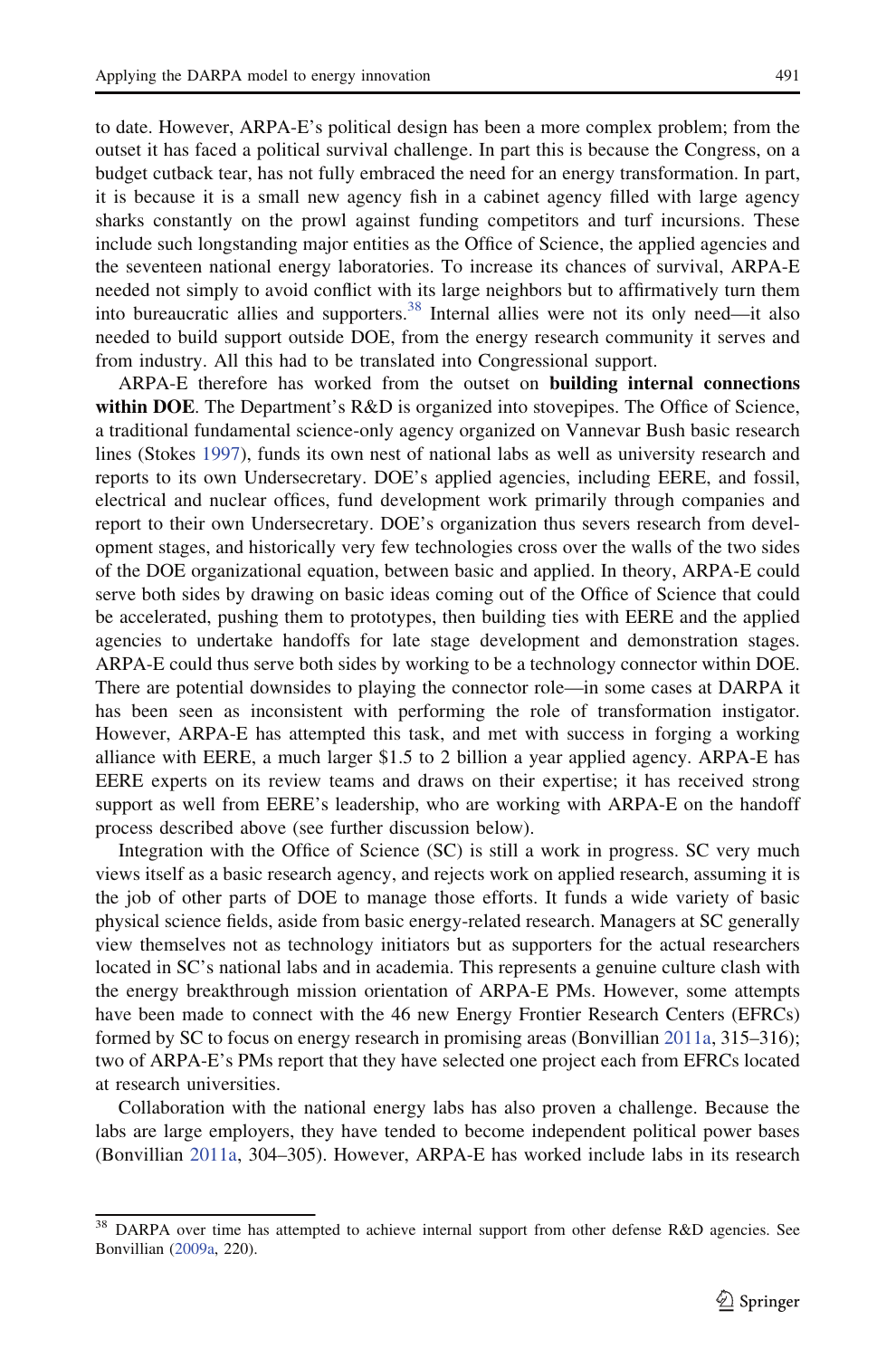to date. However, ARPA-E's political design has been a more complex problem; from the outset it has faced a political survival challenge. In part this is because the Congress, on a budget cutback tear, has not fully embraced the need for an energy transformation. In part, it is because it is a small new agency fish in a cabinet agency filled with large agency sharks constantly on the prowl against funding competitors and turf incursions. These include such longstanding major entities as the Office of Science, the applied agencies and the seventeen national energy laboratories. To increase its chances of survival, ARPA-E needed not simply to avoid conflict with its large neighbors but to affirmatively turn them into bureaucratic allies and supporters.[38] Internal allies were not its only need—it also needed to build support outside DOE, from the energy research community it serves and from industry. All this had to be translated into Congressional support.

ARPA-E therefore has worked from the outset on **building internal connections within DOE**. The Department's R&D is organized into stovepipes. The Office of Science, a traditional fundamental science-only agency organized on Vannevar Bush basic research lines (Stokes 1997), funds its own nest of national labs as well as university research and reports to its own Undersecretary. DOE's applied agencies, including EERE, and fossil, electrical and nuclear offices, fund development work primarily through companies and report to their own Undersecretary. DOE's organization thus severs research from development stages, and historically very few technologies cross over the walls of the two sides of the DOE organizational equation, between basic and applied. In theory, ARPA-E could serve both sides by drawing on basic ideas coming out of the Office of Science that could be accelerated, pushing them to prototypes, then building ties with EERE and the applied agencies to undertake handoffs for late stage development and demonstration stages. ARPA-E could thus serve both sides by working to be a technology connector within DOE. There are potential downsides to playing the connector role—in some cases at DARPA it has been seen as inconsistent with performing the role of transformation instigator. However, ARPA-E has attempted this task, and met with success in forging a working alliance with EERE, a much larger $1.5 to 2 billion a year applied agency. ARPA-E has EERE experts on its review teams and draws on their expertise; it has received strong support as well from EERE's leadership, who are working with ARPA-E on the handoff process described above (see further discussion below).

Integration with the Office of Science (SC) is still a work in progress. SC very much views itself as a basic research agency, and rejects work on applied research, assuming it is the job of other parts of DOE to manage those efforts. It funds a wide variety of basic physical science fields, aside from basic energy-related research. Managers at SC generally view themselves not as technology initiators but as supporters for the actual researchers located in SC's national labs and in academia. This represents a genuine culture clash with the energy breakthrough mission orientation of ARPA-E PMs. However, some attempts have been made to connect with the 46 new Energy Frontier Research Centers (EFRCs) formed by SC to focus on energy research in promising areas (Bonvillian 2011a, 315–316); two of ARPA-E's PMs report that they have selected one project each from EFRCs located at research universities.

Collaboration with the national energy labs has also proven a challenge. Because the labs are large employers, they have tended to become independent political power bases (Bonvillian 2011a, 304–305). However, ARPA-E has worked include labs in its research

---

[38] DARPA over time has attempted to achieve internal support from other defense R&D agencies. See Bonvillian (2009a, 220).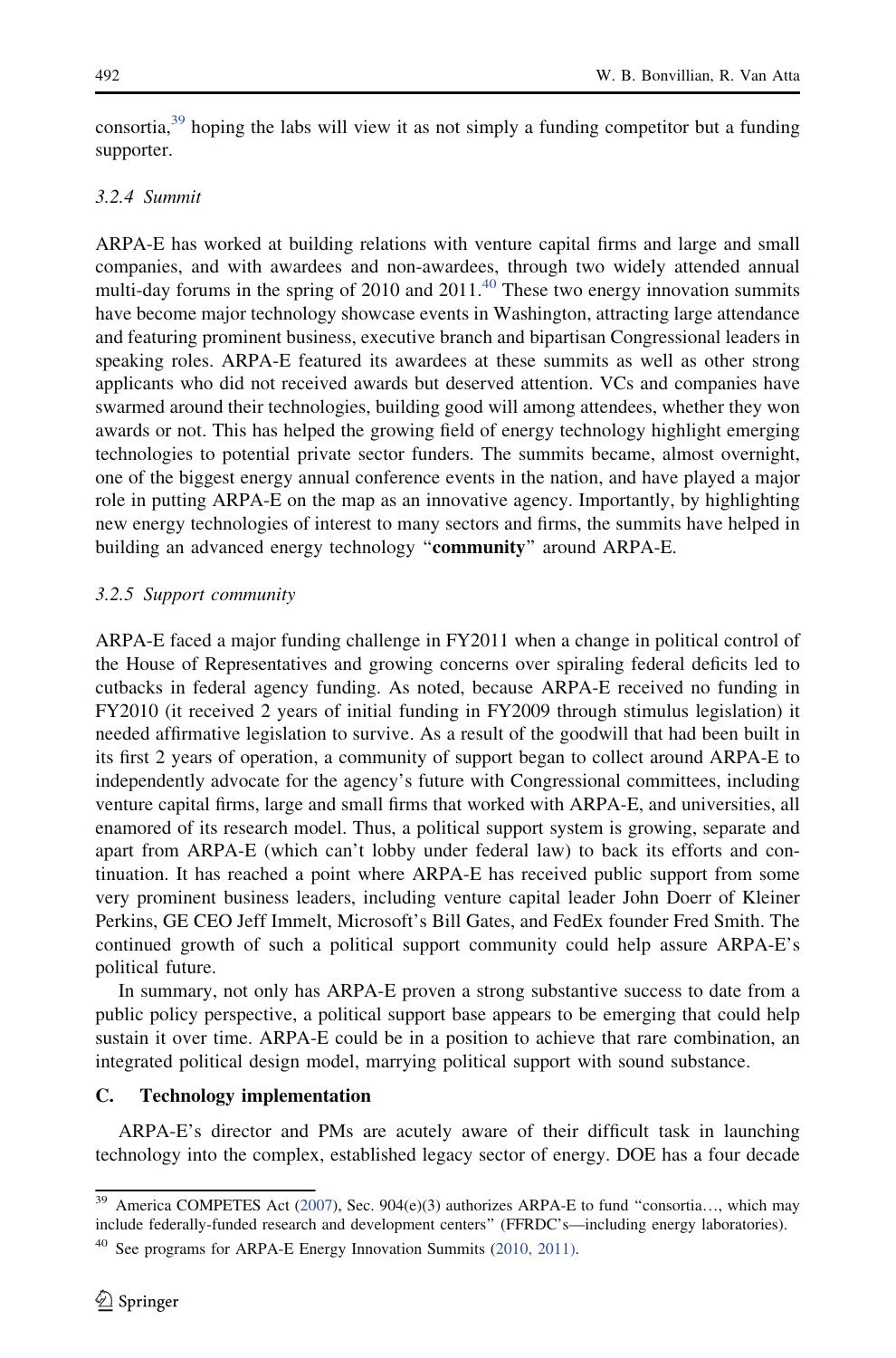consortia,[39] hoping the labs will view it as not simply a funding competitor but a funding supporter.

*3.2.4 Summit*

ARPA-E has worked at building relations with venture capital firms and large and small companies, and with awardees and non-awardees, through two widely attended annual multi-day forums in the spring of 2010 and 2011.[40] These two energy innovation summits have become major technology showcase events in Washington, attracting large attendance and featuring prominent business, executive branch and bipartisan Congressional leaders in speaking roles. ARPA-E featured its awardees at these summits as well as other strong applicants who did not received awards but deserved attention. VCs and companies have swarmed around their technologies, building good will among attendees, whether they won awards or not. This has helped the growing field of energy technology highlight emerging technologies to potential private sector funders. The summits became, almost overnight, one of the biggest energy annual conference events in the nation, and have played a major role in putting ARPA-E on the map as an innovative agency. Importantly, by highlighting new energy technologies of interest to many sectors and firms, the summits have helped in building an advanced energy technology "**community**" around ARPA-E.

*3.2.5 Support community*

ARPA-E faced a major funding challenge in FY2011 when a change in political control of the House of Representatives and growing concerns over spiraling federal deficits led to cutbacks in federal agency funding. As noted, because ARPA-E received no funding in FY2010 (it received 2 years of initial funding in FY2009 through stimulus legislation) it needed affirmative legislation to survive. As a result of the goodwill that had been built in its first 2 years of operation, a community of support began to collect around ARPA-E to independently advocate for the agency's future with Congressional committees, including venture capital firms, large and small firms that worked with ARPA-E, and universities, all enamored of its research model. Thus, a political support system is growing, separate and apart from ARPA-E (which can't lobby under federal law) to back its efforts and continuation. It has reached a point where ARPA-E has received public support from some very prominent business leaders, including venture capital leader John Doerr of Kleiner Perkins, GE CEO Jeff Immelt, Microsoft's Bill Gates, and FedEx founder Fred Smith. The continued growth of such a political support community could help assure ARPA-E's political future.

In summary, not only has ARPA-E proven a strong substantive success to date from a public policy perspective, a political support base appears to be emerging that could help sustain it over time. ARPA-E could be in a position to achieve that rare combination, an integrated political design model, marrying political support with sound substance.

**C. Technology implementation**

ARPA-E's director and PMs are acutely aware of their difficult task in launching technology into the complex, established legacy sector of energy. DOE has a four decade

---

[39] America COMPETES Act (2007), Sec. 904(e)(3) authorizes ARPA-E to fund "consortia…, which may include federally-funded research and development centers" (FFRDC's—including energy laboratories).

[40] See programs for ARPA-E Energy Innovation Summits (2010, 2011).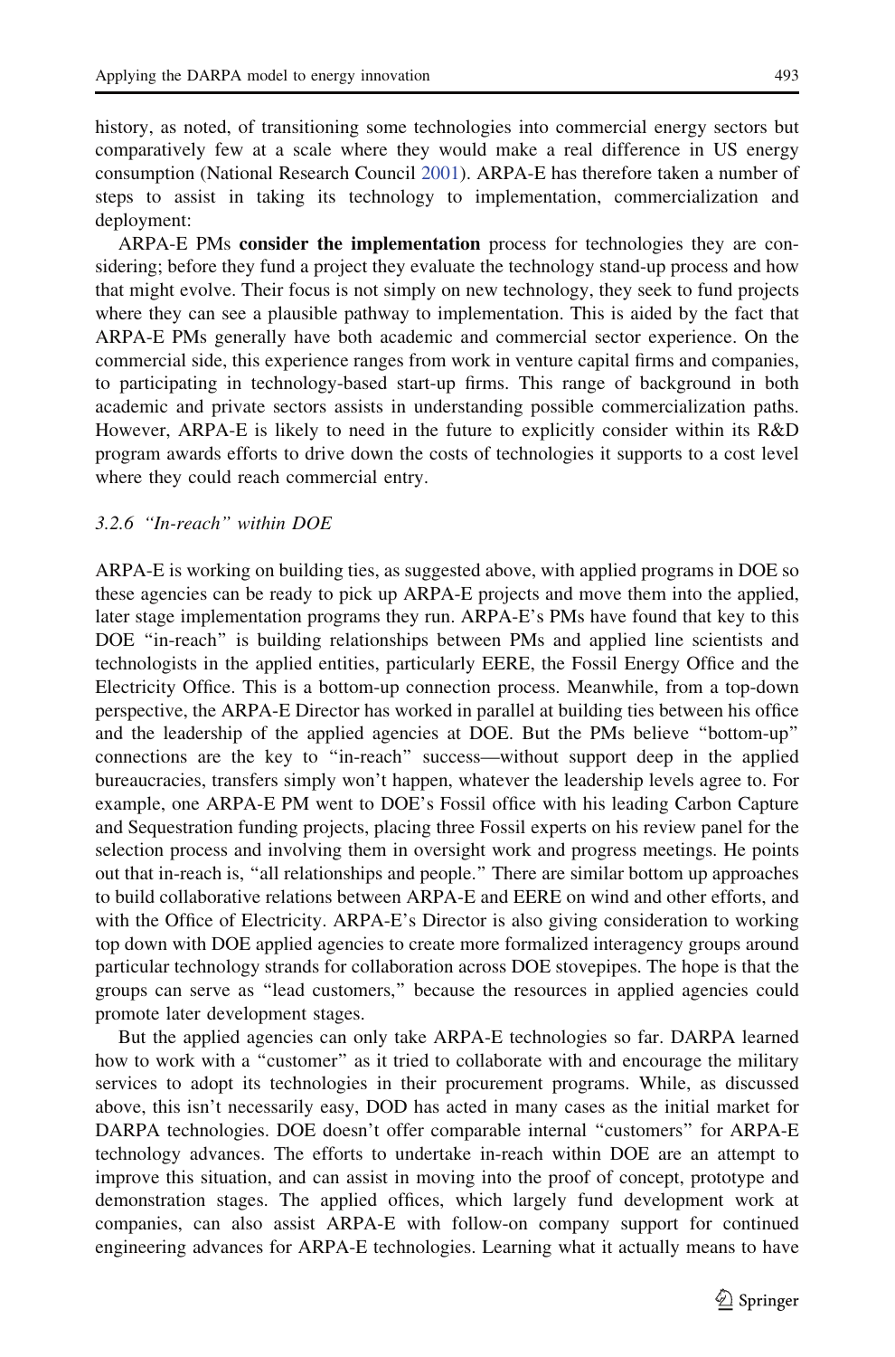history, as noted, of transitioning some technologies into commercial energy sectors but comparatively few at a scale where they would make a real difference in US energy consumption (National Research Council 2001). ARPA-E has therefore taken a number of steps to assist in taking its technology to implementation, commercialization and deployment:

ARPA-E PMs **consider the implementation** process for technologies they are considering; before they fund a project they evaluate the technology stand-up process and how that might evolve. Their focus is not simply on new technology, they seek to fund projects where they can see a plausible pathway to implementation. This is aided by the fact that ARPA-E PMs generally have both academic and commercial sector experience. On the commercial side, this experience ranges from work in venture capital firms and companies, to participating in technology-based start-up firms. This range of background in both academic and private sectors assists in understanding possible commercialization paths. However, ARPA-E is likely to need in the future to explicitly consider within its R&D program awards efforts to drive down the costs of technologies it supports to a cost level where they could reach commercial entry.

### 3.2.6 *"In-reach" within DOE*

ARPA-E is working on building ties, as suggested above, with applied programs in DOE so these agencies can be ready to pick up ARPA-E projects and move them into the applied, later stage implementation programs they run. ARPA-E's PMs have found that key to this DOE "in-reach" is building relationships between PMs and applied line scientists and technologists in the applied entities, particularly EERE, the Fossil Energy Office and the Electricity Office. This is a bottom-up connection process. Meanwhile, from a top-down perspective, the ARPA-E Director has worked in parallel at building ties between his office and the leadership of the applied agencies at DOE. But the PMs believe "bottom-up" connections are the key to "in-reach" success—without support deep in the applied bureaucracies, transfers simply won't happen, whatever the leadership levels agree to. For example, one ARPA-E PM went to DOE's Fossil office with his leading Carbon Capture and Sequestration funding projects, placing three Fossil experts on his review panel for the selection process and involving them in oversight work and progress meetings. He points out that in-reach is, "all relationships and people." There are similar bottom up approaches to build collaborative relations between ARPA-E and EERE on wind and other efforts, and with the Office of Electricity. ARPA-E's Director is also giving consideration to working top down with DOE applied agencies to create more formalized interagency groups around particular technology strands for collaboration across DOE stovepipes. The hope is that the groups can serve as "lead customers," because the resources in applied agencies could promote later development stages.

But the applied agencies can only take ARPA-E technologies so far. DARPA learned how to work with a "customer" as it tried to collaborate with and encourage the military services to adopt its technologies in their procurement programs. While, as discussed above, this isn't necessarily easy, DOD has acted in many cases as the initial market for DARPA technologies. DOE doesn't offer comparable internal "customers" for ARPA-E technology advances. The efforts to undertake in-reach within DOE are an attempt to improve this situation, and can assist in moving into the proof of concept, prototype and demonstration stages. The applied offices, which largely fund development work at companies, can also assist ARPA-E with follow-on company support for continued engineering advances for ARPA-E technologies. Learning what it actually means to have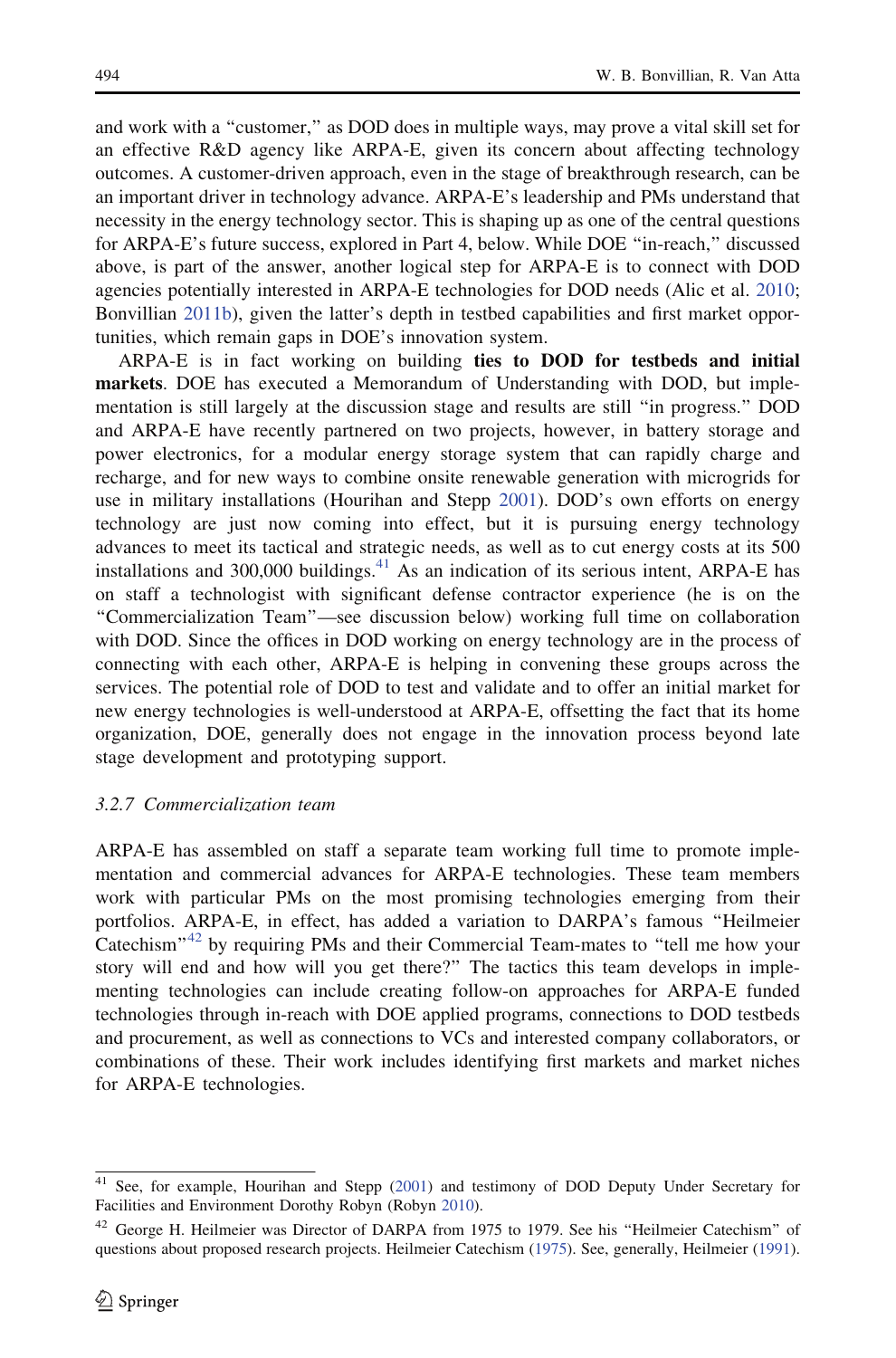and work with a "customer," as DOD does in multiple ways, may prove a vital skill set for an effective R&D agency like ARPA-E, given its concern about affecting technology outcomes. A customer-driven approach, even in the stage of breakthrough research, can be an important driver in technology advance. ARPA-E's leadership and PMs understand that necessity in the energy technology sector. This is shaping up as one of the central questions for ARPA-E's future success, explored in Part 4, below. While DOE "in-reach," discussed above, is part of the answer, another logical step for ARPA-E is to connect with DOD agencies potentially interested in ARPA-E technologies for DOD needs (Alic et al. 2010; Bonvillian 2011b), given the latter's depth in testbed capabilities and first market opportunities, which remain gaps in DOE's innovation system.

ARPA-E is in fact working on building **ties to DOD for testbeds and initial markets**. DOE has executed a Memorandum of Understanding with DOD, but implementation is still largely at the discussion stage and results are still "in progress." DOD and ARPA-E have recently partnered on two projects, however, in battery storage and power electronics, for a modular energy storage system that can rapidly charge and recharge, and for new ways to combine onsite renewable generation with microgrids for use in military installations (Hourihan and Stepp 2001). DOD's own efforts on energy technology are just now coming into effect, but it is pursuing energy technology advances to meet its tactical and strategic needs, as well as to cut energy costs at its 500 installations and 300,000 buildings.[41] As an indication of its serious intent, ARPA-E has on staff a technologist with significant defense contractor experience (he is on the "Commercialization Team"—see discussion below) working full time on collaboration with DOD. Since the offices in DOD working on energy technology are in the process of connecting with each other, ARPA-E is helping in convening these groups across the services. The potential role of DOD to test and validate and to offer an initial market for new energy technologies is well-understood at ARPA-E, offsetting the fact that its home organization, DOE, generally does not engage in the innovation process beyond late stage development and prototyping support.

### *3.2.7 Commercialization team*

ARPA-E has assembled on staff a separate team working full time to promote implementation and commercial advances for ARPA-E technologies. These team members work with particular PMs on the most promising technologies emerging from their portfolios. ARPA-E, in effect, has added a variation to DARPA's famous "Heilmeier Catechism"[42] by requiring PMs and their Commercial Team-mates to "tell me how your story will end and how will you get there?" The tactics this team develops in implementing technologies can include creating follow-on approaches for ARPA-E funded technologies through in-reach with DOE applied programs, connections to DOD testbeds and procurement, as well as connections to VCs and interested company collaborators, or combinations of these. Their work includes identifying first markets and market niches for ARPA-E technologies.

---

[41] See, for example, Hourihan and Stepp (2001) and testimony of DOD Deputy Under Secretary for Facilities and Environment Dorothy Robyn (Robyn 2010).

[42] George H. Heilmeier was Director of DARPA from 1975 to 1979. See his "Heilmeier Catechism" of questions about proposed research projects. Heilmeier Catechism (1975). See, generally, Heilmeier (1991).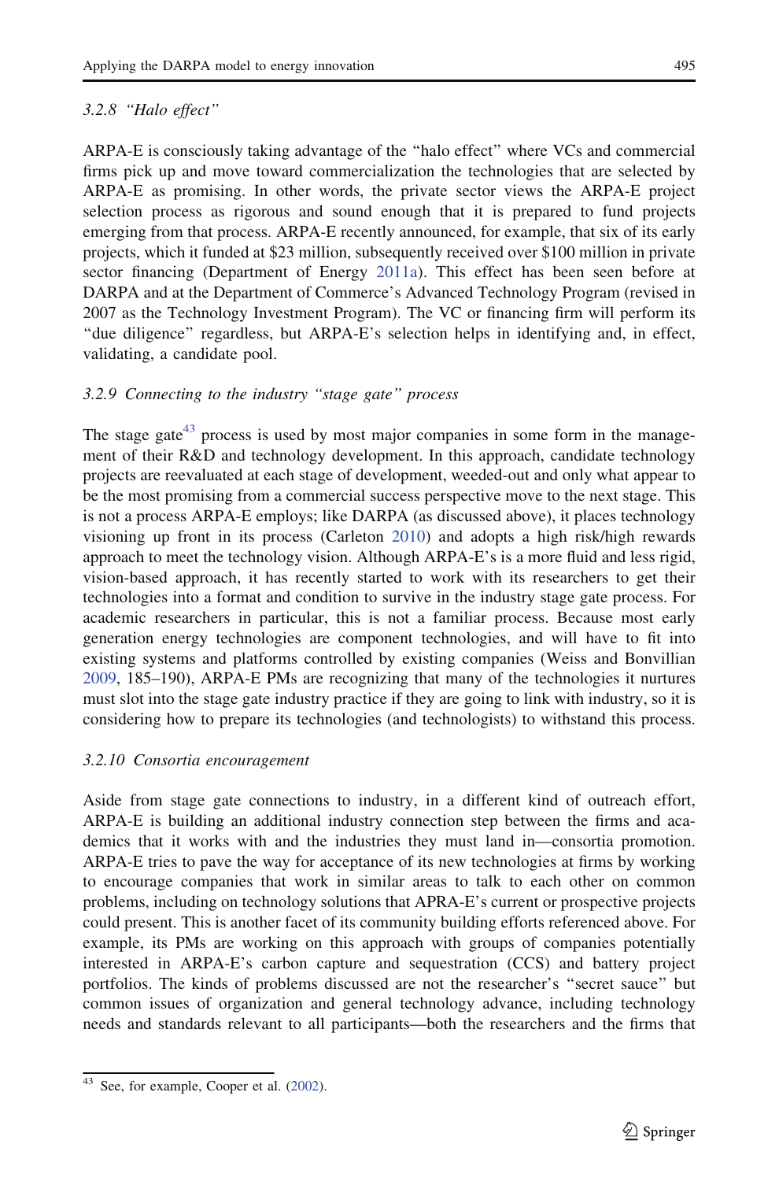### 3.2.8 *"Halo effect"*

ARPA-E is consciously taking advantage of the "halo effect" where VCs and commercial firms pick up and move toward commercialization the technologies that are selected by ARPA-E as promising. In other words, the private sector views the ARPA-E project selection process as rigorous and sound enough that it is prepared to fund projects emerging from that process. ARPA-E recently announced, for example, that six of its early projects, which it funded at $23 million, subsequently received over $100 million in private sector financing (Department of Energy 2011a). This effect has been seen before at DARPA and at the Department of Commerce's Advanced Technology Program (revised in 2007 as the Technology Investment Program). The VC or financing firm will perform its "due diligence" regardless, but ARPA-E's selection helps in identifying and, in effect, validating, a candidate pool.

### 3.2.9 *Connecting to the industry "stage gate" process*

The stage gate[43] process is used by most major companies in some form in the management of their R&D and technology development. In this approach, candidate technology projects are reevaluated at each stage of development, weeded-out and only what appear to be the most promising from a commercial success perspective move to the next stage. This is not a process ARPA-E employs; like DARPA (as discussed above), it places technology visioning up front in its process (Carleton 2010) and adopts a high risk/high rewards approach to meet the technology vision. Although ARPA-E's is a more fluid and less rigid, vision-based approach, it has recently started to work with its researchers to get their technologies into a format and condition to survive in the industry stage gate process. For academic researchers in particular, this is not a familiar process. Because most early generation energy technologies are component technologies, and will have to fit into existing systems and platforms controlled by existing companies (Weiss and Bonvillian 2009, 185–190), ARPA-E PMs are recognizing that many of the technologies it nurtures must slot into the stage gate industry practice if they are going to link with industry, so it is considering how to prepare its technologies (and technologists) to withstand this process.

### 3.2.10 *Consortia encouragement*

Aside from stage gate connections to industry, in a different kind of outreach effort, ARPA-E is building an additional industry connection step between the firms and academics that it works with and the industries they must land in—consortia promotion. ARPA-E tries to pave the way for acceptance of its new technologies at firms by working to encourage companies that work in similar areas to talk to each other on common problems, including on technology solutions that APRA-E's current or prospective projects could present. This is another facet of its community building efforts referenced above. For example, its PMs are working on this approach with groups of companies potentially interested in ARPA-E's carbon capture and sequestration (CCS) and battery project portfolios. The kinds of problems discussed are not the researcher's "secret sauce" but common issues of organization and general technology advance, including technology needs and standards relevant to all participants—both the researchers and the firms that

---

[43] See, for example, Cooper et al. (2002).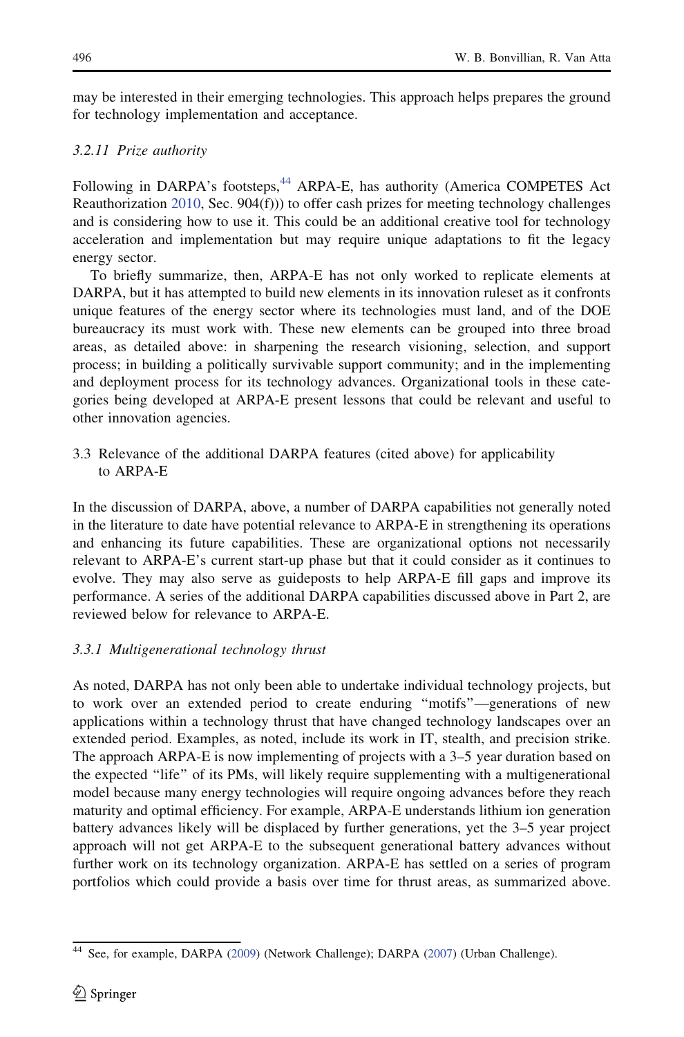may be interested in their emerging technologies. This approach helps prepares the ground for technology implementation and acceptance.

### 3.2.11 Prize authority

Following in DARPA's footsteps,[44] ARPA-E, has authority (America COMPETES Act Reauthorization 2010, Sec. 904(f))) to offer cash prizes for meeting technology challenges and is considering how to use it. This could be an additional creative tool for technology acceleration and implementation but may require unique adaptations to fit the legacy energy sector.

To briefly summarize, then, ARPA-E has not only worked to replicate elements at DARPA, but it has attempted to build new elements in its innovation ruleset as it confronts unique features of the energy sector where its technologies must land, and of the DOE bureaucracy its must work with. These new elements can be grouped into three broad areas, as detailed above: in sharpening the research visioning, selection, and support process; in building a politically survivable support community; and in the implementing and deployment process for its technology advances. Organizational tools in these categories being developed at ARPA-E present lessons that could be relevant and useful to other innovation agencies.

## 3.3 Relevance of the additional DARPA features (cited above) for applicability to ARPA-E

In the discussion of DARPA, above, a number of DARPA capabilities not generally noted in the literature to date have potential relevance to ARPA-E in strengthening its operations and enhancing its future capabilities. These are organizational options not necessarily relevant to ARPA-E's current start-up phase but that it could consider as it continues to evolve. They may also serve as guideposts to help ARPA-E fill gaps and improve its performance. A series of the additional DARPA capabilities discussed above in Part 2, are reviewed below for relevance to ARPA-E.

### 3.3.1 Multigenerational technology thrust

As noted, DARPA has not only been able to undertake individual technology projects, but to work over an extended period to create enduring "motifs"—generations of new applications within a technology thrust that have changed technology landscapes over an extended period. Examples, as noted, include its work in IT, stealth, and precision strike. The approach ARPA-E is now implementing of projects with a 3–5 year duration based on the expected "life" of its PMs, will likely require supplementing with a multigenerational model because many energy technologies will require ongoing advances before they reach maturity and optimal efficiency. For example, ARPA-E understands lithium ion generation battery advances likely will be displaced by further generations, yet the 3–5 year project approach will not get ARPA-E to the subsequent generational battery advances without further work on its technology organization. ARPA-E has settled on a series of program portfolios which could provide a basis over time for thrust areas, as summarized above.

[44] See, for example, DARPA (2009) (Network Challenge); DARPA (2007) (Urban Challenge).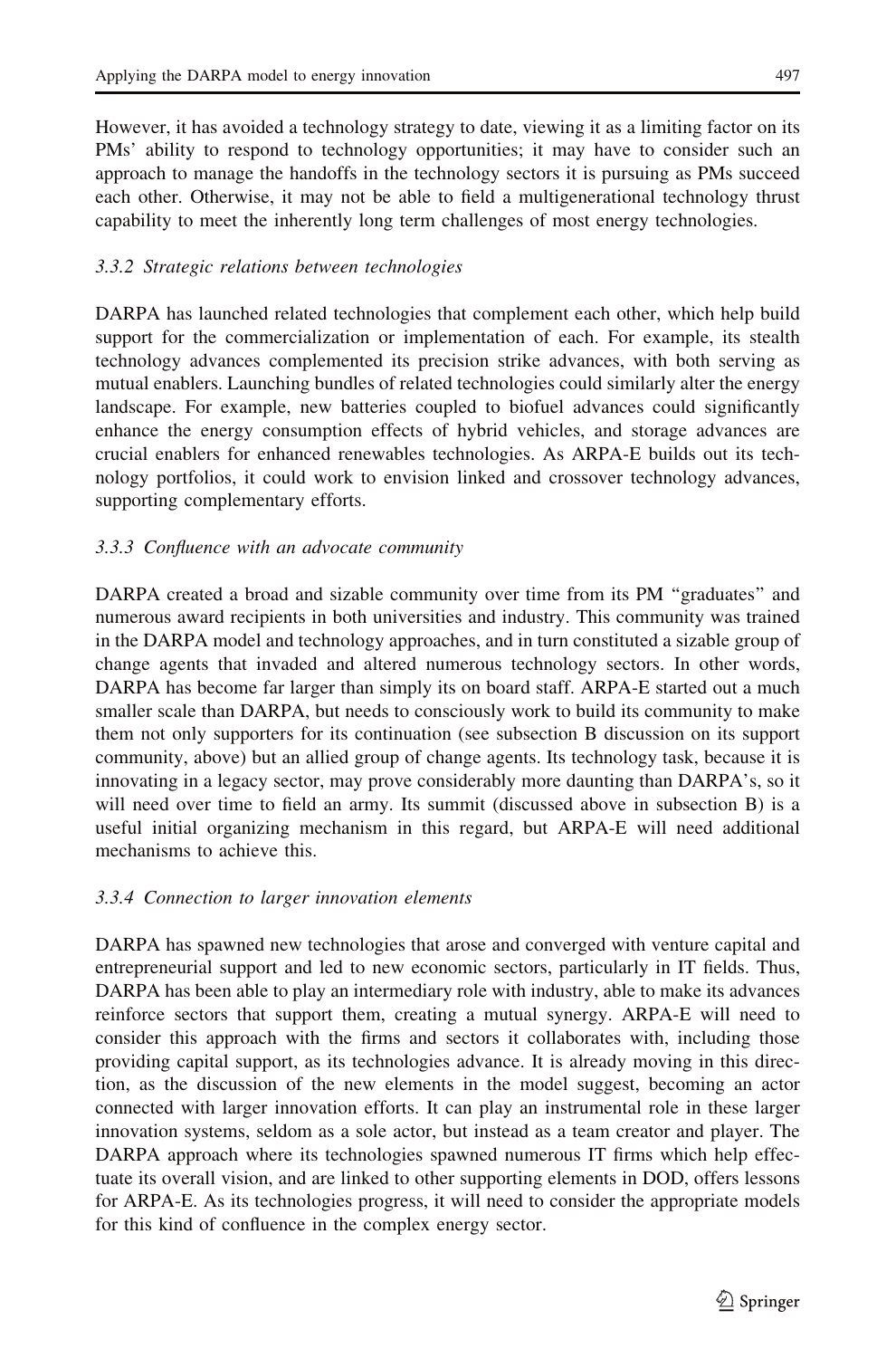However, it has avoided a technology strategy to date, viewing it as a limiting factor on its PMs' ability to respond to technology opportunities; it may have to consider such an approach to manage the handoffs in the technology sectors it is pursuing as PMs succeed each other. Otherwise, it may not be able to field a multigenerational technology thrust capability to meet the inherently long term challenges of most energy technologies.

### 3.3.2 Strategic relations between technologies

DARPA has launched related technologies that complement each other, which help build support for the commercialization or implementation of each. For example, its stealth technology advances complemented its precision strike advances, with both serving as mutual enablers. Launching bundles of related technologies could similarly alter the energy landscape. For example, new batteries coupled to biofuel advances could significantly enhance the energy consumption effects of hybrid vehicles, and storage advances are crucial enablers for enhanced renewables technologies. As ARPA-E builds out its technology portfolios, it could work to envision linked and crossover technology advances, supporting complementary efforts.

### 3.3.3 Confluence with an advocate community

DARPA created a broad and sizable community over time from its PM "graduates" and numerous award recipients in both universities and industry. This community was trained in the DARPA model and technology approaches, and in turn constituted a sizable group of change agents that invaded and altered numerous technology sectors. In other words, DARPA has become far larger than simply its on board staff. ARPA-E started out a much smaller scale than DARPA, but needs to consciously work to build its community to make them not only supporters for its continuation (see subsection B discussion on its support community, above) but an allied group of change agents. Its technology task, because it is innovating in a legacy sector, may prove considerably more daunting than DARPA's, so it will need over time to field an army. Its summit (discussed above in subsection B) is a useful initial organizing mechanism in this regard, but ARPA-E will need additional mechanisms to achieve this.

### 3.3.4 Connection to larger innovation elements

DARPA has spawned new technologies that arose and converged with venture capital and entrepreneurial support and led to new economic sectors, particularly in IT fields. Thus, DARPA has been able to play an intermediary role with industry, able to make its advances reinforce sectors that support them, creating a mutual synergy. ARPA-E will need to consider this approach with the firms and sectors it collaborates with, including those providing capital support, as its technologies advance. It is already moving in this direction, as the discussion of the new elements in the model suggest, becoming an actor connected with larger innovation efforts. It can play an instrumental role in these larger innovation systems, seldom as a sole actor, but instead as a team creator and player. The DARPA approach where its technologies spawned numerous IT firms which help effectuate its overall vision, and are linked to other supporting elements in DOD, offers lessons for ARPA-E. As its technologies progress, it will need to consider the appropriate models for this kind of confluence in the complex energy sector.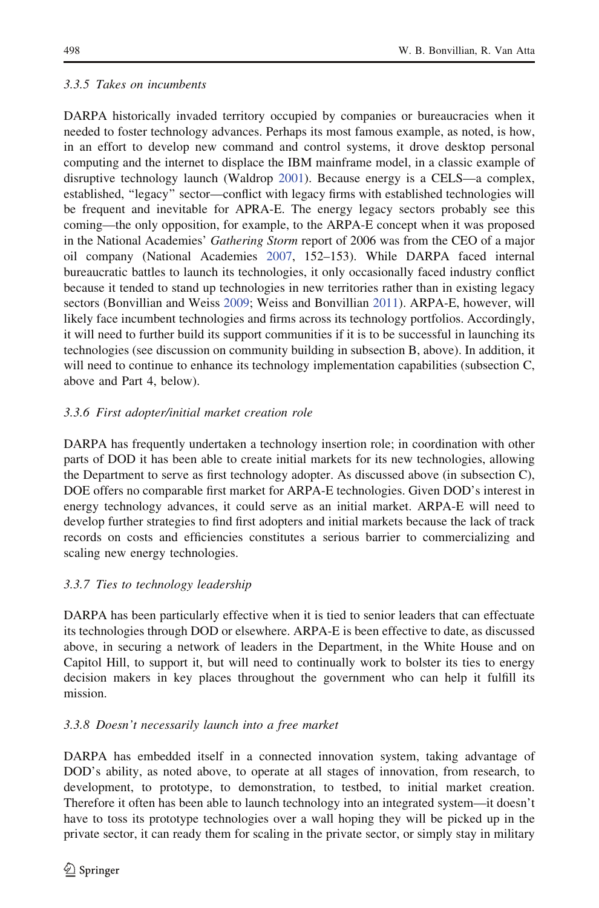### 3.3.5 Takes on incumbents

DARPA historically invaded territory occupied by companies or bureaucracies when it needed to foster technology advances. Perhaps its most famous example, as noted, is how, in an effort to develop new command and control systems, it drove desktop personal computing and the internet to displace the IBM mainframe model, in a classic example of disruptive technology launch (Waldrop 2001). Because energy is a CELS—a complex, established, "legacy" sector—conflict with legacy firms with established technologies will be frequent and inevitable for APRA-E. The energy legacy sectors probably see this coming—the only opposition, for example, to the ARPA-E concept when it was proposed in the National Academies' *Gathering Storm* report of 2006 was from the CEO of a major oil company (National Academies 2007, 152–153). While DARPA faced internal bureaucratic battles to launch its technologies, it only occasionally faced industry conflict because it tended to stand up technologies in new territories rather than in existing legacy sectors (Bonvillian and Weiss 2009; Weiss and Bonvillian 2011). ARPA-E, however, will likely face incumbent technologies and firms across its technology portfolios. Accordingly, it will need to further build its support communities if it is to be successful in launching its technologies (see discussion on community building in subsection B, above). In addition, it will need to continue to enhance its technology implementation capabilities (subsection C, above and Part 4, below).

### 3.3.6 First adopter/initial market creation role

DARPA has frequently undertaken a technology insertion role; in coordination with other parts of DOD it has been able to create initial markets for its new technologies, allowing the Department to serve as first technology adopter. As discussed above (in subsection C), DOE offers no comparable first market for ARPA-E technologies. Given DOD's interest in energy technology advances, it could serve as an initial market. ARPA-E will need to develop further strategies to find first adopters and initial markets because the lack of track records on costs and efficiencies constitutes a serious barrier to commercializing and scaling new energy technologies.

### 3.3.7 Ties to technology leadership

DARPA has been particularly effective when it is tied to senior leaders that can effectuate its technologies through DOD or elsewhere. ARPA-E is been effective to date, as discussed above, in securing a network of leaders in the Department, in the White House and on Capitol Hill, to support it, but will need to continually work to bolster its ties to energy decision makers in key places throughout the government who can help it fulfill its mission.

### 3.3.8 Doesn't necessarily launch into a free market

DARPA has embedded itself in a connected innovation system, taking advantage of DOD's ability, as noted above, to operate at all stages of innovation, from research, to development, to prototype, to demonstration, to testbed, to initial market creation. Therefore it often has been able to launch technology into an integrated system—it doesn't have to toss its prototype technologies over a wall hoping they will be picked up in the private sector, it can ready them for scaling in the private sector, or simply stay in military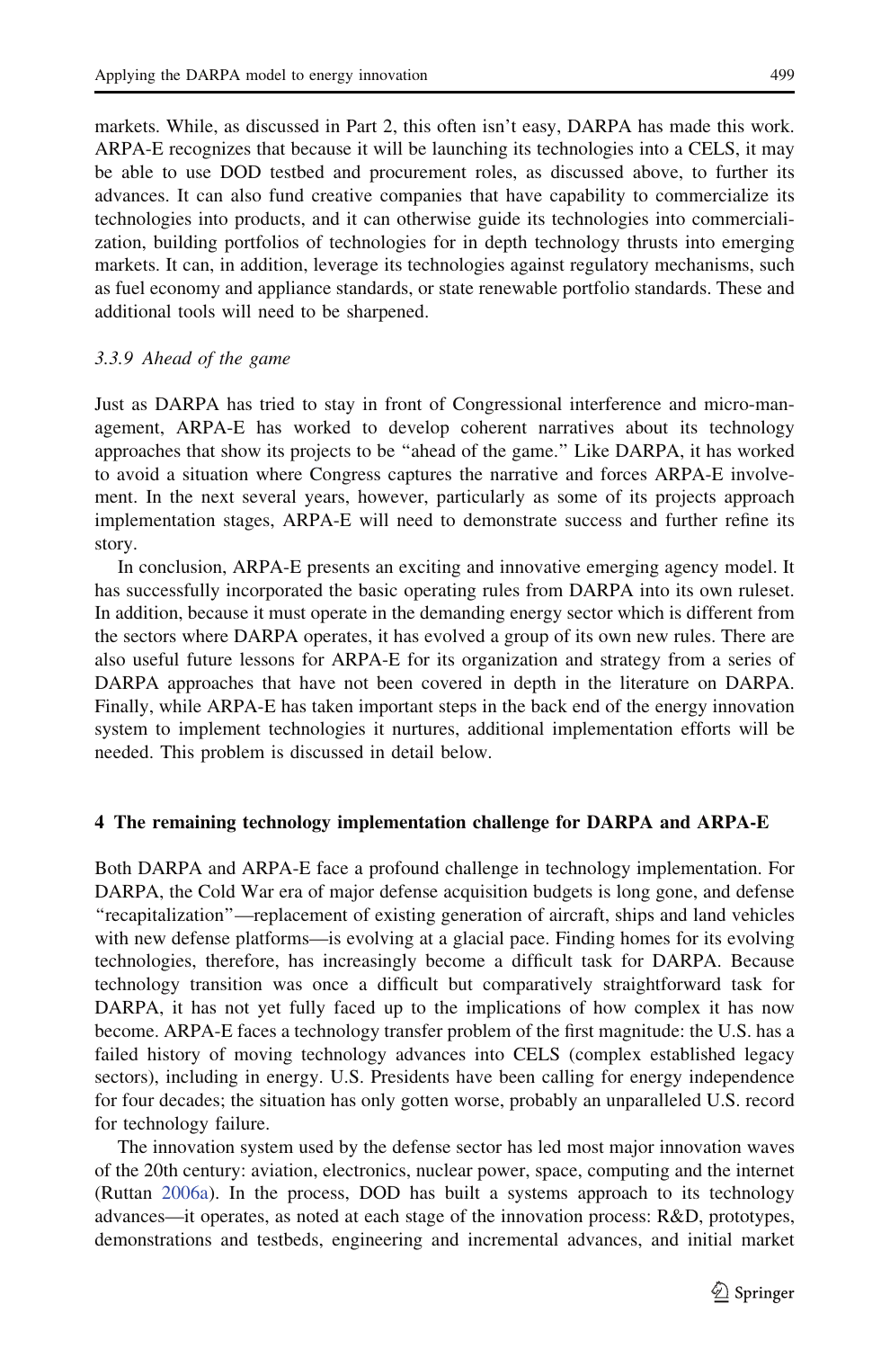markets. While, as discussed in Part 2, this often isn't easy, DARPA has made this work. ARPA-E recognizes that because it will be launching its technologies into a CELS, it may be able to use DOD testbed and procurement roles, as discussed above, to further its advances. It can also fund creative companies that have capability to commercialize its technologies into products, and it can otherwise guide its technologies into commercialization, building portfolios of technologies for in depth technology thrusts into emerging markets. It can, in addition, leverage its technologies against regulatory mechanisms, such as fuel economy and appliance standards, or state renewable portfolio standards. These and additional tools will need to be sharpened.

### *3.3.9 Ahead of the game*

Just as DARPA has tried to stay in front of Congressional interference and micro-management, ARPA-E has worked to develop coherent narratives about its technology approaches that show its projects to be "ahead of the game." Like DARPA, it has worked to avoid a situation where Congress captures the narrative and forces ARPA-E involvement. In the next several years, however, particularly as some of its projects approach implementation stages, ARPA-E will need to demonstrate success and further refine its story.

In conclusion, ARPA-E presents an exciting and innovative emerging agency model. It has successfully incorporated the basic operating rules from DARPA into its own ruleset. In addition, because it must operate in the demanding energy sector which is different from the sectors where DARPA operates, it has evolved a group of its own new rules. There are also useful future lessons for ARPA-E for its organization and strategy from a series of DARPA approaches that have not been covered in depth in the literature on DARPA. Finally, while ARPA-E has taken important steps in the back end of the energy innovation system to implement technologies it nurtures, additional implementation efforts will be needed. This problem is discussed in detail below.

## 4 The remaining technology implementation challenge for DARPA and ARPA-E

Both DARPA and ARPA-E face a profound challenge in technology implementation. For DARPA, the Cold War era of major defense acquisition budgets is long gone, and defense "recapitalization"—replacement of existing generation of aircraft, ships and land vehicles with new defense platforms—is evolving at a glacial pace. Finding homes for its evolving technologies, therefore, has increasingly become a difficult task for DARPA. Because technology transition was once a difficult but comparatively straightforward task for DARPA, it has not yet fully faced up to the implications of how complex it has now become. ARPA-E faces a technology transfer problem of the first magnitude: the U.S. has a failed history of moving technology advances into CELS (complex established legacy sectors), including in energy. U.S. Presidents have been calling for energy independence for four decades; the situation has only gotten worse, probably an unparalleled U.S. record for technology failure.

The innovation system used by the defense sector has led most major innovation waves of the 20th century: aviation, electronics, nuclear power, space, computing and the internet (Ruttan 2006a). In the process, DOD has built a systems approach to its technology advances—it operates, as noted at each stage of the innovation process: R&D, prototypes, demonstrations and testbeds, engineering and incremental advances, and initial market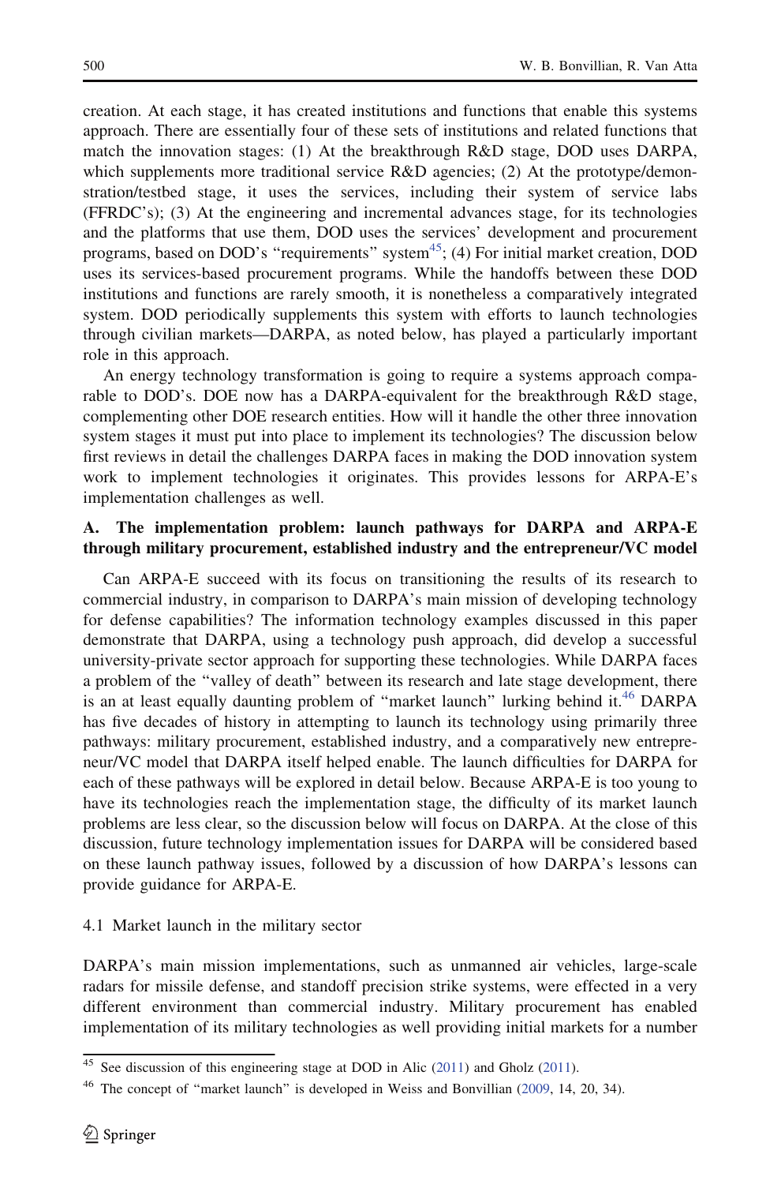creation. At each stage, it has created institutions and functions that enable this systems approach. There are essentially four of these sets of institutions and related functions that match the innovation stages: (1) At the breakthrough R&D stage, DOD uses DARPA, which supplements more traditional service R&D agencies; (2) At the prototype/demonstration/testbed stage, it uses the services, including their system of service labs (FFRDC's); (3) At the engineering and incremental advances stage, for its technologies and the platforms that use them, DOD uses the services' development and procurement programs, based on DOD's "requirements" system[45]; (4) For initial market creation, DOD uses its services-based procurement programs. While the handoffs between these DOD institutions and functions are rarely smooth, it is nonetheless a comparatively integrated system. DOD periodically supplements this system with efforts to launch technologies through civilian markets—DARPA, as noted below, has played a particularly important role in this approach.

An energy technology transformation is going to require a systems approach comparable to DOD's. DOE now has a DARPA-equivalent for the breakthrough R&D stage, complementing other DOE research entities. How will it handle the other three innovation system stages it must put into place to implement its technologies? The discussion below first reviews in detail the challenges DARPA faces in making the DOD innovation system work to implement technologies it originates. This provides lessons for ARPA-E's implementation challenges as well.

### A. The implementation problem: launch pathways for DARPA and ARPA-E through military procurement, established industry and the entrepreneur/VC model

Can ARPA-E succeed with its focus on transitioning the results of its research to commercial industry, in comparison to DARPA's main mission of developing technology for defense capabilities? The information technology examples discussed in this paper demonstrate that DARPA, using a technology push approach, did develop a successful university-private sector approach for supporting these technologies. While DARPA faces a problem of the "valley of death" between its research and late stage development, there is an at least equally daunting problem of "market launch" lurking behind it.[46] DARPA has five decades of history in attempting to launch its technology using primarily three pathways: military procurement, established industry, and a comparatively new entrepreneur/VC model that DARPA itself helped enable. The launch difficulties for DARPA for each of these pathways will be explored in detail below. Because ARPA-E is too young to have its technologies reach the implementation stage, the difficulty of its market launch problems are less clear, so the discussion below will focus on DARPA. At the close of this discussion, future technology implementation issues for DARPA will be considered based on these launch pathway issues, followed by a discussion of how DARPA's lessons can provide guidance for ARPA-E.

#### 4.1 Market launch in the military sector

DARPA's main mission implementations, such as unmanned air vehicles, large-scale radars for missile defense, and standoff precision strike systems, were effected in a very different environment than commercial industry. Military procurement has enabled implementation of its military technologies as well providing initial markets for a number

[45] See discussion of this engineering stage at DOD in Alic (2011) and Gholz (2011).

[46] The concept of "market launch" is developed in Weiss and Bonvillian (2009, 14, 20, 34).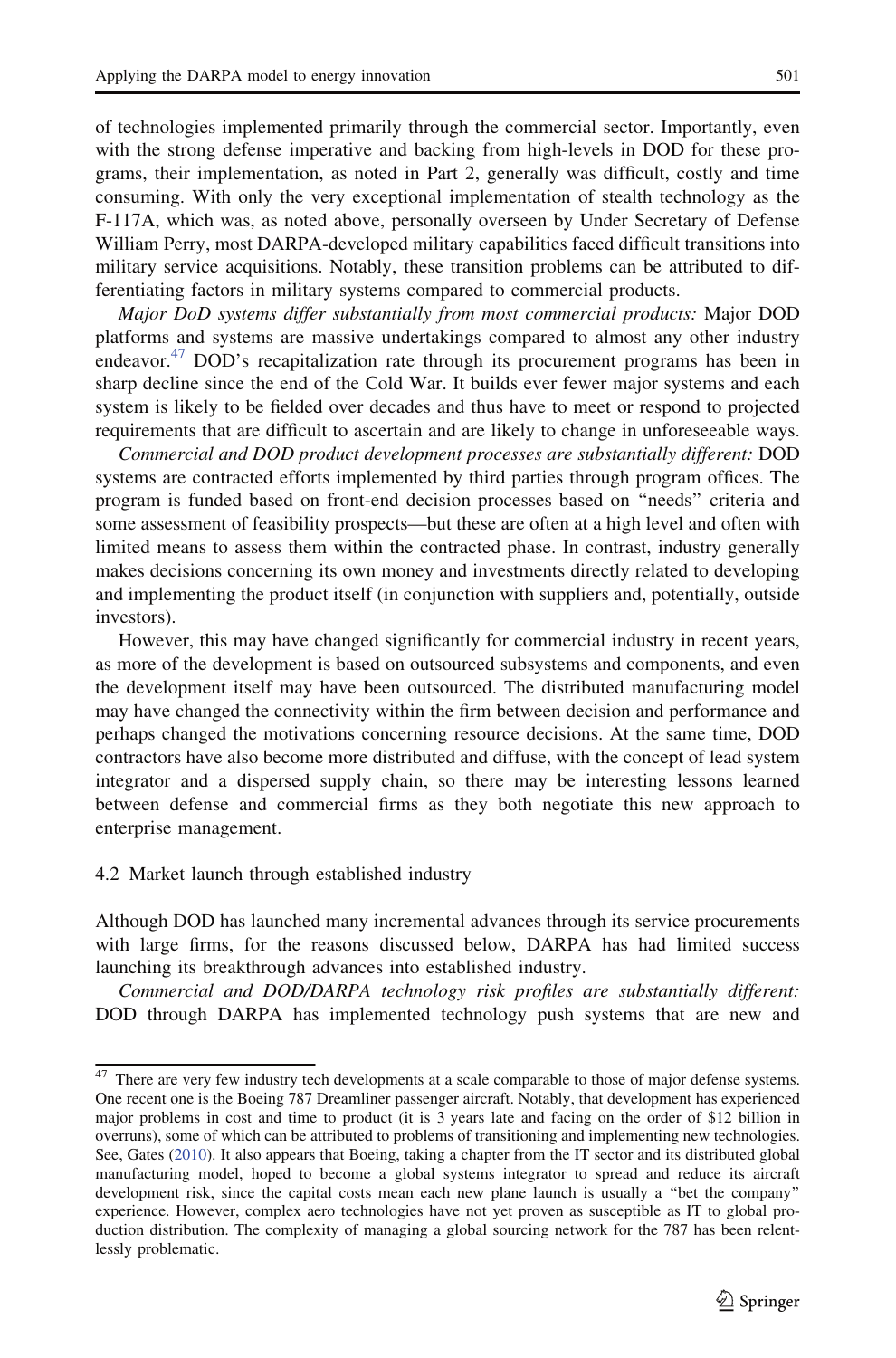of technologies implemented primarily through the commercial sector. Importantly, even with the strong defense imperative and backing from high-levels in DOD for these programs, their implementation, as noted in Part 2, generally was difficult, costly and time consuming. With only the very exceptional implementation of stealth technology as the F-117A, which was, as noted above, personally overseen by Under Secretary of Defense William Perry, most DARPA-developed military capabilities faced difficult transitions into military service acquisitions. Notably, these transition problems can be attributed to differentiating factors in military systems compared to commercial products.

*Major DoD systems differ substantially from most commercial products:* Major DOD platforms and systems are massive undertakings compared to almost any other industry endeavor.[47] DOD's recapitalization rate through its procurement programs has been in sharp decline since the end of the Cold War. It builds ever fewer major systems and each system is likely to be fielded over decades and thus have to meet or respond to projected requirements that are difficult to ascertain and are likely to change in unforeseeable ways.

*Commercial and DOD product development processes are substantially different:* DOD systems are contracted efforts implemented by third parties through program offices. The program is funded based on front-end decision processes based on "needs" criteria and some assessment of feasibility prospects—but these are often at a high level and often with limited means to assess them within the contracted phase. In contrast, industry generally makes decisions concerning its own money and investments directly related to developing and implementing the product itself (in conjunction with suppliers and, potentially, outside investors).

However, this may have changed significantly for commercial industry in recent years, as more of the development is based on outsourced subsystems and components, and even the development itself may have been outsourced. The distributed manufacturing model may have changed the connectivity within the firm between decision and performance and perhaps changed the motivations concerning resource decisions. At the same time, DOD contractors have also become more distributed and diffuse, with the concept of lead system integrator and a dispersed supply chain, so there may be interesting lessons learned between defense and commercial firms as they both negotiate this new approach to enterprise management.

### 4.2 Market launch through established industry

Although DOD has launched many incremental advances through its service procurements with large firms, for the reasons discussed below, DARPA has had limited success launching its breakthrough advances into established industry.

*Commercial and DOD/DARPA technology risk profiles are substantially different:* DOD through DARPA has implemented technology push systems that are new and

[47] There are very few industry tech developments at a scale comparable to those of major defense systems. One recent one is the Boeing 787 Dreamliner passenger aircraft. Notably, that development has experienced major problems in cost and time to product (it is 3 years late and facing on the order of $12 billion in overruns), some of which can be attributed to problems of transitioning and implementing new technologies. See, Gates (2010). It also appears that Boeing, taking a chapter from the IT sector and its distributed global manufacturing model, hoped to become a global systems integrator to spread and reduce its aircraft development risk, since the capital costs mean each new plane launch is usually a "bet the company" experience. However, complex aero technologies have not yet proven as susceptible as IT to global production distribution. The complexity of managing a global sourcing network for the 787 has been relentlessly problematic.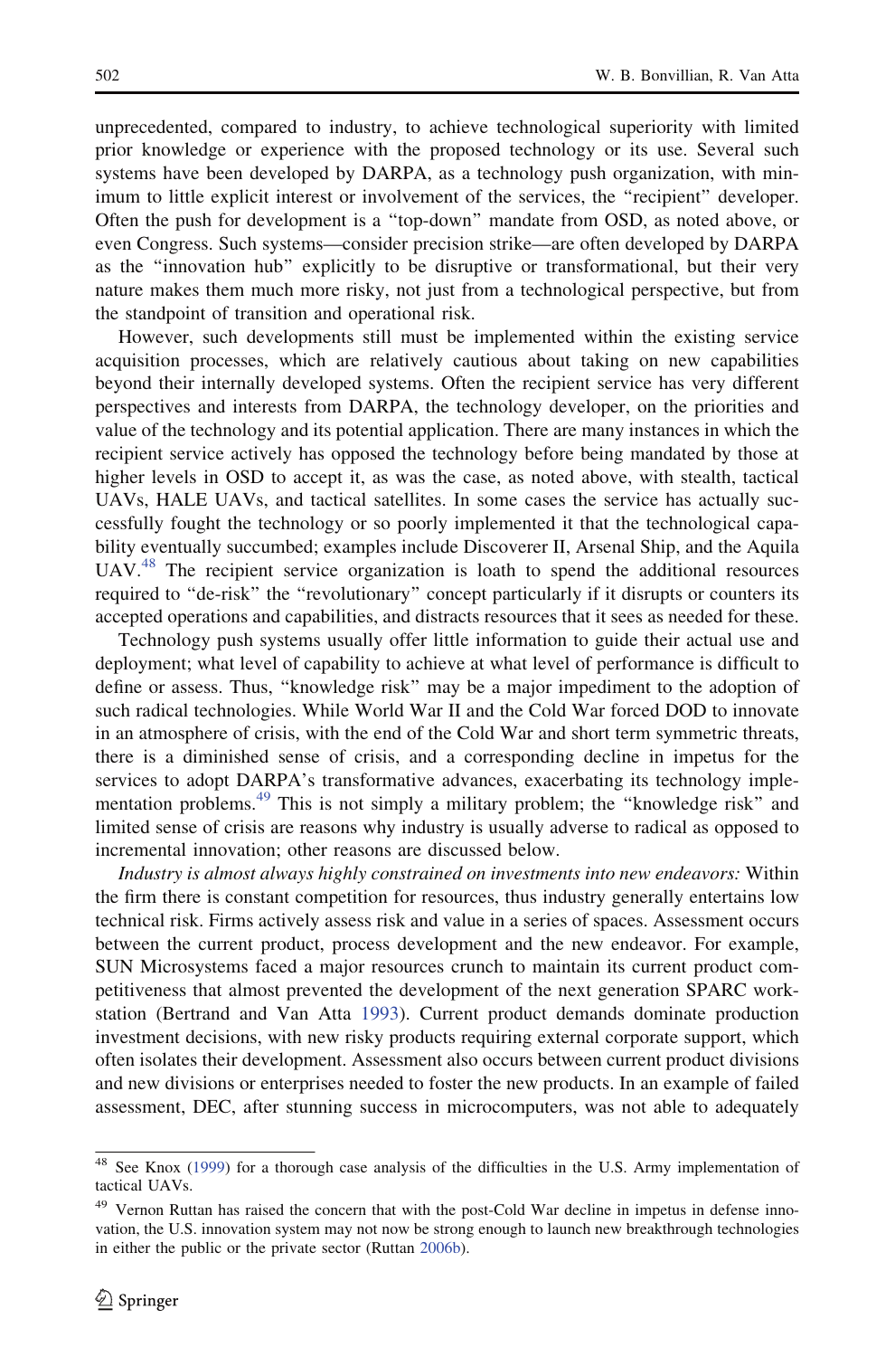unprecedented, compared to industry, to achieve technological superiority with limited prior knowledge or experience with the proposed technology or its use. Several such systems have been developed by DARPA, as a technology push organization, with minimum to little explicit interest or involvement of the services, the "recipient" developer. Often the push for development is a "top-down" mandate from OSD, as noted above, or even Congress. Such systems—consider precision strike—are often developed by DARPA as the "innovation hub" explicitly to be disruptive or transformational, but their very nature makes them much more risky, not just from a technological perspective, but from the standpoint of transition and operational risk.

However, such developments still must be implemented within the existing service acquisition processes, which are relatively cautious about taking on new capabilities beyond their internally developed systems. Often the recipient service has very different perspectives and interests from DARPA, the technology developer, on the priorities and value of the technology and its potential application. There are many instances in which the recipient service actively has opposed the technology before being mandated by those at higher levels in OSD to accept it, as was the case, as noted above, with stealth, tactical UAVs, HALE UAVs, and tactical satellites. In some cases the service has actually successfully fought the technology or so poorly implemented it that the technological capability eventually succumbed; examples include Discoverer II, Arsenal Ship, and the Aquila UAV.[48] The recipient service organization is loath to spend the additional resources required to "de-risk" the "revolutionary" concept particularly if it disrupts or counters its accepted operations and capabilities, and distracts resources that it sees as needed for these.

Technology push systems usually offer little information to guide their actual use and deployment; what level of capability to achieve at what level of performance is difficult to define or assess. Thus, "knowledge risk" may be a major impediment to the adoption of such radical technologies. While World War II and the Cold War forced DOD to innovate in an atmosphere of crisis, with the end of the Cold War and short term symmetric threats, there is a diminished sense of crisis, and a corresponding decline in impetus for the services to adopt DARPA's transformative advances, exacerbating its technology implementation problems.[49] This is not simply a military problem; the "knowledge risk" and limited sense of crisis are reasons why industry is usually adverse to radical as opposed to incremental innovation; other reasons are discussed below.

*Industry is almost always highly constrained on investments into new endeavors:* Within the firm there is constant competition for resources, thus industry generally entertains low technical risk. Firms actively assess risk and value in a series of spaces. Assessment occurs between the current product, process development and the new endeavor. For example, SUN Microsystems faced a major resources crunch to maintain its current product competitiveness that almost prevented the development of the next generation SPARC workstation (Bertrand and Van Atta 1993). Current product demands dominate production investment decisions, with new risky products requiring external corporate support, which often isolates their development. Assessment also occurs between current product divisions and new divisions or enterprises needed to foster the new products. In an example of failed assessment, DEC, after stunning success in microcomputers, was not able to adequately

---

[48] See Knox (1999) for a thorough case analysis of the difficulties in the U.S. Army implementation of tactical UAVs.

[49] Vernon Ruttan has raised the concern that with the post-Cold War decline in impetus in defense innovation, the U.S. innovation system may not now be strong enough to launch new breakthrough technologies in either the public or the private sector (Ruttan 2006b).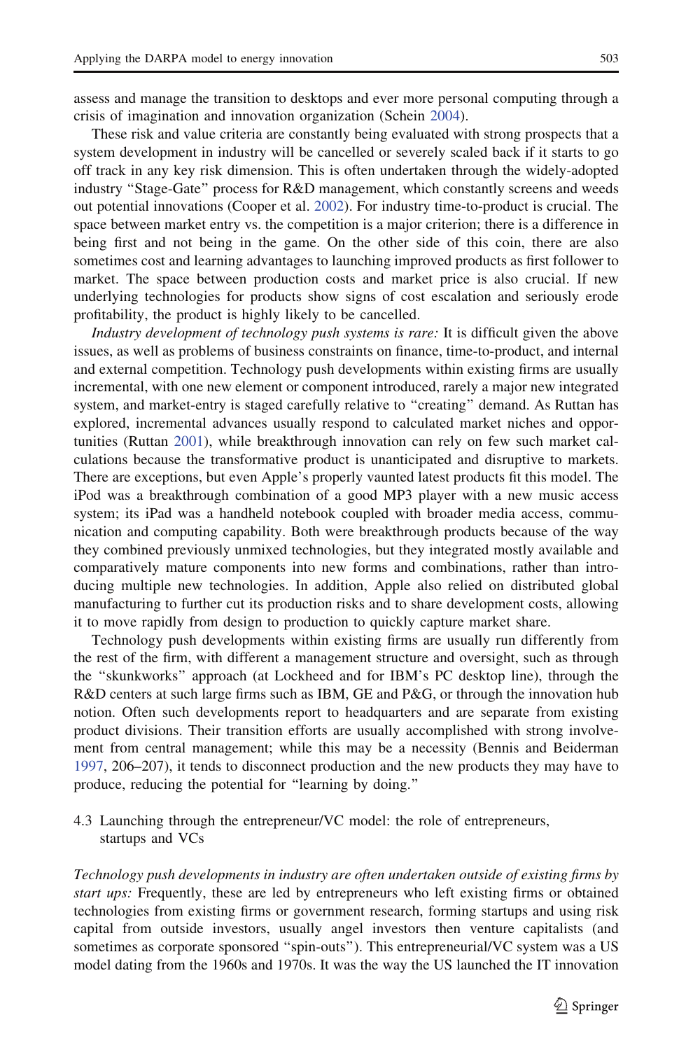assess and manage the transition to desktops and ever more personal computing through a crisis of imagination and innovation organization (Schein 2004).

These risk and value criteria are constantly being evaluated with strong prospects that a system development in industry will be cancelled or severely scaled back if it starts to go off track in any key risk dimension. This is often undertaken through the widely-adopted industry "Stage-Gate" process for R&D management, which constantly screens and weeds out potential innovations (Cooper et al. 2002). For industry time-to-product is crucial. The space between market entry vs. the competition is a major criterion; there is a difference in being first and not being in the game. On the other side of this coin, there are also sometimes cost and learning advantages to launching improved products as first follower to market. The space between production costs and market price is also crucial. If new underlying technologies for products show signs of cost escalation and seriously erode profitability, the product is highly likely to be cancelled.

*Industry development of technology push systems is rare:* It is difficult given the above issues, as well as problems of business constraints on finance, time-to-product, and internal and external competition. Technology push developments within existing firms are usually incremental, with one new element or component introduced, rarely a major new integrated system, and market-entry is staged carefully relative to "creating" demand. As Ruttan has explored, incremental advances usually respond to calculated market niches and opportunities (Ruttan 2001), while breakthrough innovation can rely on few such market calculations because the transformative product is unanticipated and disruptive to markets. There are exceptions, but even Apple's properly vaunted latest products fit this model. The iPod was a breakthrough combination of a good MP3 player with a new music access system; its iPad was a handheld notebook coupled with broader media access, communication and computing capability. Both were breakthrough products because of the way they combined previously unmixed technologies, but they integrated mostly available and comparatively mature components into new forms and combinations, rather than introducing multiple new technologies. In addition, Apple also relied on distributed global manufacturing to further cut its production risks and to share development costs, allowing it to move rapidly from design to production to quickly capture market share.

Technology push developments within existing firms are usually run differently from the rest of the firm, with different a management structure and oversight, such as through the "skunkworks" approach (at Lockheed and for IBM's PC desktop line), through the R&D centers at such large firms such as IBM, GE and P&G, or through the innovation hub notion. Often such developments report to headquarters and are separate from existing product divisions. Their transition efforts are usually accomplished with strong involvement from central management; while this may be a necessity (Bennis and Beiderman 1997, 206–207), it tends to disconnect production and the new products they may have to produce, reducing the potential for "learning by doing."

### 4.3 Launching through the entrepreneur/VC model: the role of entrepreneurs, startups and VCs

*Technology push developments in industry are often undertaken outside of existing firms by start ups:* Frequently, these are led by entrepreneurs who left existing firms or obtained technologies from existing firms or government research, forming startups and using risk capital from outside investors, usually angel investors then venture capitalists (and sometimes as corporate sponsored "spin-outs"). This entrepreneurial/VC system was a US model dating from the 1960s and 1970s. It was the way the US launched the IT innovation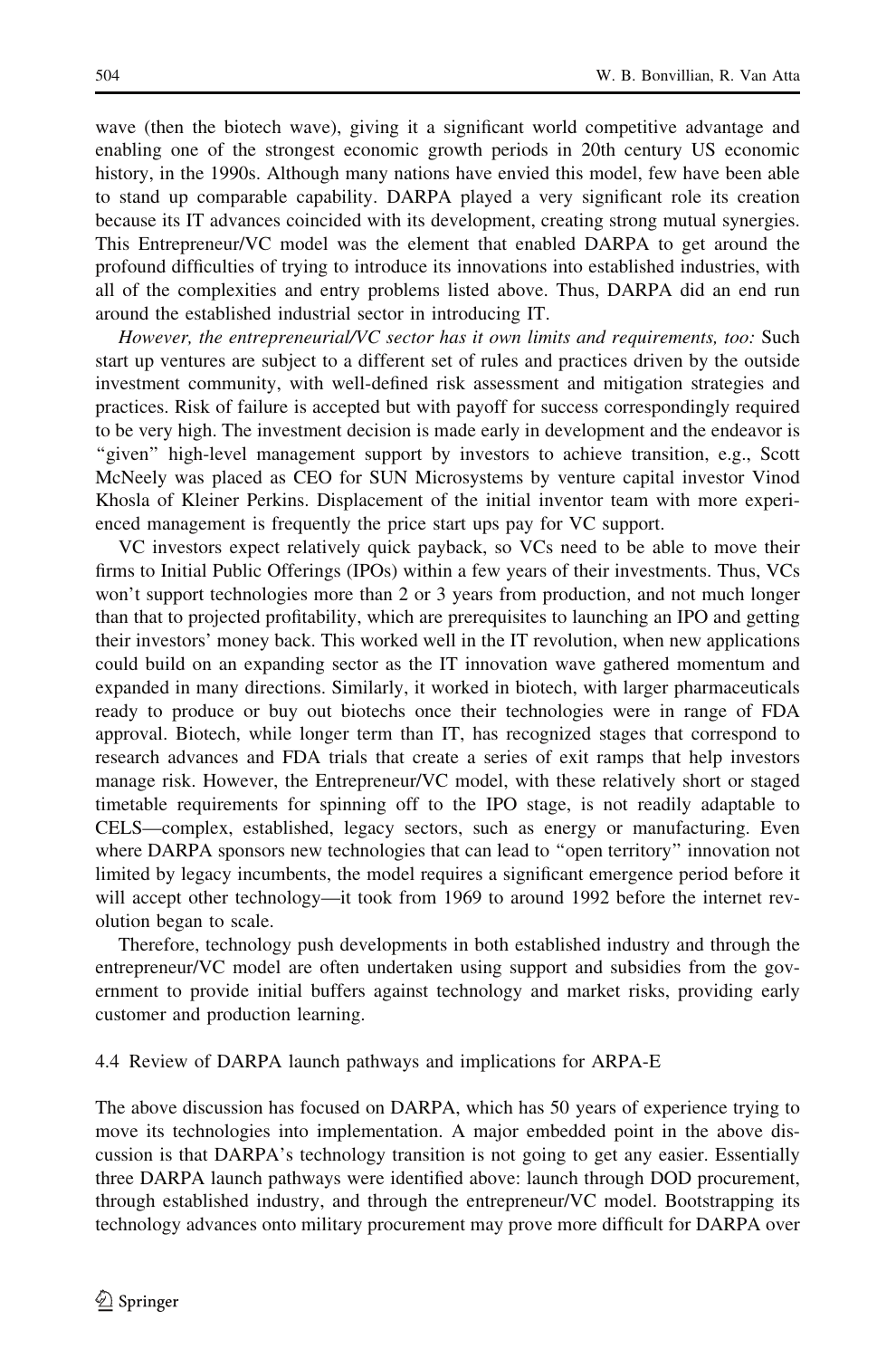wave (then the biotech wave), giving it a significant world competitive advantage and enabling one of the strongest economic growth periods in 20th century US economic history, in the 1990s. Although many nations have envied this model, few have been able to stand up comparable capability. DARPA played a very significant role its creation because its IT advances coincided with its development, creating strong mutual synergies. This Entrepreneur/VC model was the element that enabled DARPA to get around the profound difficulties of trying to introduce its innovations into established industries, with all of the complexities and entry problems listed above. Thus, DARPA did an end run around the established industrial sector in introducing IT.

*However, the entrepreneurial/VC sector has it own limits and requirements, too:* Such start up ventures are subject to a different set of rules and practices driven by the outside investment community, with well-defined risk assessment and mitigation strategies and practices. Risk of failure is accepted but with payoff for success correspondingly required to be very high. The investment decision is made early in development and the endeavor is "given" high-level management support by investors to achieve transition, e.g., Scott McNeely was placed as CEO for SUN Microsystems by venture capital investor Vinod Khosla of Kleiner Perkins. Displacement of the initial inventor team with more experienced management is frequently the price start ups pay for VC support.

VC investors expect relatively quick payback, so VCs need to be able to move their firms to Initial Public Offerings (IPOs) within a few years of their investments. Thus, VCs won't support technologies more than 2 or 3 years from production, and not much longer than that to projected profitability, which are prerequisites to launching an IPO and getting their investors' money back. This worked well in the IT revolution, when new applications could build on an expanding sector as the IT innovation wave gathered momentum and expanded in many directions. Similarly, it worked in biotech, with larger pharmaceuticals ready to produce or buy out biotechs once their technologies were in range of FDA approval. Biotech, while longer term than IT, has recognized stages that correspond to research advances and FDA trials that create a series of exit ramps that help investors manage risk. However, the Entrepreneur/VC model, with these relatively short or staged timetable requirements for spinning off to the IPO stage, is not readily adaptable to CELS—complex, established, legacy sectors, such as energy or manufacturing. Even where DARPA sponsors new technologies that can lead to "open territory" innovation not limited by legacy incumbents, the model requires a significant emergence period before it will accept other technology—it took from 1969 to around 1992 before the internet revolution began to scale.

Therefore, technology push developments in both established industry and through the entrepreneur/VC model are often undertaken using support and subsidies from the government to provide initial buffers against technology and market risks, providing early customer and production learning.

### 4.4 Review of DARPA launch pathways and implications for ARPA-E

The above discussion has focused on DARPA, which has 50 years of experience trying to move its technologies into implementation. A major embedded point in the above discussion is that DARPA's technology transition is not going to get any easier. Essentially three DARPA launch pathways were identified above: launch through DOD procurement, through established industry, and through the entrepreneur/VC model. Bootstrapping its technology advances onto military procurement may prove more difficult for DARPA over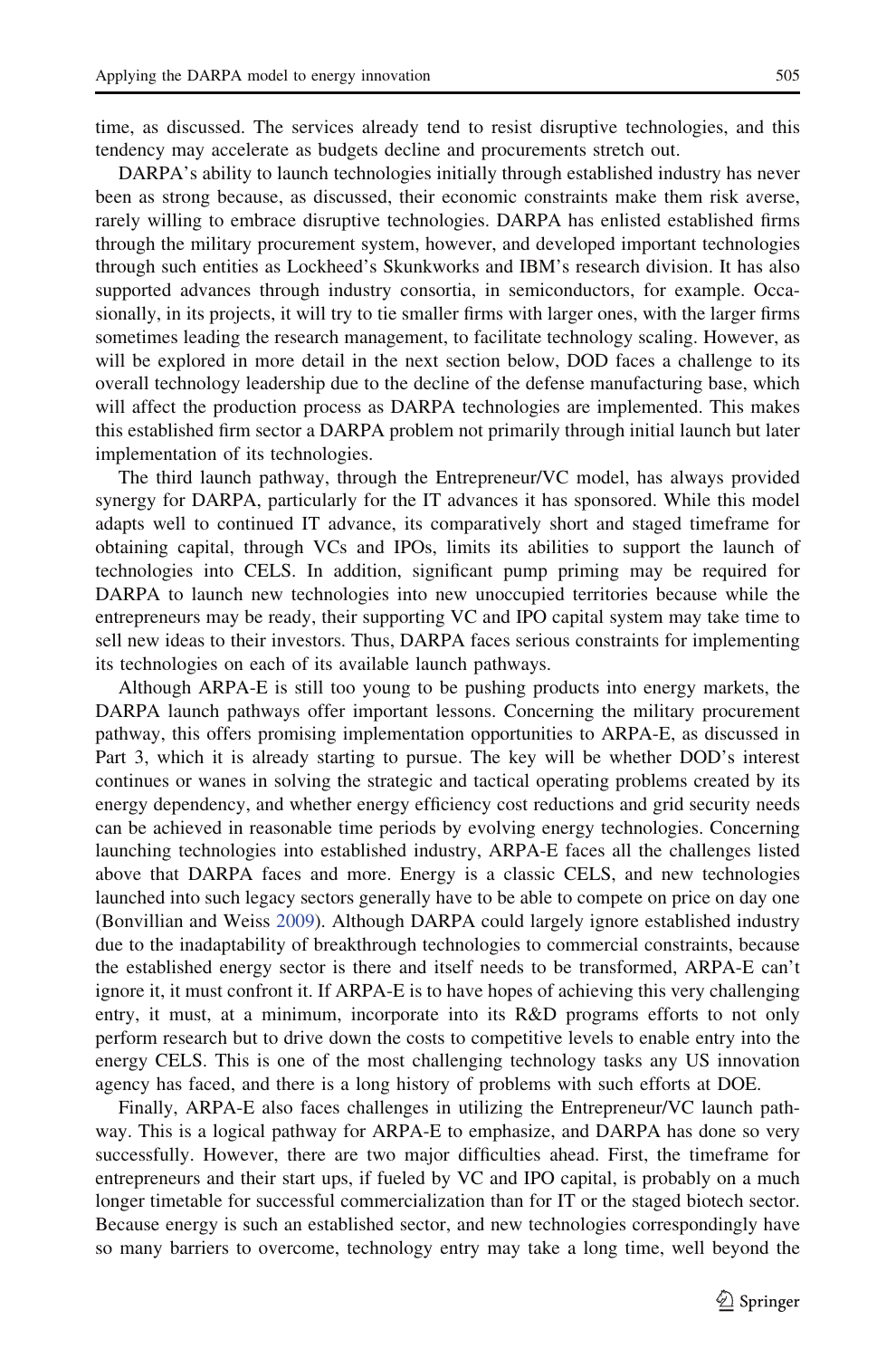time, as discussed. The services already tend to resist disruptive technologies, and this tendency may accelerate as budgets decline and procurements stretch out.

DARPA's ability to launch technologies initially through established industry has never been as strong because, as discussed, their economic constraints make them risk averse, rarely willing to embrace disruptive technologies. DARPA has enlisted established firms through the military procurement system, however, and developed important technologies through such entities as Lockheed's Skunkworks and IBM's research division. It has also supported advances through industry consortia, in semiconductors, for example. Occasionally, in its projects, it will try to tie smaller firms with larger ones, with the larger firms sometimes leading the research management, to facilitate technology scaling. However, as will be explored in more detail in the next section below, DOD faces a challenge to its overall technology leadership due to the decline of the defense manufacturing base, which will affect the production process as DARPA technologies are implemented. This makes this established firm sector a DARPA problem not primarily through initial launch but later implementation of its technologies.

The third launch pathway, through the Entrepreneur/VC model, has always provided synergy for DARPA, particularly for the IT advances it has sponsored. While this model adapts well to continued IT advance, its comparatively short and staged timeframe for obtaining capital, through VCs and IPOs, limits its abilities to support the launch of technologies into CELS. In addition, significant pump priming may be required for DARPA to launch new technologies into new unoccupied territories because while the entrepreneurs may be ready, their supporting VC and IPO capital system may take time to sell new ideas to their investors. Thus, DARPA faces serious constraints for implementing its technologies on each of its available launch pathways.

Although ARPA-E is still too young to be pushing products into energy markets, the DARPA launch pathways offer important lessons. Concerning the military procurement pathway, this offers promising implementation opportunities to ARPA-E, as discussed in Part 3, which it is already starting to pursue. The key will be whether DOD's interest continues or wanes in solving the strategic and tactical operating problems created by its energy dependency, and whether energy efficiency cost reductions and grid security needs can be achieved in reasonable time periods by evolving energy technologies. Concerning launching technologies into established industry, ARPA-E faces all the challenges listed above that DARPA faces and more. Energy is a classic CELS, and new technologies launched into such legacy sectors generally have to be able to compete on price on day one (Bonvillian and Weiss 2009). Although DARPA could largely ignore established industry due to the inadaptability of breakthrough technologies to commercial constraints, because the established energy sector is there and itself needs to be transformed, ARPA-E can't ignore it, it must confront it. If ARPA-E is to have hopes of achieving this very challenging entry, it must, at a minimum, incorporate into its R&D programs efforts to not only perform research but to drive down the costs to competitive levels to enable entry into the energy CELS. This is one of the most challenging technology tasks any US innovation agency has faced, and there is a long history of problems with such efforts at DOE.

Finally, ARPA-E also faces challenges in utilizing the Entrepreneur/VC launch pathway. This is a logical pathway for ARPA-E to emphasize, and DARPA has done so very successfully. However, there are two major difficulties ahead. First, the timeframe for entrepreneurs and their start ups, if fueled by VC and IPO capital, is probably on a much longer timetable for successful commercialization than for IT or the staged biotech sector. Because energy is such an established sector, and new technologies correspondingly have so many barriers to overcome, technology entry may take a long time, well beyond the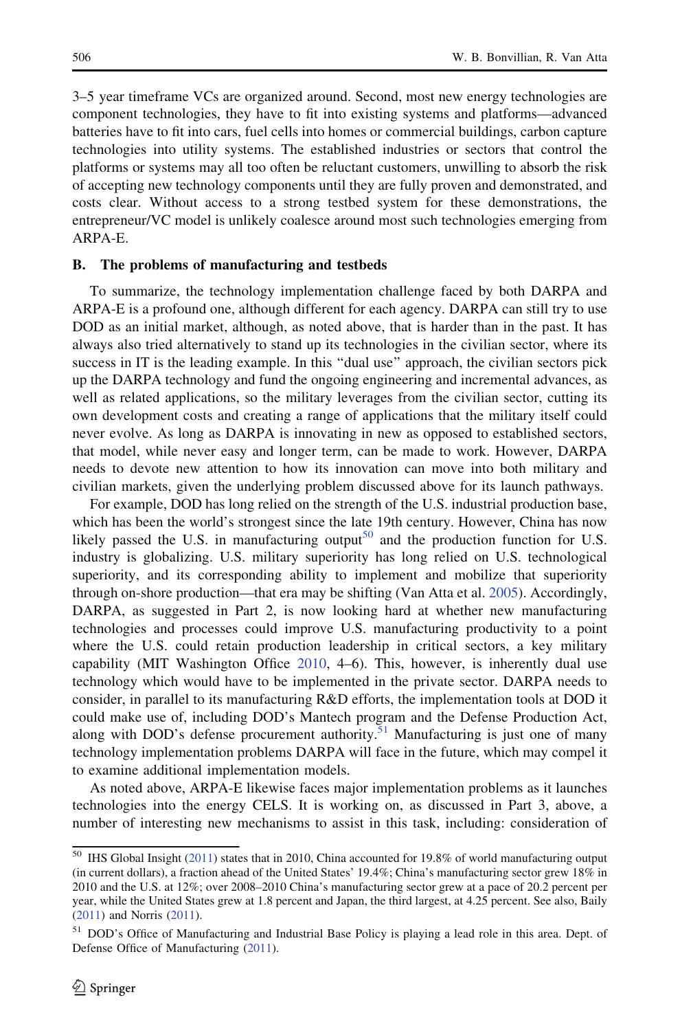3–5 year timeframe VCs are organized around. Second, most new energy technologies are component technologies, they have to fit into existing systems and platforms—advanced batteries have to fit into cars, fuel cells into homes or commercial buildings, carbon capture technologies into utility systems. The established industries or sectors that control the platforms or systems may all too often be reluctant customers, unwilling to absorb the risk of accepting new technology components until they are fully proven and demonstrated, and costs clear. Without access to a strong testbed system for these demonstrations, the entrepreneur/VC model is unlikely coalesce around most such technologies emerging from ARPA-E.

### B. The problems of manufacturing and testbeds

To summarize, the technology implementation challenge faced by both DARPA and ARPA-E is a profound one, although different for each agency. DARPA can still try to use DOD as an initial market, although, as noted above, that is harder than in the past. It has always also tried alternatively to stand up its technologies in the civilian sector, where its success in IT is the leading example. In this "dual use" approach, the civilian sectors pick up the DARPA technology and fund the ongoing engineering and incremental advances, as well as related applications, so the military leverages from the civilian sector, cutting its own development costs and creating a range of applications that the military itself could never evolve. As long as DARPA is innovating in new as opposed to established sectors, that model, while never easy and longer term, can be made to work. However, DARPA needs to devote new attention to how its innovation can move into both military and civilian markets, given the underlying problem discussed above for its launch pathways.

For example, DOD has long relied on the strength of the U.S. industrial production base, which has been the world's strongest since the late 19th century. However, China has now likely passed the U.S. in manufacturing output[50] and the production function for U.S. industry is globalizing. U.S. military superiority has long relied on U.S. technological superiority, and its corresponding ability to implement and mobilize that superiority through on-shore production—that era may be shifting (Van Atta et al. 2005). Accordingly, DARPA, as suggested in Part 2, is now looking hard at whether new manufacturing technologies and processes could improve U.S. manufacturing productivity to a point where the U.S. could retain production leadership in critical sectors, a key military capability (MIT Washington Office 2010, 4–6). This, however, is inherently dual use technology which would have to be implemented in the private sector. DARPA needs to consider, in parallel to its manufacturing R&D efforts, the implementation tools at DOD it could make use of, including DOD's Mantech program and the Defense Production Act, along with DOD's defense procurement authority.[51] Manufacturing is just one of many technology implementation problems DARPA will face in the future, which may compel it to examine additional implementation models.

As noted above, ARPA-E likewise faces major implementation problems as it launches technologies into the energy CELS. It is working on, as discussed in Part 3, above, a number of interesting new mechanisms to assist in this task, including: consideration of

---

[50] IHS Global Insight (2011) states that in 2010, China accounted for 19.8% of world manufacturing output (in current dollars), a fraction ahead of the United States' 19.4%; China's manufacturing sector grew 18% in 2010 and the U.S. at 12%; over 2008–2010 China's manufacturing sector grew at a pace of 20.2 percent per year, while the United States grew at 1.8 percent and Japan, the third largest, at 4.25 percent. See also, Baily (2011) and Norris (2011).

[51] DOD's Office of Manufacturing and Industrial Base Policy is playing a lead role in this area. Dept. of Defense Office of Manufacturing (2011).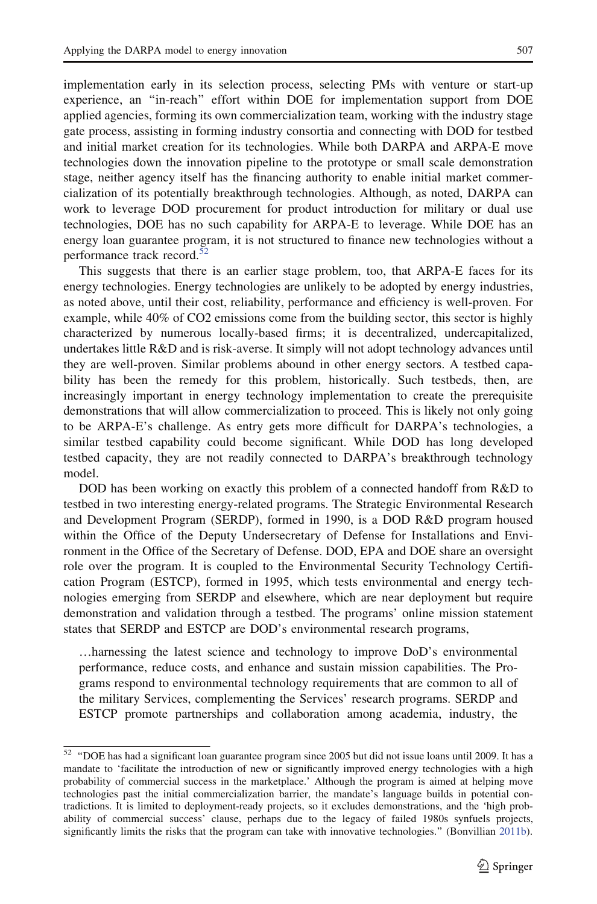implementation early in its selection process, selecting PMs with venture or start-up experience, an "in-reach" effort within DOE for implementation support from DOE applied agencies, forming its own commercialization team, working with the industry stage gate process, assisting in forming industry consortia and connecting with DOD for testbed and initial market creation for its technologies. While both DARPA and ARPA-E move technologies down the innovation pipeline to the prototype or small scale demonstration stage, neither agency itself has the financing authority to enable initial market commercialization of its potentially breakthrough technologies. Although, as noted, DARPA can work to leverage DOD procurement for product introduction for military or dual use technologies, DOE has no such capability for ARPA-E to leverage. While DOE has an energy loan guarantee program, it is not structured to finance new technologies without a performance track record.[52]

This suggests that there is an earlier stage problem, too, that ARPA-E faces for its energy technologies. Energy technologies are unlikely to be adopted by energy industries, as noted above, until their cost, reliability, performance and efficiency is well-proven. For example, while 40% of $CO_2$ emissions come from the building sector, this sector is highly characterized by numerous locally-based firms; it is decentralized, undercapitalized, undertakes little R&D and is risk-averse. It simply will not adopt technology advances until they are well-proven. Similar problems abound in other energy sectors. A testbed capability has been the remedy for this problem, historically. Such testbeds, then, are increasingly important in energy technology implementation to create the prerequisite demonstrations that will allow commercialization to proceed. This is likely not only going to be ARPA-E's challenge. As entry gets more difficult for DARPA's technologies, a similar testbed capability could become significant. While DOD has long developed testbed capacity, they are not readily connected to DARPA's breakthrough technology model.

DOD has been working on exactly this problem of a connected handoff from R&D to testbed in two interesting energy-related programs. The Strategic Environmental Research and Development Program (SERDP), formed in 1990, is a DOD R&D program housed within the Office of the Deputy Undersecretary of Defense for Installations and Environment in the Office of the Secretary of Defense. DOD, EPA and DOE share an oversight role over the program. It is coupled to the Environmental Security Technology Certification Program (ESTCP), formed in 1995, which tests environmental and energy technologies emerging from SERDP and elsewhere, which are near deployment but require demonstration and validation through a testbed. The programs' online mission statement states that SERDP and ESTCP are DOD's environmental research programs,

> …harnessing the latest science and technology to improve DoD's environmental performance, reduce costs, and enhance and sustain mission capabilities. The Programs respond to environmental technology requirements that are common to all of the military Services, complementing the Services' research programs. SERDP and ESTCP promote partnerships and collaboration among academia, industry, the

---

[52] "DOE has had a significant loan guarantee program since 2005 but did not issue loans until 2009. It has a mandate to 'facilitate the introduction of new or significantly improved energy technologies with a high probability of commercial success in the marketplace.' Although the program is aimed at helping move technologies past the initial commercialization barrier, the mandate's language builds in potential contradictions. It is limited to deployment-ready projects, so it excludes demonstrations, and the 'high probability of commercial success' clause, perhaps due to the legacy of failed 1980s synfuels projects, significantly limits the risks that the program can take with innovative technologies." (Bonvillian 2011b).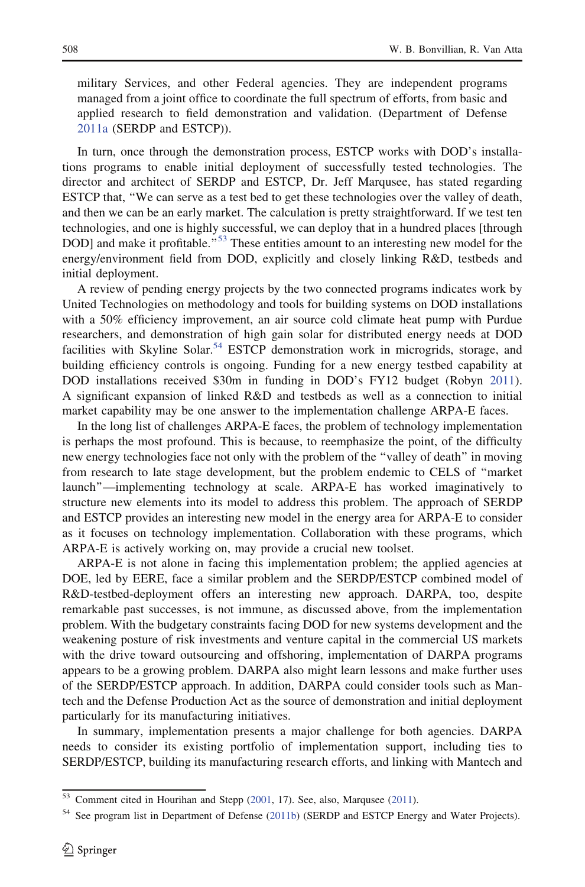military Services, and other Federal agencies. They are independent programs managed from a joint office to coordinate the full spectrum of efforts, from basic and applied research to field demonstration and validation. (Department of Defense 2011a (SERDP and ESTCP)).

In turn, once through the demonstration process, ESTCP works with DOD's installations programs to enable initial deployment of successfully tested technologies. The director and architect of SERDP and ESTCP, Dr. Jeff Marqusee, has stated regarding ESTCP that, "We can serve as a test bed to get these technologies over the valley of death, and then we can be an early market. The calculation is pretty straightforward. If we test ten technologies, and one is highly successful, we can deploy that in a hundred places [through DOD] and make it profitable."[53] These entities amount to an interesting new model for the energy/environment field from DOD, explicitly and closely linking R&D, testbeds and initial deployment.

A review of pending energy projects by the two connected programs indicates work by United Technologies on methodology and tools for building systems on DOD installations with a 50% efficiency improvement, an air source cold climate heat pump with Purdue researchers, and demonstration of high gain solar for distributed energy needs at DOD facilities with Skyline Solar.[54] ESTCP demonstration work in microgrids, storage, and building efficiency controls is ongoing. Funding for a new energy testbed capability at DOD installations received $30m in funding in DOD's FY12 budget (Robyn 2011). A significant expansion of linked R&D and testbeds as well as a connection to initial market capability may be one answer to the implementation challenge ARPA-E faces.

In the long list of challenges ARPA-E faces, the problem of technology implementation is perhaps the most profound. This is because, to reemphasize the point, of the difficulty new energy technologies face not only with the problem of the "valley of death" in moving from research to late stage development, but the problem endemic to CELS of "market launch"—implementing technology at scale. ARPA-E has worked imaginatively to structure new elements into its model to address this problem. The approach of SERDP and ESTCP provides an interesting new model in the energy area for ARPA-E to consider as it focuses on technology implementation. Collaboration with these programs, which ARPA-E is actively working on, may provide a crucial new toolset.

ARPA-E is not alone in facing this implementation problem; the applied agencies at DOE, led by EERE, face a similar problem and the SERDP/ESTCP combined model of R&D-testbed-deployment offers an interesting new approach. DARPA, too, despite remarkable past successes, is not immune, as discussed above, from the implementation problem. With the budgetary constraints facing DOD for new systems development and the weakening posture of risk investments and venture capital in the commercial US markets with the drive toward outsourcing and offshoring, implementation of DARPA programs appears to be a growing problem. DARPA also might learn lessons and make further uses of the SERDP/ESTCP approach. In addition, DARPA could consider tools such as Mantech and the Defense Production Act as the source of demonstration and initial deployment particularly for its manufacturing initiatives.

In summary, implementation presents a major challenge for both agencies. DARPA needs to consider its existing portfolio of implementation support, including ties to SERDP/ESTCP, building its manufacturing research efforts, and linking with Mantech and

---

[53] Comment cited in Hourihan and Stepp (2001, 17). See, also, Marqusee (2011).

[54] See program list in Department of Defense (2011b) (SERDP and ESTCP Energy and Water Projects).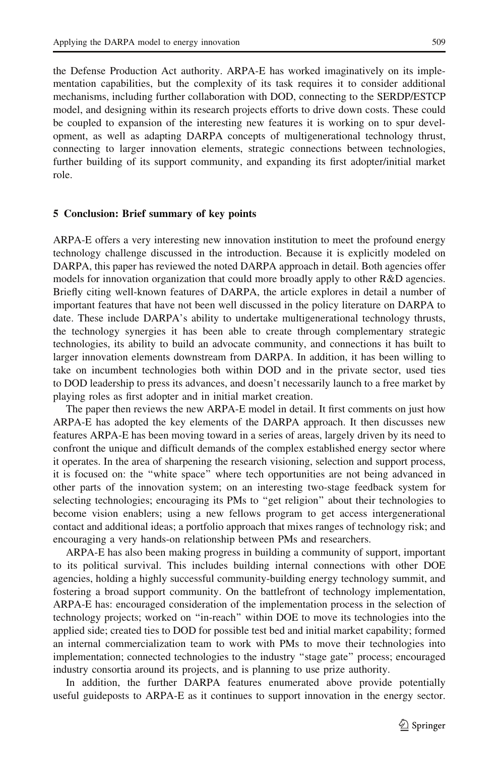the Defense Production Act authority. ARPA-E has worked imaginatively on its implementation capabilities, but the complexity of its task requires it to consider additional mechanisms, including further collaboration with DOD, connecting to the SERDP/ESTCP model, and designing within its research projects efforts to drive down costs. These could be coupled to expansion of the interesting new features it is working on to spur development, as well as adapting DARPA concepts of multigenerational technology thrust, connecting to larger innovation elements, strategic connections between technologies, further building of its support community, and expanding its first adopter/initial market role.

## 5 Conclusion: Brief summary of key points

ARPA-E offers a very interesting new innovation institution to meet the profound energy technology challenge discussed in the introduction. Because it is explicitly modeled on DARPA, this paper has reviewed the noted DARPA approach in detail. Both agencies offer models for innovation organization that could more broadly apply to other R&D agencies. Briefly citing well-known features of DARPA, the article explores in detail a number of important features that have not been well discussed in the policy literature on DARPA to date. These include DARPA's ability to undertake multigenerational technology thrusts, the technology synergies it has been able to create through complementary strategic technologies, its ability to build an advocate community, and connections it has built to larger innovation elements downstream from DARPA. In addition, it has been willing to take on incumbent technologies both within DOD and in the private sector, used ties to DOD leadership to press its advances, and doesn't necessarily launch to a free market by playing roles as first adopter and in initial market creation.

The paper then reviews the new ARPA-E model in detail. It first comments on just how ARPA-E has adopted the key elements of the DARPA approach. It then discusses new features ARPA-E has been moving toward in a series of areas, largely driven by its need to confront the unique and difficult demands of the complex established energy sector where it operates. In the area of sharpening the research visioning, selection and support process, it is focused on: the "white space" where tech opportunities are not being advanced in other parts of the innovation system; on an interesting two-stage feedback system for selecting technologies; encouraging its PMs to "get religion" about their technologies to become vision enablers; using a new fellows program to get access intergenerational contact and additional ideas; a portfolio approach that mixes ranges of technology risk; and encouraging a very hands-on relationship between PMs and researchers.

ARPA-E has also been making progress in building a community of support, important to its political survival. This includes building internal connections with other DOE agencies, holding a highly successful community-building energy technology summit, and fostering a broad support community. On the battlefront of technology implementation, ARPA-E has: encouraged consideration of the implementation process in the selection of technology projects; worked on "in-reach" within DOE to move its technologies into the applied side; created ties to DOD for possible test bed and initial market capability; formed an internal commercialization team to work with PMs to move their technologies into implementation; connected technologies to the industry "stage gate" process; encouraged industry consortia around its projects, and is planning to use prize authority.

In addition, the further DARPA features enumerated above provide potentially useful guideposts to ARPA-E as it continues to support innovation in the energy sector.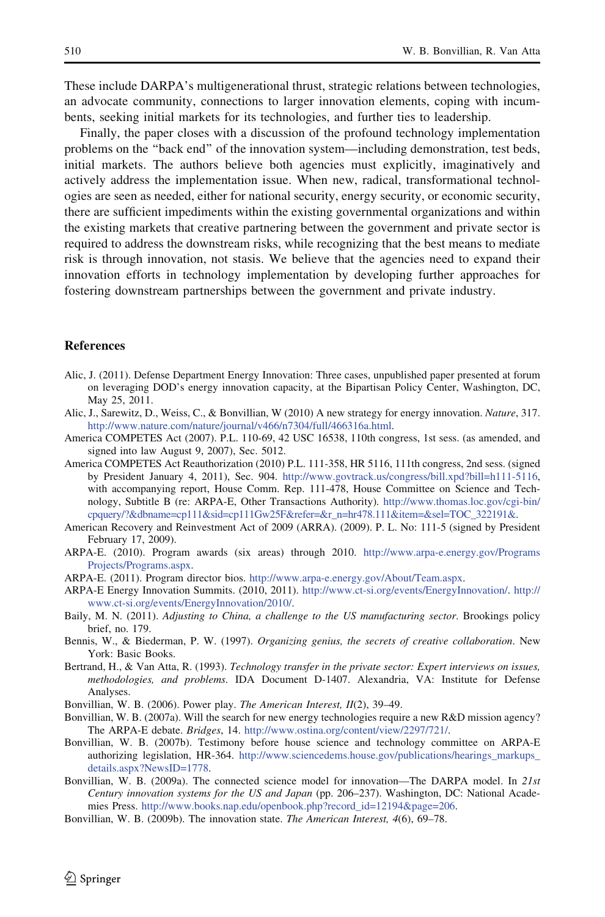These include DARPA's multigenerational thrust, strategic relations between technologies, an advocate community, connections to larger innovation elements, coping with incumbents, seeking initial markets for its technologies, and further ties to leadership.

Finally, the paper closes with a discussion of the profound technology implementation problems on the "back end" of the innovation system—including demonstration, test beds, initial markets. The authors believe both agencies must explicitly, imaginatively and actively address the implementation issue. When new, radical, transformational technologies are seen as needed, either for national security, energy security, or economic security, there are sufficient impediments within the existing governmental organizations and within the existing markets that creative partnering between the government and private sector is required to address the downstream risks, while recognizing that the best means to mediate risk is through innovation, not stasis. We believe that the agencies need to expand their innovation efforts in technology implementation by developing further approaches for fostering downstream partnerships between the government and private industry.

## References

Alic, J. (2011). Defense Department Energy Innovation: Three cases, unpublished paper presented at forum on leveraging DOD's energy innovation capacity, at the Bipartisan Policy Center, Washington, DC, May 25, 2011.

Alic, J., Sarewitz, D., Weiss, C., & Bonvillian, W (2010) A new strategy for energy innovation. *Nature*, 317. http://www.nature.com/nature/journal/v466/n7304/full/466316a.html.

America COMPETES Act (2007). P.L. 110-69, 42 USC 16538, 110th congress, 1st sess. (as amended, and signed into law August 9, 2007), Sec. 5012.

America COMPETES Act Reauthorization (2010) P.L. 111-358, HR 5116, 111th congress, 2nd sess. (signed by President January 4, 2011), Sec. 904. http://www.govtrack.us/congress/bill.xpd?bill=h111-5116, with accompanying report, House Comm. Rep. 111-478, House Committee on Science and Technology, Subtitle B (re: ARPA-E, Other Transactions Authority). http://www.thomas.loc.gov/cgi-bin/cpquery/?&dbname=cp111&sid=cp111Gw25F&refer=&r_n=hr478.111&item=&sel=TOC_322191&.

American Recovery and Reinvestment Act of 2009 (ARRA). (2009). P. L. No: 111-5 (signed by President February 17, 2009).

ARPA-E. (2010). Program awards (six areas) through 2010. http://www.arpa-e.energy.gov/ProgramsProjects/Programs.aspx.

ARPA-E. (2011). Program director bios. http://www.arpa-e.energy.gov/About/Team.aspx.

ARPA-E Energy Innovation Summits. (2010, 2011). http://www.ct-si.org/events/EnergyInnovation/. http://www.ct-si.org/events/EnergyInnovation/2010/.

Baily, M. N. (2011). *Adjusting to China, a challenge to the US manufacturing sector*. Brookings policy brief, no. 179.

Bennis, W., & Biederman, P. W. (1997). *Organizing genius, the secrets of creative collaboration*. New York: Basic Books.

Bertrand, H., & Van Atta, R. (1993). *Technology transfer in the private sector: Expert interviews on issues, methodologies, and problems*. IDA Document D-1407. Alexandria, VA: Institute for Defense Analyses.

Bonvillian, W. B. (2006). Power play. *The American Interest, II*(2), 39–49.

Bonvillian, W. B. (2007a). Will the search for new energy technologies require a new R&D mission agency? The ARPA-E debate. *Bridges*, 14. http://www.ostina.org/content/view/2297/721/.

Bonvillian, W. B. (2007b). Testimony before house science and technology committee on ARPA-E authorizing legislation, HR-364. http://www.sciencedems.house.gov/publications/hearings_markups_details.aspx?NewsID=1778.

Bonvillian, W. B. (2009a). The connected science model for innovation—The DARPA model. In *21st Century innovation systems for the US and Japan* (pp. 206–237). Washington, DC: National Academies Press. http://www.books.nap.edu/openbook.php?record_id=12194&page=206.

Bonvillian, W. B. (2009b). The innovation state. *The American Interest, 4*(6), 69–78.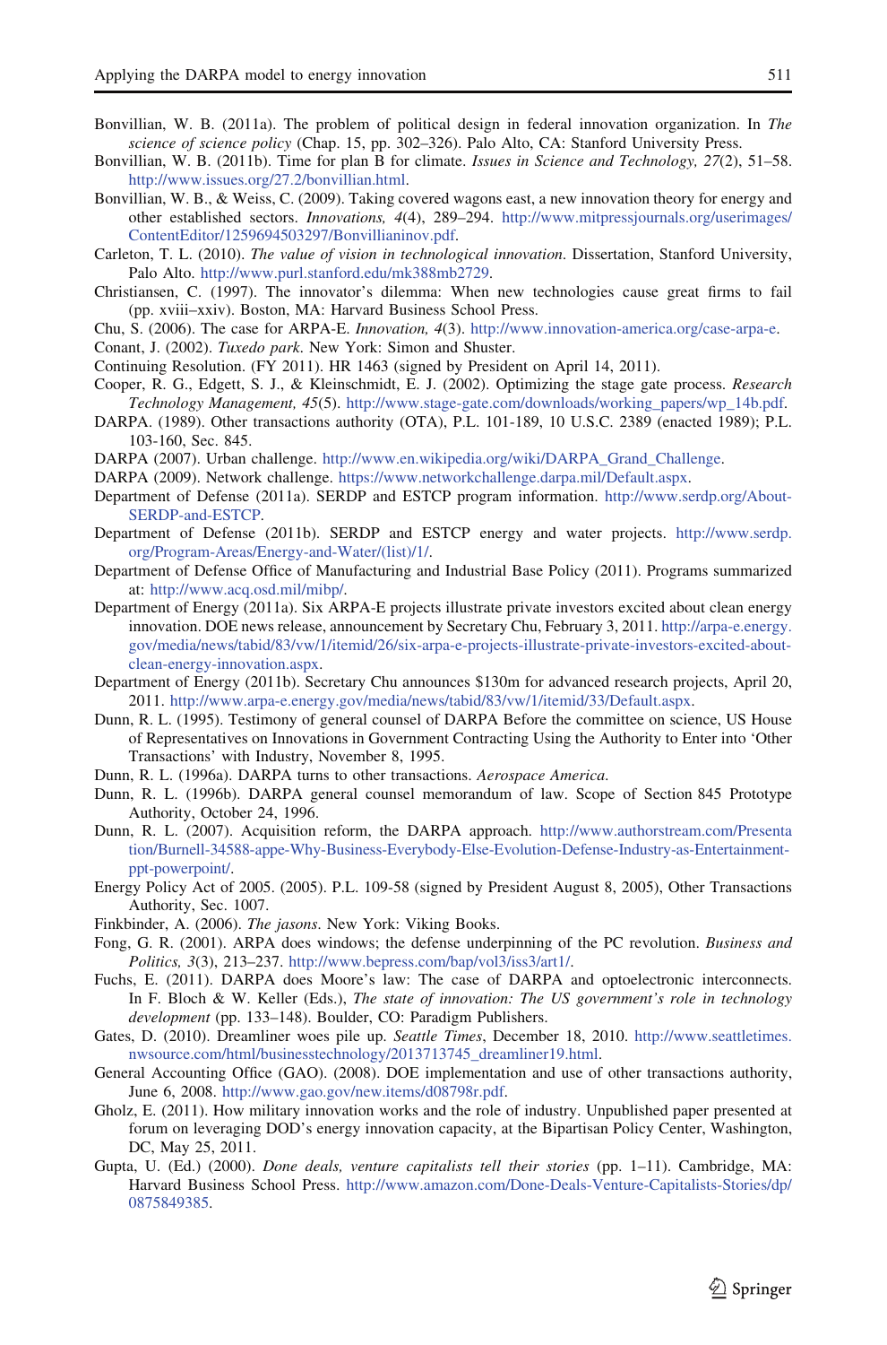Bonvillian, W. B. (2011a). The problem of political design in federal innovation organization. In *The science of science policy* (Chap. 15, pp. 302–326). Palo Alto, CA: Stanford University Press.

Bonvillian, W. B. (2011b). Time for plan B for climate. *Issues in Science and Technology, 27*(2), 51–58. http://www.issues.org/27.2/bonvillian.html.

Bonvillian, W. B., & Weiss, C. (2009). Taking covered wagons east, a new innovation theory for energy and other established sectors. *Innovations, 4*(4), 289–294. http://www.mitpressjournals.org/userimages/ContentEditor/1259694503297/Bonvillianinov.pdf.

Carleton, T. L. (2010). *The value of vision in technological innovation*. Dissertation, Stanford University, Palo Alto. http://www.purl.stanford.edu/mk388mb2729.

Christiansen, C. (1997). The innovator's dilemma: When new technologies cause great firms to fail (pp. xviii–xxiv). Boston, MA: Harvard Business School Press.

Chu, S. (2006). The case for ARPA-E. *Innovation, 4*(3). http://www.innovation-america.org/case-arpa-e.

Conant, J. (2002). *Tuxedo park*. New York: Simon and Shuster.

Continuing Resolution. (FY 2011). HR 1463 (signed by President on April 14, 2011).

Cooper, R. G., Edgett, S. J., & Kleinschmidt, E. J. (2002). Optimizing the stage gate process. *Research Technology Management, 45*(5). http://www.stage-gate.com/downloads/working_papers/wp_14b.pdf.

DARPA. (1989). Other transactions authority (OTA), P.L. 101-189, 10 U.S.C. 2389 (enacted 1989); P.L. 103-160, Sec. 845.

DARPA (2007). Urban challenge. http://www.en.wikipedia.org/wiki/DARPA_Grand_Challenge.

DARPA (2009). Network challenge. https://www.networkchallenge.darpa.mil/Default.aspx.

Department of Defense (2011a). SERDP and ESTCP program information. http://www.serdp.org/About-SERDP-and-ESTCP.

Department of Defense (2011b). SERDP and ESTCP energy and water projects. http://www.serdp.org/Program-Areas/Energy-and-Water/(list)/1/.

Department of Defense Office of Manufacturing and Industrial Base Policy (2011). Programs summarized at: http://www.acq.osd.mil/mibp/.

Department of Energy (2011a). Six ARPA-E projects illustrate private investors excited about clean energy innovation. DOE news release, announcement by Secretary Chu, February 3, 2011. http://arpa-e.energy.gov/media/news/tabid/83/vw/1/itemid/26/six-arpa-e-projects-illustrate-private-investors-excited-about-clean-energy-innovation.aspx.

Department of Energy (2011b). Secretary Chu announces $130m for advanced research projects, April 20, 2011. http://www.arpa-e.energy.gov/media/news/tabid/83/vw/1/itemid/33/Default.aspx.

Dunn, R. L. (1995). Testimony of general counsel of DARPA Before the committee on science, US House of Representatives on Innovations in Government Contracting Using the Authority to Enter into 'Other Transactions' with Industry, November 8, 1995.

Dunn, R. L. (1996a). DARPA turns to other transactions. *Aerospace America*.

Dunn, R. L. (1996b). DARPA general counsel memorandum of law. Scope of Section 845 Prototype Authority, October 24, 1996.

Dunn, R. L. (2007). Acquisition reform, the DARPA approach. http://www.authorstream.com/Presentation/Burnell-34588-appe-Why-Business-Everybody-Else-Evolution-Defense-Industry-as-Entertainment-ppt-powerpoint/.

Energy Policy Act of 2005. (2005). P.L. 109-58 (signed by President August 8, 2005), Other Transactions Authority, Sec. 1007.

Finkbinder, A. (2006). *The jasons*. New York: Viking Books.

Fong, G. R. (2001). ARPA does windows; the defense underpinning of the PC revolution. *Business and Politics, 3*(3), 213–237. http://www.bepress.com/bap/vol3/iss3/art1/.

Fuchs, E. (2011). DARPA does Moore's law: The case of DARPA and optoelectronic interconnects. In F. Bloch & W. Keller (Eds.), *The state of innovation: The US government's role in technology development* (pp. 133–148). Boulder, CO: Paradigm Publishers.

Gates, D. (2010). Dreamliner woes pile up. *Seattle Times*, December 18, 2010. http://www.seattletimes.nwsource.com/html/businesstechnology/2013713745_dreamliner19.html.

General Accounting Office (GAO). (2008). DOE implementation and use of other transactions authority, June 6, 2008. http://www.gao.gov/new.items/d08798r.pdf.

Gholz, E. (2011). How military innovation works and the role of industry. Unpublished paper presented at forum on leveraging DOD's energy innovation capacity, at the Bipartisan Policy Center, Washington, DC, May 25, 2011.

Gupta, U. (Ed.) (2000). *Done deals, venture capitalists tell their stories* (pp. 1–11). Cambridge, MA: Harvard Business School Press. http://www.amazon.com/Done-Deals-Venture-Capitalists-Stories/dp/0875849385.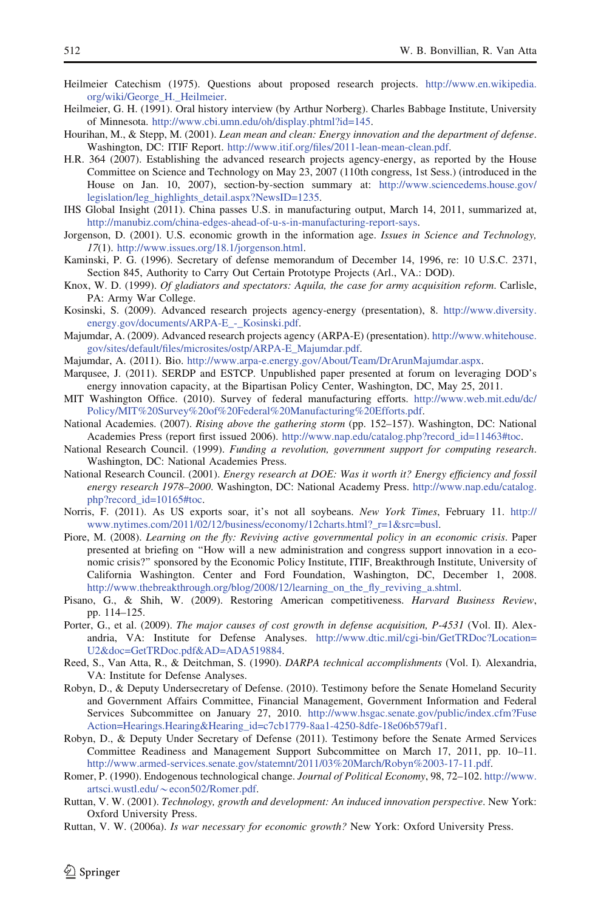Heilmeier Catechism (1975). Questions about proposed research projects. http://www.en.wikipedia.org/wiki/George_H._Heilmeier.

Heilmeier, G. H. (1991). Oral history interview (by Arthur Norberg). Charles Babbage Institute, University of Minnesota. http://www.cbi.umn.edu/oh/display.phtml?id=145.

Hourihan, M., & Stepp, M. (2001). *Lean mean and clean: Energy innovation and the department of defense*. Washington, DC: ITIF Report. http://www.itif.org/files/2011-lean-mean-clean.pdf.

H.R. 364 (2007). Establishing the advanced research projects agency-energy, as reported by the House Committee on Science and Technology on May 23, 2007 (110th congress, 1st Sess.) (introduced in the House on Jan. 10, 2007), section-by-section summary at: http://www.sciencedems.house.gov/legislation/leg_highlights_detail.aspx?NewsID=1235.

IHS Global Insight (2011). China passes U.S. in manufacturing output, March 14, 2011, summarized at, http://manubiz.com/china-edges-ahead-of-u-s-in-manufacturing-report-says.

Jorgenson, D. (2001). U.S. economic growth in the information age. *Issues in Science and Technology, 17*(1). http://www.issues.org/18.1/jorgenson.html.

Kaminski, P. G. (1996). Secretary of defense memorandum of December 14, 1996, re: 10 U.S.C. 2371, Section 845, Authority to Carry Out Certain Prototype Projects (Arl., VA.: DOD).

Knox, W. D. (1999). *Of gladiators and spectators: Aquila, the case for army acquisition reform*. Carlisle, PA: Army War College.

Kosinski, S. (2009). Advanced research projects agency-energy (presentation), 8. http://www.diversity.energy.gov/documents/ARPA-E_-_Kosinski.pdf.

Majumdar, A. (2009). Advanced research projects agency (ARPA-E) (presentation). http://www.whitehouse.gov/sites/default/files/microsites/ostp/ARPA-E_Majumdar.pdf.

Majumdar, A. (2011). Bio. http://www.arpa-e.energy.gov/About/Team/DrArunMajumdar.aspx.

Marqusee, J. (2011). SERDP and ESTCP. Unpublished paper presented at forum on leveraging DOD's energy innovation capacity, at the Bipartisan Policy Center, Washington, DC, May 25, 2011.

MIT Washington Office. (2010). Survey of federal manufacturing efforts. http://www.web.mit.edu/dc/Policy/MIT%20Survey%20of%20Federal%20Manufacturing%20Efforts.pdf.

National Academies. (2007). *Rising above the gathering storm* (pp. 152–157). Washington, DC: National Academies Press (report first issued 2006). http://www.nap.edu/catalog.php?record_id=11463#toc.

National Research Council. (1999). *Funding a revolution, government support for computing research*. Washington, DC: National Academies Press.

National Research Council. (2001). *Energy research at DOE: Was it worth it? Energy efficiency and fossil energy research 1978–2000*. Washington, DC: National Academy Press. http://www.nap.edu/catalog.php?record_id=10165#toc.

Norris, F. (2011). As US exports soar, it's not all soybeans. *New York Times*, February 11. http://www.nytimes.com/2011/02/12/business/economy/12charts.html?_r=1&src=busl.

Piore, M. (2008). *Learning on the fly: Reviving active governmental policy in an economic crisis*. Paper presented at briefing on "How will a new administration and congress support innovation in a economic crisis?" sponsored by the Economic Policy Institute, ITIF, Breakthrough Institute, University of California Washington. Center and Ford Foundation, Washington, DC, December 1, 2008. http://www.thebreakthrough.org/blog/2008/12/learning_on_the_fly_reviving_a.shtml.

Pisano, G., & Shih, W. (2009). Restoring American competitiveness. *Harvard Business Review*, pp. 114–125.

Porter, G., et al. (2009). *The major causes of cost growth in defense acquisition, P-4531* (Vol. II). Alexandria, VA: Institute for Defense Analyses. http://www.dtic.mil/cgi-bin/GetTRDoc?Location=U2&doc=GetTRDoc.pdf&AD=ADA519884.

Reed, S., Van Atta, R., & Deitchman, S. (1990). *DARPA technical accomplishments* (Vol. I)*.* Alexandria, VA: Institute for Defense Analyses.

Robyn, D., & Deputy Undersecretary of Defense. (2010). Testimony before the Senate Homeland Security and Government Affairs Committee, Financial Management, Government Information and Federal Services Subcommittee on January 27, 2010. http://www.hsgac.senate.gov/public/index.cfm?FuseAction=Hearings.Hearing&Hearing_id=c7cb1779-8aa1-4250-8dfe-18e06b579af1.

Robyn, D., & Deputy Under Secretary of Defense (2011). Testimony before the Senate Armed Services Committee Readiness and Management Support Subcommittee on March 17, 2011, pp. 10–11. http://www.armed-services.senate.gov/statemnt/2011/03%20March/Robyn%2003-17-11.pdf.

Romer, P. (1990). Endogenous technological change. *Journal of Political Economy*, 98, 72–102. http://www.artsci.wustl.edu/~econ502/Romer.pdf.

Ruttan, V. W. (2001). *Technology, growth and development: An induced innovation perspective*. New York: Oxford University Press.

Ruttan, V. W. (2006a). *Is war necessary for economic growth?* New York: Oxford University Press.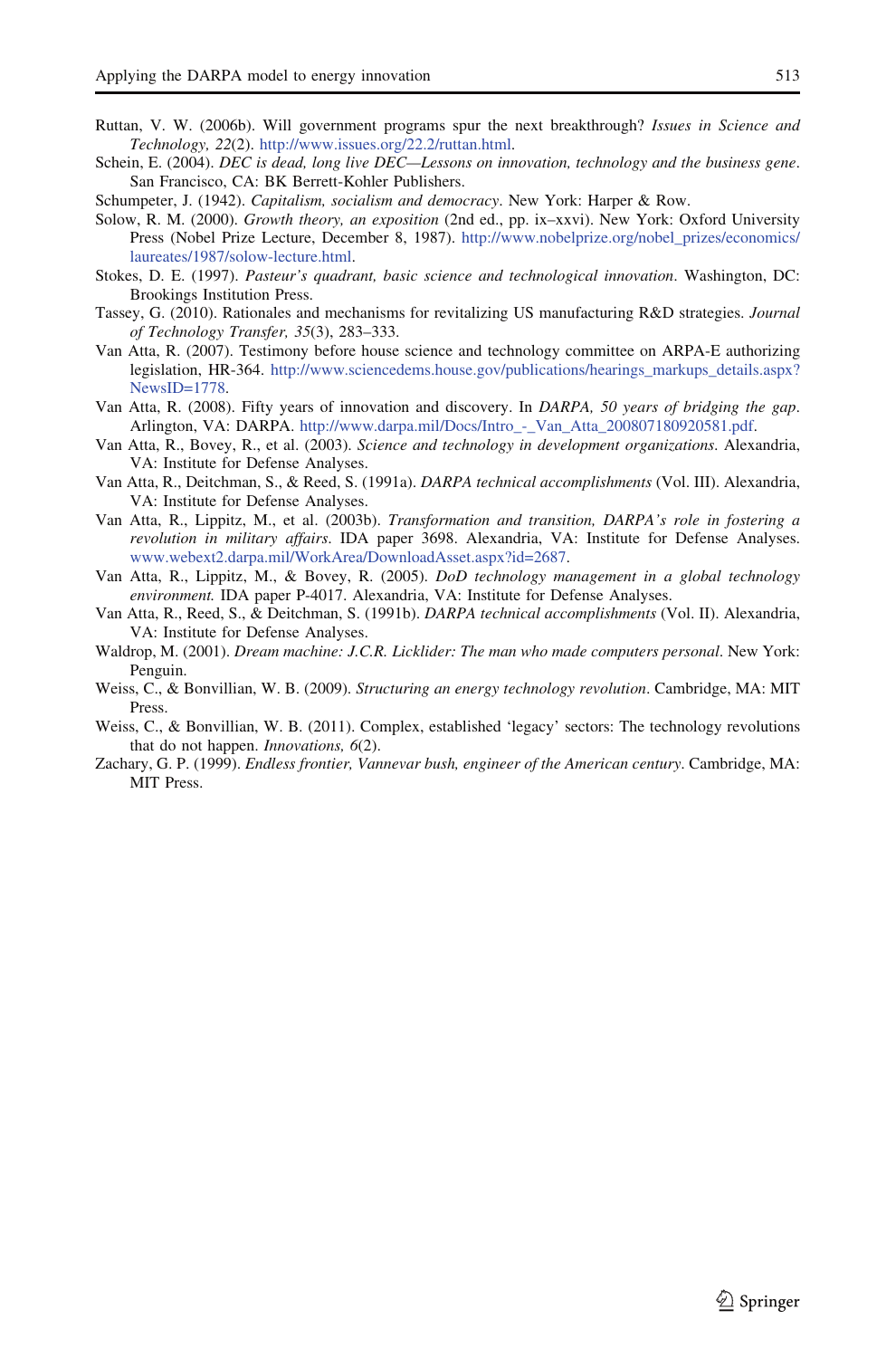Ruttan, V. W. (2006b). Will government programs spur the next breakthrough? *Issues in Science and Technology, 22*(2). http://www.issues.org/22.2/ruttan.html.

Schein, E. (2004). *DEC is dead, long live DEC—Lessons on innovation, technology and the business gene*. San Francisco, CA: BK Berrett-Kohler Publishers.

Schumpeter, J. (1942). *Capitalism, socialism and democracy*. New York: Harper & Row.

Solow, R. M. (2000). *Growth theory, an exposition* (2nd ed., pp. ix–xxvi). New York: Oxford University Press (Nobel Prize Lecture, December 8, 1987). http://www.nobelprize.org/nobel_prizes/economics/laureates/1987/solow-lecture.html.

Stokes, D. E. (1997). *Pasteur's quadrant, basic science and technological innovation*. Washington, DC: Brookings Institution Press.

Tassey, G. (2010). Rationales and mechanisms for revitalizing US manufacturing R&D strategies. *Journal of Technology Transfer, 35*(3), 283–333.

Van Atta, R. (2007). Testimony before house science and technology committee on ARPA-E authorizing legislation, HR-364. http://www.sciencedems.house.gov/publications/hearings_markups_details.aspx?NewsID=1778.

Van Atta, R. (2008). Fifty years of innovation and discovery. In *DARPA, 50 years of bridging the gap*. Arlington, VA: DARPA. http://www.darpa.mil/Docs/Intro_-_Van_Atta_200807180920581.pdf.

Van Atta, R., Bovey, R., et al. (2003). *Science and technology in development organizations*. Alexandria, VA: Institute for Defense Analyses.

Van Atta, R., Deitchman, S., & Reed, S. (1991a). *DARPA technical accomplishments* (Vol. III). Alexandria, VA: Institute for Defense Analyses.

Van Atta, R., Lippitz, M., et al. (2003b). *Transformation and transition, DARPA's role in fostering a revolution in military affairs*. IDA paper 3698. Alexandria, VA: Institute for Defense Analyses. www.webext2.darpa.mil/WorkArea/DownloadAsset.aspx?id=2687.

Van Atta, R., Lippitz, M., & Bovey, R. (2005). *DoD technology management in a global technology environment*. IDA paper P-4017. Alexandria, VA: Institute for Defense Analyses.

Van Atta, R., Reed, S., & Deitchman, S. (1991b). *DARPA technical accomplishments* (Vol. II). Alexandria, VA: Institute for Defense Analyses.

Waldrop, M. (2001). *Dream machine: J.C.R. Licklider: The man who made computers personal*. New York: Penguin.

Weiss, C., & Bonvillian, W. B. (2009). *Structuring an energy technology revolution*. Cambridge, MA: MIT Press.

Weiss, C., & Bonvillian, W. B. (2011). Complex, established 'legacy' sectors: The technology revolutions that do not happen. *Innovations, 6*(2).

Zachary, G. P. (1999). *Endless frontier, Vannevar bush, engineer of the American century*. Cambridge, MA: MIT Press.